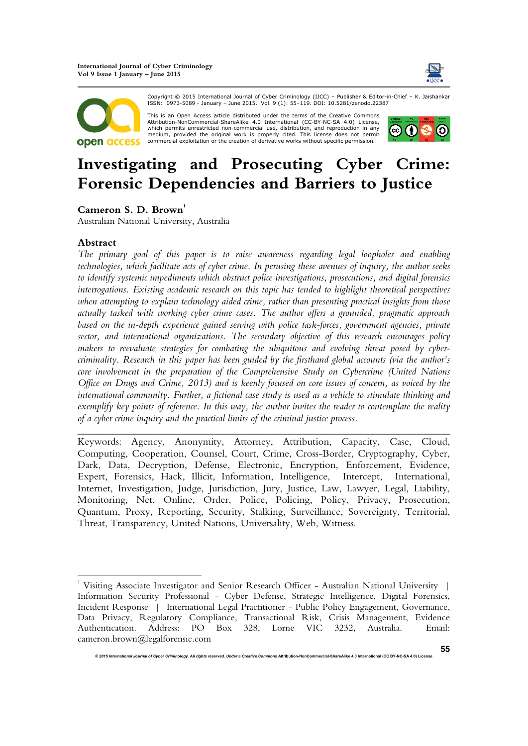Copyright © 2015 International Journal of Cyber Criminology (IJCC) – Publisher & Editor-in-Chief – K. Jaishankar ISSN: 0973-5089 - January – June 2015. Vol. 9 (1): 55–119. DOI: 10.5281/zenodo.22387

This is an Open Access article distributed under the terms of the Creative Commons Attribution-NonCommercial-ShareAlike 4.0 International (CC-BY-NC-SA 4.0) License, which permits unrestricted non-commercial use, distribution, and reproduction in any medium, provided the original work is properly cited. This license does not permit commercial exploitation or the creation of derivative works without specific permission.

# Investigating and Prosecuting Cyber Crime: Forensic Dependencies and Barriers to Justice

**Cameron S. D. Brown**[1]
Australian National University, Australia

## Abstract

*The primary goal of this paper is to raise awareness regarding legal loopholes and enabling technologies, which facilitate acts of cyber crime. In perusing these avenues of inquiry, the author seeks to identify systemic impediments which obstruct police investigations, prosecutions, and digital forensics interrogations. Existing academic research on this topic has tended to highlight theoretical perspectives when attempting to explain technology aided crime, rather than presenting practical insights from those actually tasked with working cyber crime cases. The author offers a grounded, pragmatic approach based on the in-depth experience gained serving with police task-forces, government agencies, private sector, and international organizations. The secondary objective of this research encourages policy makers to reevaluate strategies for combating the ubiquitous and evolving threat posed by cyber-criminality. Research in this paper has been guided by the firsthand global accounts (via the author's core involvement in the preparation of the Comprehensive Study on Cybercrime (United Nations Office on Drugs and Crime, 2013) and is keenly focused on core issues of concern, as voiced by the international community. Further, a fictional case study is used as a vehicle to stimulate thinking and exemplify key points of reference. In this way, the author invites the reader to contemplate the reality of a cyber crime inquiry and the practical limits of the criminal justice process.*

---

Keywords: Agency, Anonymity, Attorney, Attribution, Capacity, Case, Cloud, Computing, Cooperation, Counsel, Court, Crime, Cross-Border, Cryptography, Cyber, Dark, Data, Decryption, Defense, Electronic, Encryption, Enforcement, Evidence, Expert, Forensics, Hack, Illicit, Information, Intelligence, Intercept, International, Internet, Investigation, Judge, Jurisdiction, Jury, Justice, Law, Lawyer, Legal, Liability, Monitoring, Net, Online, Order, Police, Policing, Policy, Privacy, Prosecution, Quantum, Proxy, Reporting, Security, Stalking, Surveillance, Sovereignty, Territorial, Threat, Transparency, United Nations, Universality, Web, Witness.

---

[1] Visiting Associate Investigator and Senior Research Officer - Australian National University | Information Security Professional - Cyber Defense, Strategic Intelligence, Digital Forensics, Incident Response | International Legal Practitioner - Public Policy Engagement, Governance, Data Privacy, Regulatory Compliance, Transactional Risk, Crisis Management, Evidence Authentication. Address: PO Box 328, Lorne VIC 3232, Australia. Email: cameron.brown@legalforensic.com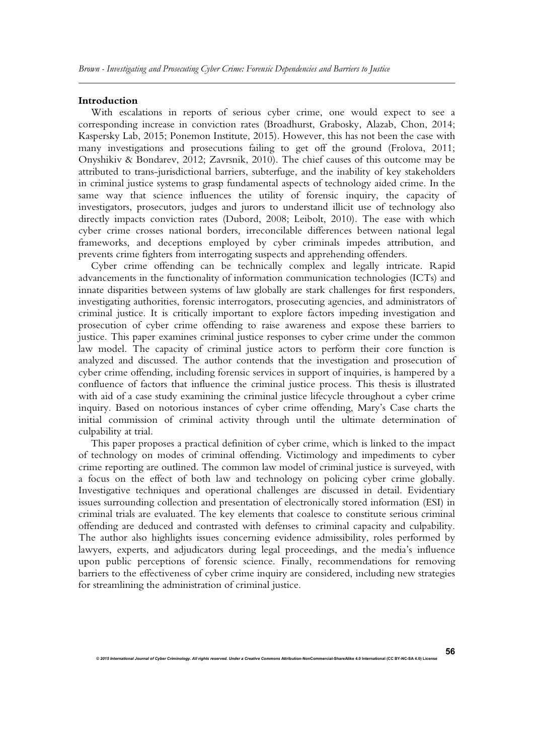## Introduction

With escalations in reports of serious cyber crime, one would expect to see a corresponding increase in conviction rates (Broadhurst, Grabosky, Alazab, Chon, 2014; Kaspersky Lab, 2015; Ponemon Institute, 2015). However, this has not been the case with many investigations and prosecutions failing to get off the ground (Frolova, 2011; Onyshikiv & Bondarev, 2012; Zavrsnik, 2010). The chief causes of this outcome may be attributed to trans-jurisdictional barriers, subterfuge, and the inability of key stakeholders in criminal justice systems to grasp fundamental aspects of technology aided crime. In the same way that science influences the utility of forensic inquiry, the capacity of investigators, prosecutors, judges and jurors to understand illicit use of technology also directly impacts conviction rates (Dubord, 2008; Leibolt, 2010). The ease with which cyber crime crosses national borders, irreconcilable differences between national legal frameworks, and deceptions employed by cyber criminals impedes attribution, and prevents crime fighters from interrogating suspects and apprehending offenders.

Cyber crime offending can be technically complex and legally intricate. Rapid advancements in the functionality of information communication technologies (ICTs) and innate disparities between systems of law globally are stark challenges for first responders, investigating authorities, forensic interrogators, prosecuting agencies, and administrators of criminal justice. It is critically important to explore factors impeding investigation and prosecution of cyber crime offending to raise awareness and expose these barriers to justice. This paper examines criminal justice responses to cyber crime under the common law model. The capacity of criminal justice actors to perform their core function is analyzed and discussed. The author contends that the investigation and prosecution of cyber crime offending, including forensic services in support of inquiries, is hampered by a confluence of factors that influence the criminal justice process. This thesis is illustrated with aid of a case study examining the criminal justice lifecycle throughout a cyber crime inquiry. Based on notorious instances of cyber crime offending, Mary's Case charts the initial commission of criminal activity through until the ultimate determination of culpability at trial.

This paper proposes a practical definition of cyber crime, which is linked to the impact of technology on modes of criminal offending. Victimology and impediments to cyber crime reporting are outlined. The common law model of criminal justice is surveyed, with a focus on the effect of both law and technology on policing cyber crime globally. Investigative techniques and operational challenges are discussed in detail. Evidentiary issues surrounding collection and presentation of electronically stored information (ESI) in criminal trials are evaluated. The key elements that coalesce to constitute serious criminal offending are deduced and contrasted with defenses to criminal capacity and culpability. The author also highlights issues concerning evidence admissibility, roles performed by lawyers, experts, and adjudicators during legal proceedings, and the media's influence upon public perceptions of forensic science. Finally, recommendations for removing barriers to the effectiveness of cyber crime inquiry are considered, including new strategies for streamlining the administration of criminal justice.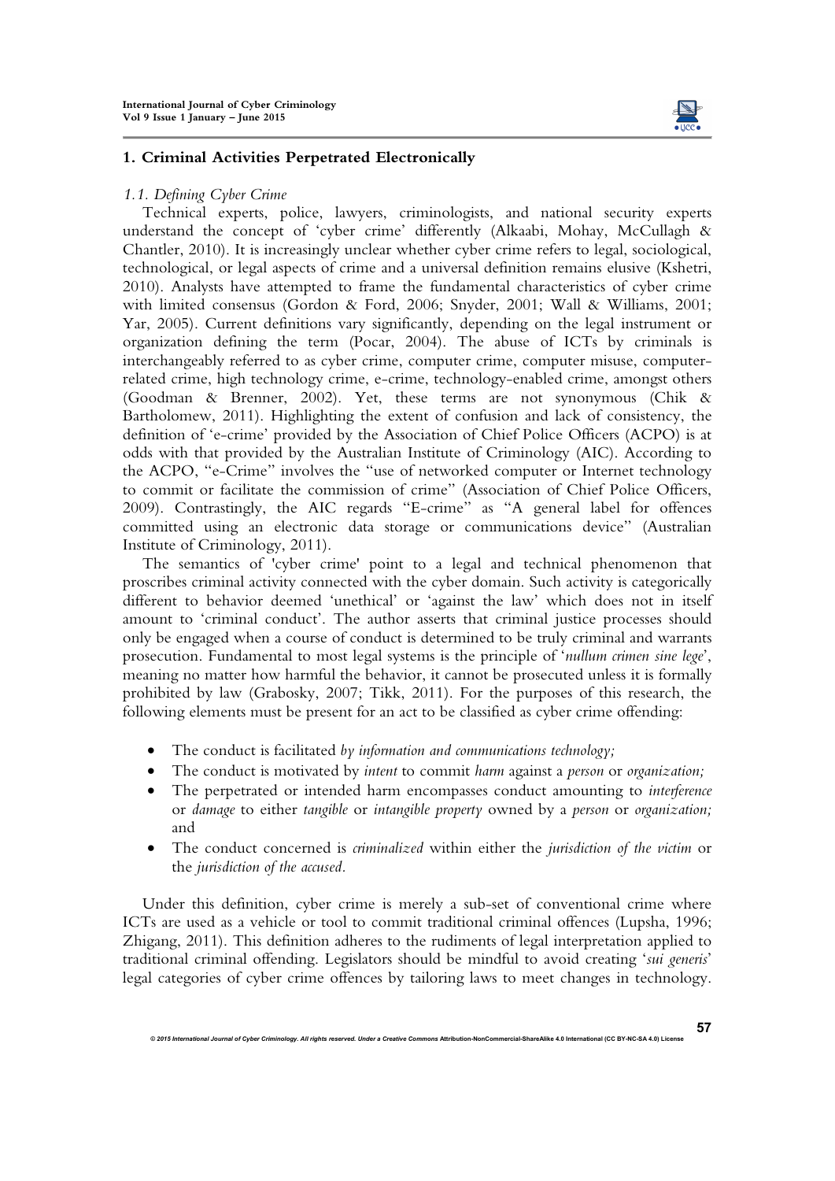## 1. Criminal Activities Perpetrated Electronically

### *1.1. Defining Cyber Crime*

Technical experts, police, lawyers, criminologists, and national security experts understand the concept of 'cyber crime' differently (Alkaabi, Mohay, McCullagh & Chantler, 2010). It is increasingly unclear whether cyber crime refers to legal, sociological, technological, or legal aspects of crime and a universal definition remains elusive (Kshetri, 2010). Analysts have attempted to frame the fundamental characteristics of cyber crime with limited consensus (Gordon & Ford, 2006; Snyder, 2001; Wall & Williams, 2001; Yar, 2005). Current definitions vary significantly, depending on the legal instrument or organization defining the term (Pocar, 2004). The abuse of ICTs by criminals is interchangeably referred to as cyber crime, computer crime, computer misuse, computer-related crime, high technology crime, e-crime, technology-enabled crime, amongst others (Goodman & Brenner, 2002). Yet, these terms are not synonymous (Chik & Bartholomew, 2011). Highlighting the extent of confusion and lack of consistency, the definition of 'e-crime' provided by the Association of Chief Police Officers (ACPO) is at odds with that provided by the Australian Institute of Criminology (AIC). According to the ACPO, "e-Crime" involves the "use of networked computer or Internet technology to commit or facilitate the commission of crime" (Association of Chief Police Officers, 2009). Contrastingly, the AIC regards "E-crime" as "A general label for offences committed using an electronic data storage or communications device" (Australian Institute of Criminology, 2011).

The semantics of 'cyber crime' point to a legal and technical phenomenon that proscribes criminal activity connected with the cyber domain. Such activity is categorically different to behavior deemed 'unethical' or 'against the law' which does not in itself amount to 'criminal conduct'. The author asserts that criminal justice processes should only be engaged when a course of conduct is determined to be truly criminal and warrants prosecution. Fundamental to most legal systems is the principle of '*nullum crimen sine lege*', meaning no matter how harmful the behavior, it cannot be prosecuted unless it is formally prohibited by law (Grabosky, 2007; Tikk, 2011). For the purposes of this research, the following elements must be present for an act to be classified as cyber crime offending:

- The conduct is facilitated *by information and communications technology;*
- The conduct is motivated by *intent* to commit *harm* against a *person* or *organization;*
- The perpetrated or intended harm encompasses conduct amounting to *interference* or *damage* to either *tangible* or *intangible property* owned by a *person* or *organization;* and
- The conduct concerned is *criminalized* within either the *jurisdiction of the victim* or the *jurisdiction of the accused.*

Under this definition, cyber crime is merely a sub-set of conventional crime where ICTs are used as a vehicle or tool to commit traditional criminal offences (Lupsha, 1996; Zhigang, 2011). This definition adheres to the rudiments of legal interpretation applied to traditional criminal offending. Legislators should be mindful to avoid creating '*sui generis*' legal categories of cyber crime offences by tailoring laws to meet changes in technology.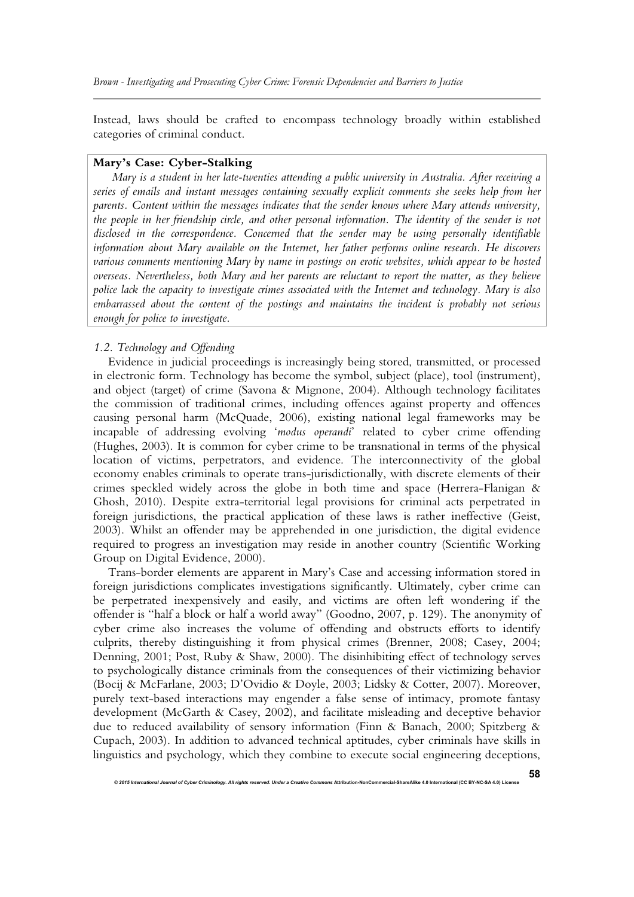Instead, laws should be crafted to encompass technology broadly within established categories of criminal conduct.

**Mary's Case: Cyber-Stalking**

*Mary is a student in her late-twenties attending a public university in Australia. After receiving a series of emails and instant messages containing sexually explicit comments she seeks help from her parents. Content within the messages indicates that the sender knows where Mary attends university, the people in her friendship circle, and other personal information. The identity of the sender is not disclosed in the correspondence. Concerned that the sender may be using personally identifiable information about Mary available on the Internet, her father performs online research. He discovers various comments mentioning Mary by name in postings on erotic websites, which appear to be hosted overseas. Nevertheless, both Mary and her parents are reluctant to report the matter, as they believe police lack the capacity to investigate crimes associated with the Internet and technology. Mary is also embarrassed about the content of the postings and maintains the incident is probably not serious enough for police to investigate.*

### *1.2. Technology and Offending*

Evidence in judicial proceedings is increasingly being stored, transmitted, or processed in electronic form. Technology has become the symbol, subject (place), tool (instrument), and object (target) of crime (Savona & Mignone, 2004). Although technology facilitates the commission of traditional crimes, including offences against property and offences causing personal harm (McQuade, 2006), existing national legal frameworks may be incapable of addressing evolving '*modus operandi*' related to cyber crime offending (Hughes, 2003). It is common for cyber crime to be transnational in terms of the physical location of victims, perpetrators, and evidence. The interconnectivity of the global economy enables criminals to operate trans-jurisdictionally, with discrete elements of their crimes speckled widely across the globe in both time and space (Herrera-Flanigan & Ghosh, 2010). Despite extra-territorial legal provisions for criminal acts perpetrated in foreign jurisdictions, the practical application of these laws is rather ineffective (Geist, 2003). Whilst an offender may be apprehended in one jurisdiction, the digital evidence required to progress an investigation may reside in another country (Scientific Working Group on Digital Evidence, 2000).

Trans-border elements are apparent in Mary's Case and accessing information stored in foreign jurisdictions complicates investigations significantly. Ultimately, cyber crime can be perpetrated inexpensively and easily, and victims are often left wondering if the offender is "half a block or half a world away" (Goodno, 2007, p. 129). The anonymity of cyber crime also increases the volume of offending and obstructs efforts to identify culprits, thereby distinguishing it from physical crimes (Brenner, 2008; Casey, 2004; Denning, 2001; Post, Ruby & Shaw, 2000). The disinhibiting effect of technology serves to psychologically distance criminals from the consequences of their victimizing behavior (Bocij & McFarlane, 2003; D'Ovidio & Doyle, 2003; Lidsky & Cotter, 2007). Moreover, purely text-based interactions may engender a false sense of intimacy, promote fantasy development (McGarth & Casey, 2002), and facilitate misleading and deceptive behavior due to reduced availability of sensory information (Finn & Banach, 2000; Spitzberg & Cupach, 2003). In addition to advanced technical aptitudes, cyber criminals have skills in linguistics and psychology, which they combine to execute social engineering deceptions,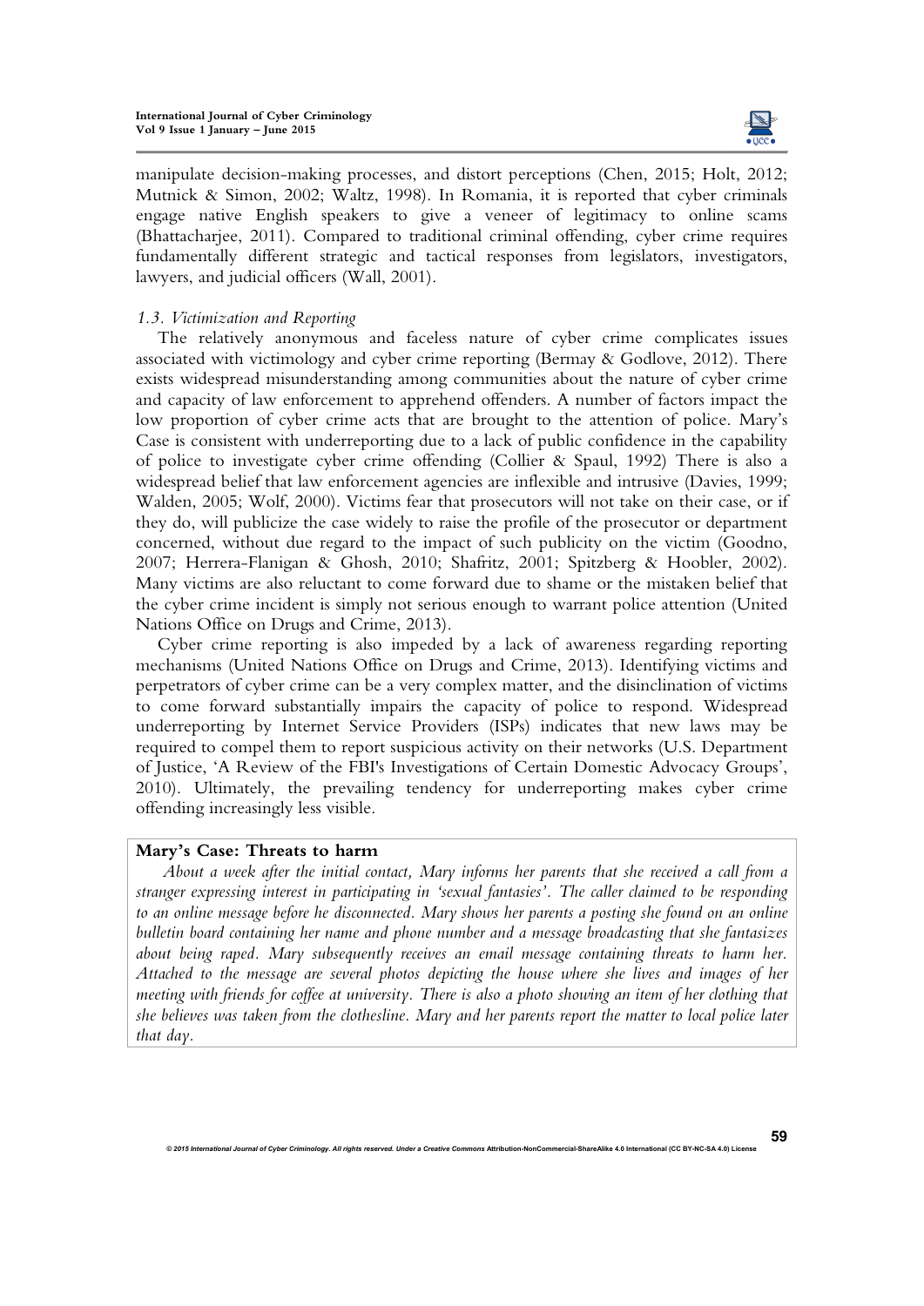manipulate decision-making processes, and distort perceptions (Chen, 2015; Holt, 2012; Mutnick & Simon, 2002; Waltz, 1998). In Romania, it is reported that cyber criminals engage native English speakers to give a veneer of legitimacy to online scams (Bhattacharjee, 2011). Compared to traditional criminal offending, cyber crime requires fundamentally different strategic and tactical responses from legislators, investigators, lawyers, and judicial officers (Wall, 2001).

### *1.3. Victimization and Reporting*

The relatively anonymous and faceless nature of cyber crime complicates issues associated with victimology and cyber crime reporting (Bermay & Godlove, 2012). There exists widespread misunderstanding among communities about the nature of cyber crime and capacity of law enforcement to apprehend offenders. A number of factors impact the low proportion of cyber crime acts that are brought to the attention of police. Mary's Case is consistent with underreporting due to a lack of public confidence in the capability of police to investigate cyber crime offending (Collier & Spaul, 1992) There is also a widespread belief that law enforcement agencies are inflexible and intrusive (Davies, 1999; Walden, 2005; Wolf, 2000). Victims fear that prosecutors will not take on their case, or if they do, will publicize the case widely to raise the profile of the prosecutor or department concerned, without due regard to the impact of such publicity on the victim (Goodno, 2007; Herrera-Flanigan & Ghosh, 2010; Shafritz, 2001; Spitzberg & Hoobler, 2002). Many victims are also reluctant to come forward due to shame or the mistaken belief that the cyber crime incident is simply not serious enough to warrant police attention (United Nations Office on Drugs and Crime, 2013).

Cyber crime reporting is also impeded by a lack of awareness regarding reporting mechanisms (United Nations Office on Drugs and Crime, 2013). Identifying victims and perpetrators of cyber crime can be a very complex matter, and the disinclination of victims to come forward substantially impairs the capacity of police to respond. Widespread underreporting by Internet Service Providers (ISPs) indicates that new laws may be required to compel them to report suspicious activity on their networks (U.S. Department of Justice, 'A Review of the FBI's Investigations of Certain Domestic Advocacy Groups', 2010). Ultimately, the prevailing tendency for underreporting makes cyber crime offending increasingly less visible.

**Mary's Case: Threats to harm**

*About a week after the initial contact, Mary informs her parents that she received a call from a stranger expressing interest in participating in 'sexual fantasies'. The caller claimed to be responding to an online message before he disconnected. Mary shows her parents a posting she found on an online bulletin board containing her name and phone number and a message broadcasting that she fantasizes about being raped. Mary subsequently receives an email message containing threats to harm her. Attached to the message are several photos depicting the house where she lives and images of her meeting with friends for coffee at university. There is also a photo showing an item of her clothing that she believes was taken from the clothesline. Mary and her parents report the matter to local police later that day.*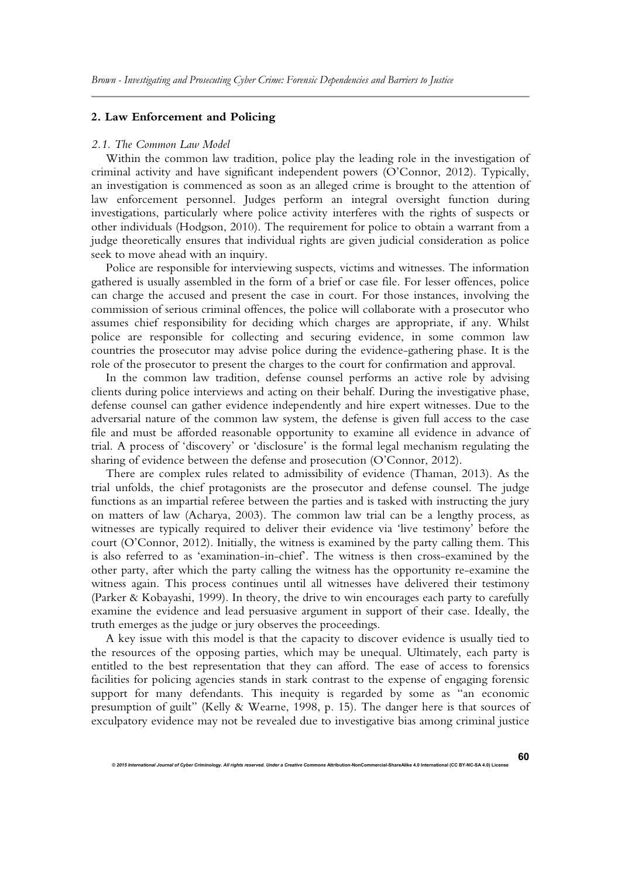## 2. Law Enforcement and Policing

### *2.1. The Common Law Model*

Within the common law tradition, police play the leading role in the investigation of criminal activity and have significant independent powers (O'Connor, 2012). Typically, an investigation is commenced as soon as an alleged crime is brought to the attention of law enforcement personnel. Judges perform an integral oversight function during investigations, particularly where police activity interferes with the rights of suspects or other individuals (Hodgson, 2010). The requirement for police to obtain a warrant from a judge theoretically ensures that individual rights are given judicial consideration as police seek to move ahead with an inquiry.

Police are responsible for interviewing suspects, victims and witnesses. The information gathered is usually assembled in the form of a brief or case file. For lesser offences, police can charge the accused and present the case in court. For those instances, involving the commission of serious criminal offences, the police will collaborate with a prosecutor who assumes chief responsibility for deciding which charges are appropriate, if any. Whilst police are responsible for collecting and securing evidence, in some common law countries the prosecutor may advise police during the evidence-gathering phase. It is the role of the prosecutor to present the charges to the court for confirmation and approval.

In the common law tradition, defense counsel performs an active role by advising clients during police interviews and acting on their behalf. During the investigative phase, defense counsel can gather evidence independently and hire expert witnesses. Due to the adversarial nature of the common law system, the defense is given full access to the case file and must be afforded reasonable opportunity to examine all evidence in advance of trial. A process of 'discovery' or 'disclosure' is the formal legal mechanism regulating the sharing of evidence between the defense and prosecution (O'Connor, 2012).

There are complex rules related to admissibility of evidence (Thaman, 2013). As the trial unfolds, the chief protagonists are the prosecutor and defense counsel. The judge functions as an impartial referee between the parties and is tasked with instructing the jury on matters of law (Acharya, 2003). The common law trial can be a lengthy process, as witnesses are typically required to deliver their evidence via 'live testimony' before the court (O'Connor, 2012). Initially, the witness is examined by the party calling them. This is also referred to as 'examination-in-chief'. The witness is then cross-examined by the other party, after which the party calling the witness has the opportunity re-examine the witness again. This process continues until all witnesses have delivered their testimony (Parker & Kobayashi, 1999). In theory, the drive to win encourages each party to carefully examine the evidence and lead persuasive argument in support of their case. Ideally, the truth emerges as the judge or jury observes the proceedings.

A key issue with this model is that the capacity to discover evidence is usually tied to the resources of the opposing parties, which may be unequal. Ultimately, each party is entitled to the best representation that they can afford. The ease of access to forensics facilities for policing agencies stands in stark contrast to the expense of engaging forensic support for many defendants. This inequity is regarded by some as "an economic presumption of guilt" (Kelly & Wearne, 1998, p. 15). The danger here is that sources of exculpatory evidence may not be revealed due to investigative bias among criminal justice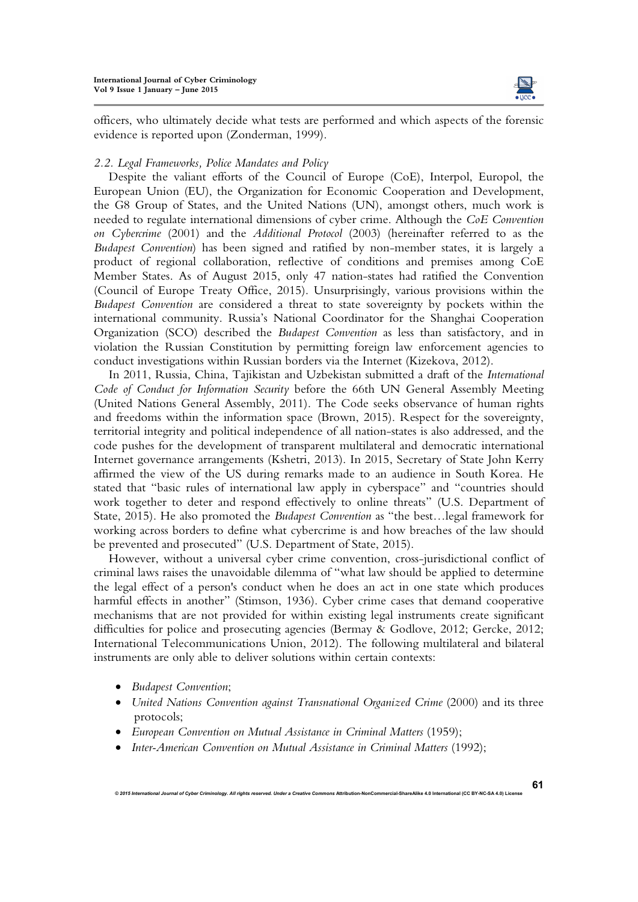officers, who ultimately decide what tests are performed and which aspects of the forensic evidence is reported upon (Zonderman, 1999).

### *2.2. Legal Frameworks, Police Mandates and Policy*

Despite the valiant efforts of the Council of Europe (CoE), Interpol, Europol, the European Union (EU), the Organization for Economic Cooperation and Development, the G8 Group of States, and the United Nations (UN), amongst others, much work is needed to regulate international dimensions of cyber crime. Although the *CoE Convention on Cybercrime* (2001) and the *Additional Protocol* (2003) (hereinafter referred to as the *Budapest Convention*) has been signed and ratified by non-member states, it is largely a product of regional collaboration, reflective of conditions and premises among CoE Member States. As of August 2015, only 47 nation-states had ratified the Convention (Council of Europe Treaty Office, 2015). Unsurprisingly, various provisions within the *Budapest Convention* are considered a threat to state sovereignty by pockets within the international community. Russia's National Coordinator for the Shanghai Cooperation Organization (SCO) described the *Budapest Convention* as less than satisfactory, and in violation the Russian Constitution by permitting foreign law enforcement agencies to conduct investigations within Russian borders via the Internet (Kizekova, 2012).

In 2011, Russia, China, Tajikistan and Uzbekistan submitted a draft of the *International Code of Conduct for Information Security* before the 66th UN General Assembly Meeting (United Nations General Assembly, 2011). The Code seeks observance of human rights and freedoms within the information space (Brown, 2015). Respect for the sovereignty, territorial integrity and political independence of all nation-states is also addressed, and the code pushes for the development of transparent multilateral and democratic international Internet governance arrangements (Kshetri, 2013). In 2015, Secretary of State John Kerry affirmed the view of the US during remarks made to an audience in South Korea. He stated that "basic rules of international law apply in cyberspace" and "countries should work together to deter and respond effectively to online threats" (U.S. Department of State, 2015). He also promoted the *Budapest Convention* as "the best…legal framework for working across borders to define what cybercrime is and how breaches of the law should be prevented and prosecuted" (U.S. Department of State, 2015).

However, without a universal cyber crime convention, cross-jurisdictional conflict of criminal laws raises the unavoidable dilemma of "what law should be applied to determine the legal effect of a person's conduct when he does an act in one state which produces harmful effects in another" (Stimson, 1936). Cyber crime cases that demand cooperative mechanisms that are not provided for within existing legal instruments create significant difficulties for police and prosecuting agencies (Bermay & Godlove, 2012; Gercke, 2012; International Telecommunications Union, 2012). The following multilateral and bilateral instruments are only able to deliver solutions within certain contexts:

- *Budapest Convention*;
- *United Nations Convention against Transnational Organized Crime* (2000) and its three protocols;
- *European Convention on Mutual Assistance in Criminal Matters* (1959);
- *Inter-American Convention on Mutual Assistance in Criminal Matters* (1992);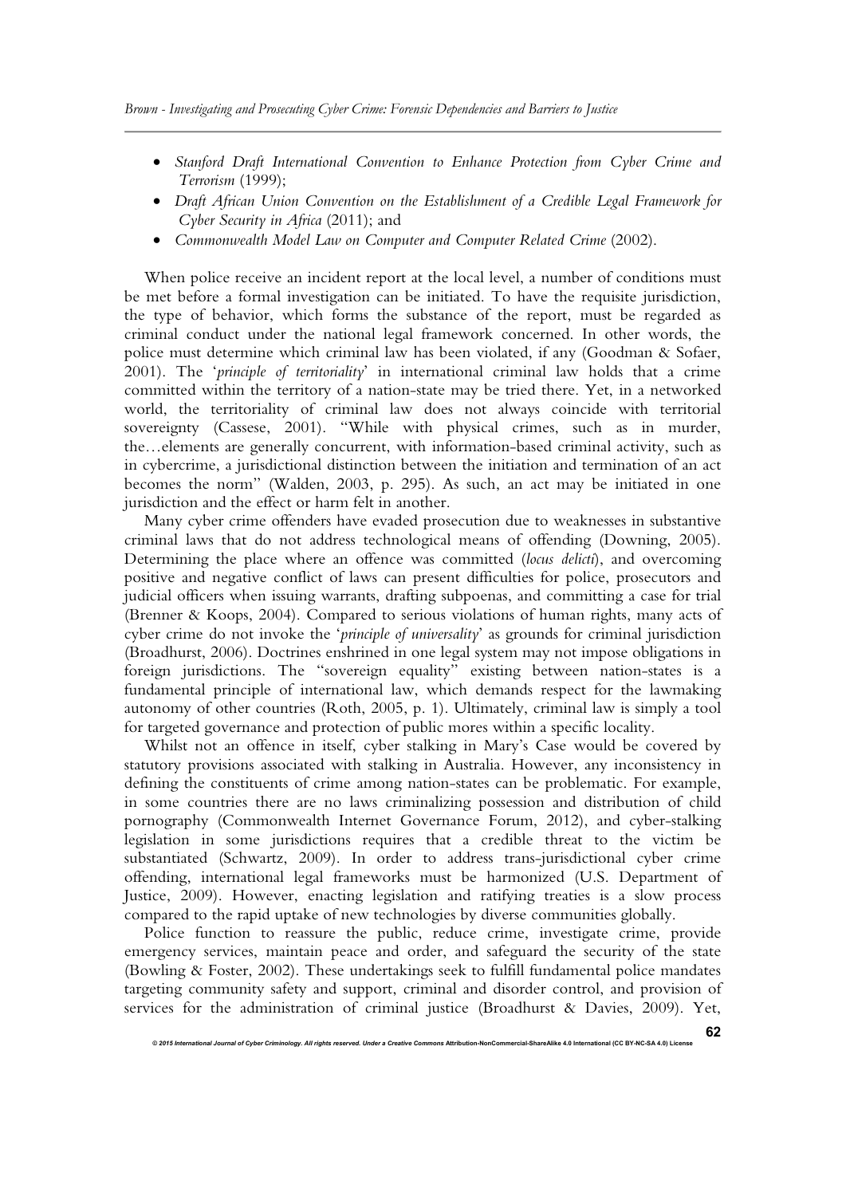- *Stanford Draft International Convention to Enhance Protection from Cyber Crime and Terrorism* (1999);
- *Draft African Union Convention on the Establishment of a Credible Legal Framework for Cyber Security in Africa* (2011); and
- *Commonwealth Model Law on Computer and Computer Related Crime* (2002).

When police receive an incident report at the local level, a number of conditions must be met before a formal investigation can be initiated. To have the requisite jurisdiction, the type of behavior, which forms the substance of the report, must be regarded as criminal conduct under the national legal framework concerned. In other words, the police must determine which criminal law has been violated, if any (Goodman & Sofaer, 2001). The '*principle of territoriality*' in international criminal law holds that a crime committed within the territory of a nation-state may be tried there. Yet, in a networked world, the territoriality of criminal law does not always coincide with territorial sovereignty (Cassese, 2001). "While with physical crimes, such as in murder, the…elements are generally concurrent, with information-based criminal activity, such as in cybercrime, a jurisdictional distinction between the initiation and termination of an act becomes the norm" (Walden, 2003, p. 295). As such, an act may be initiated in one jurisdiction and the effect or harm felt in another.

Many cyber crime offenders have evaded prosecution due to weaknesses in substantive criminal laws that do not address technological means of offending (Downing, 2005). Determining the place where an offence was committed (*locus delicti*), and overcoming positive and negative conflict of laws can present difficulties for police, prosecutors and judicial officers when issuing warrants, drafting subpoenas, and committing a case for trial (Brenner & Koops, 2004). Compared to serious violations of human rights, many acts of cyber crime do not invoke the '*principle of universality*' as grounds for criminal jurisdiction (Broadhurst, 2006). Doctrines enshrined in one legal system may not impose obligations in foreign jurisdictions. The "sovereign equality" existing between nation-states is a fundamental principle of international law, which demands respect for the lawmaking autonomy of other countries (Roth, 2005, p. 1). Ultimately, criminal law is simply a tool for targeted governance and protection of public mores within a specific locality.

Whilst not an offence in itself, cyber stalking in Mary's Case would be covered by statutory provisions associated with stalking in Australia. However, any inconsistency in defining the constituents of crime among nation-states can be problematic. For example, in some countries there are no laws criminalizing possession and distribution of child pornography (Commonwealth Internet Governance Forum, 2012), and cyber-stalking legislation in some jurisdictions requires that a credible threat to the victim be substantiated (Schwartz, 2009). In order to address trans-jurisdictional cyber crime offending, international legal frameworks must be harmonized (U.S. Department of Justice, 2009). However, enacting legislation and ratifying treaties is a slow process compared to the rapid uptake of new technologies by diverse communities globally.

Police function to reassure the public, reduce crime, investigate crime, provide emergency services, maintain peace and order, and safeguard the security of the state (Bowling & Foster, 2002). These undertakings seek to fulfill fundamental police mandates targeting community safety and support, criminal and disorder control, and provision of services for the administration of criminal justice (Broadhurst & Davies, 2009). Yet,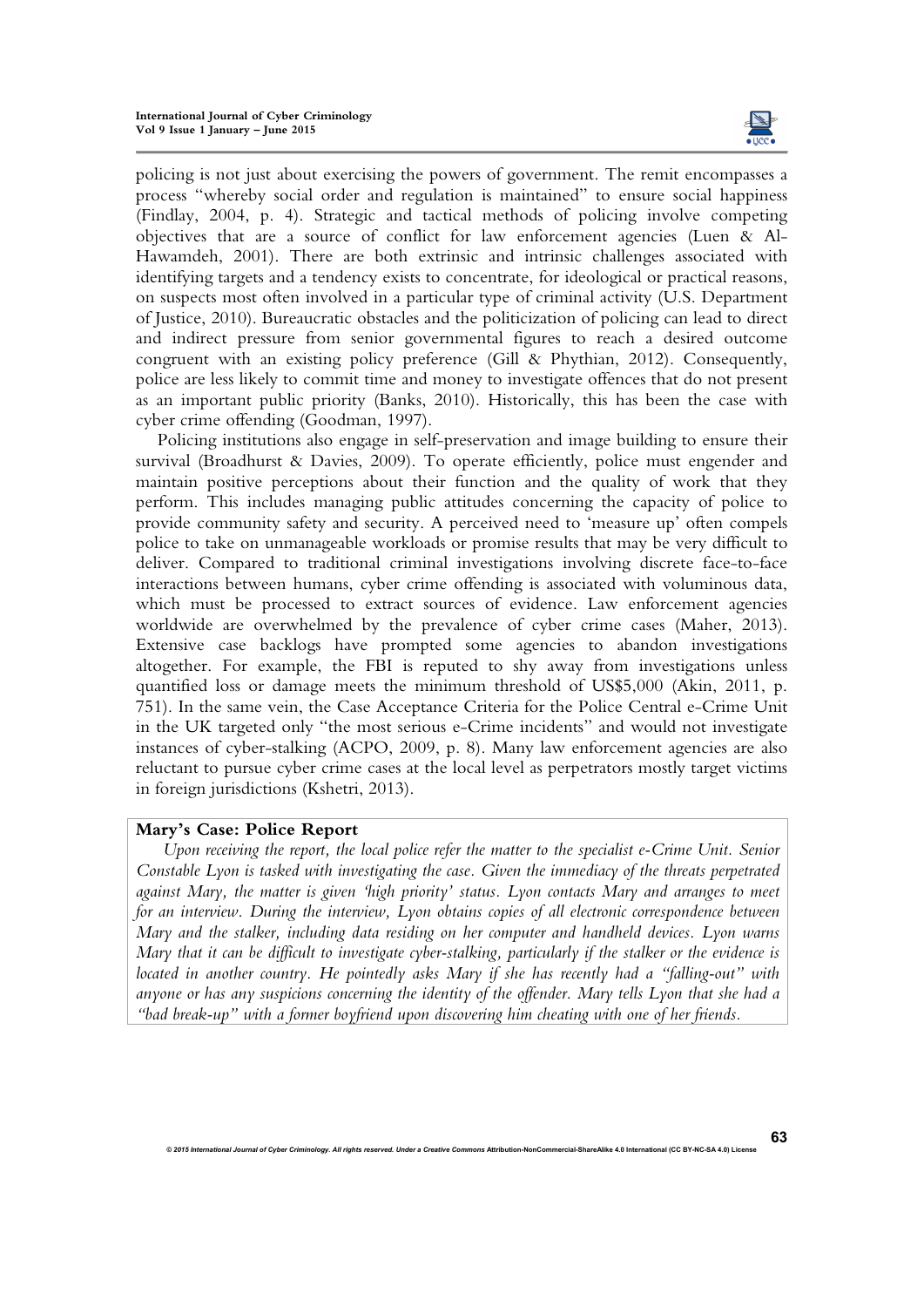policing is not just about exercising the powers of government. The remit encompasses a process "whereby social order and regulation is maintained" to ensure social happiness (Findlay, 2004, p. 4). Strategic and tactical methods of policing involve competing objectives that are a source of conflict for law enforcement agencies (Luen & Al-Hawamdeh, 2001). There are both extrinsic and intrinsic challenges associated with identifying targets and a tendency exists to concentrate, for ideological or practical reasons, on suspects most often involved in a particular type of criminal activity (U.S. Department of Justice, 2010). Bureaucratic obstacles and the politicization of policing can lead to direct and indirect pressure from senior governmental figures to reach a desired outcome congruent with an existing policy preference (Gill & Phythian, 2012). Consequently, police are less likely to commit time and money to investigate offences that do not present as an important public priority (Banks, 2010). Historically, this has been the case with cyber crime offending (Goodman, 1997).

Policing institutions also engage in self-preservation and image building to ensure their survival (Broadhurst & Davies, 2009). To operate efficiently, police must engender and maintain positive perceptions about their function and the quality of work that they perform. This includes managing public attitudes concerning the capacity of police to provide community safety and security. A perceived need to 'measure up' often compels police to take on unmanageable workloads or promise results that may be very difficult to deliver. Compared to traditional criminal investigations involving discrete face-to-face interactions between humans, cyber crime offending is associated with voluminous data, which must be processed to extract sources of evidence. Law enforcement agencies worldwide are overwhelmed by the prevalence of cyber crime cases (Maher, 2013). Extensive case backlogs have prompted some agencies to abandon investigations altogether. For example, the FBI is reputed to shy away from investigations unless quantified loss or damage meets the minimum threshold of US$5,000 (Akin, 2011, p. 751). In the same vein, the Case Acceptance Criteria for the Police Central e-Crime Unit in the UK targeted only "the most serious e-Crime incidents" and would not investigate instances of cyber-stalking (ACPO, 2009, p. 8). Many law enforcement agencies are also reluctant to pursue cyber crime cases at the local level as perpetrators mostly target victims in foreign jurisdictions (Kshetri, 2013).

**Mary's Case: Police Report**

*Upon receiving the report, the local police refer the matter to the specialist e-Crime Unit. Senior Constable Lyon is tasked with investigating the case. Given the immediacy of the threats perpetrated against Mary, the matter is given 'high priority' status. Lyon contacts Mary and arranges to meet for an interview. During the interview, Lyon obtains copies of all electronic correspondence between Mary and the stalker, including data residing on her computer and handheld devices. Lyon warns Mary that it can be difficult to investigate cyber-stalking, particularly if the stalker or the evidence is located in another country. He pointedly asks Mary if she has recently had a "falling-out" with anyone or has any suspicions concerning the identity of the offender. Mary tells Lyon that she had a "bad break-up" with a former boyfriend upon discovering him cheating with one of her friends.*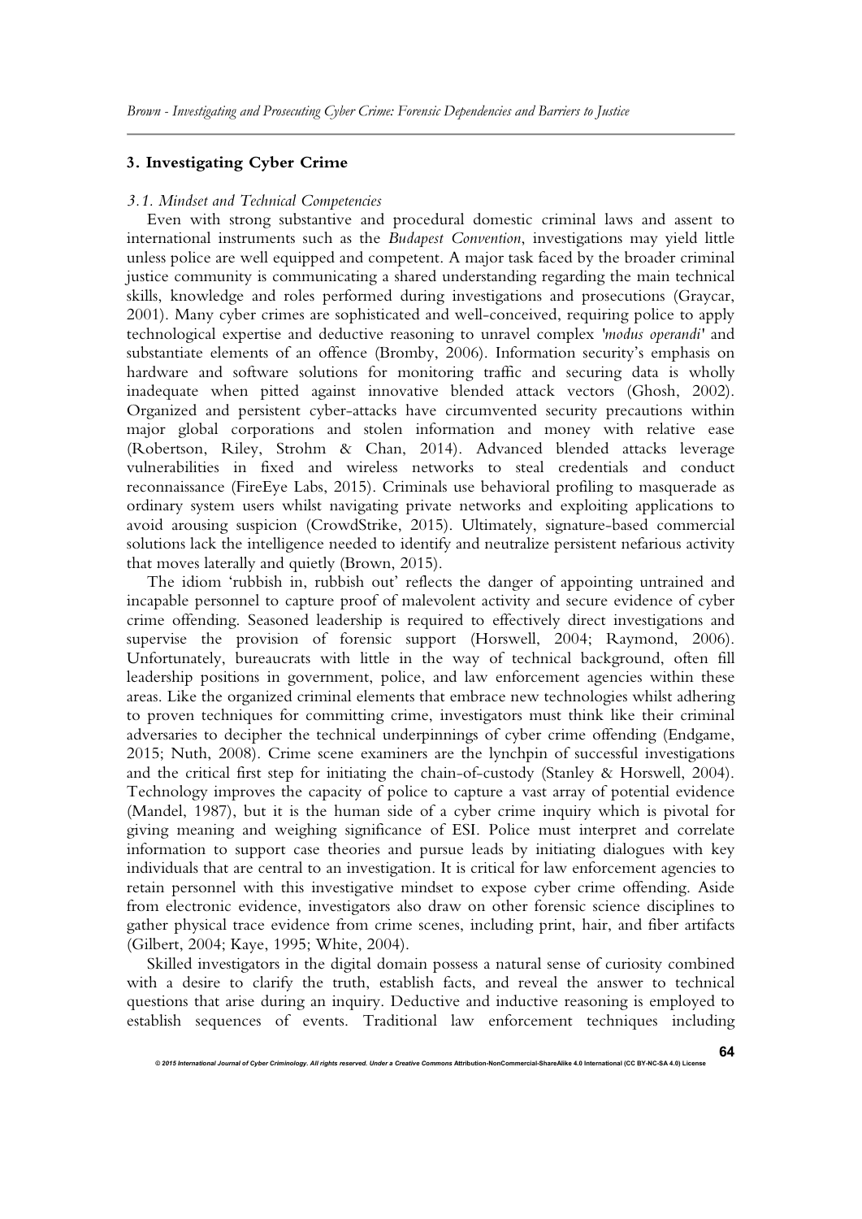## 3. Investigating Cyber Crime

### *3.1. Mindset and Technical Competencies*

Even with strong substantive and procedural domestic criminal laws and assent to international instruments such as the *Budapest Convention*, investigations may yield little unless police are well equipped and competent. A major task faced by the broader criminal justice community is communicating a shared understanding regarding the main technical skills, knowledge and roles performed during investigations and prosecutions (Graycar, 2001). Many cyber crimes are sophisticated and well-conceived, requiring police to apply technological expertise and deductive reasoning to unravel complex '*modus operandi*' and substantiate elements of an offence (Bromby, 2006). Information security's emphasis on hardware and software solutions for monitoring traffic and securing data is wholly inadequate when pitted against innovative blended attack vectors (Ghosh, 2002). Organized and persistent cyber-attacks have circumvented security precautions within major global corporations and stolen information and money with relative ease (Robertson, Riley, Strohm & Chan, 2014). Advanced blended attacks leverage vulnerabilities in fixed and wireless networks to steal credentials and conduct reconnaissance (FireEye Labs, 2015). Criminals use behavioral profiling to masquerade as ordinary system users whilst navigating private networks and exploiting applications to avoid arousing suspicion (CrowdStrike, 2015). Ultimately, signature-based commercial solutions lack the intelligence needed to identify and neutralize persistent nefarious activity that moves laterally and quietly (Brown, 2015).

The idiom 'rubbish in, rubbish out' reflects the danger of appointing untrained and incapable personnel to capture proof of malevolent activity and secure evidence of cyber crime offending. Seasoned leadership is required to effectively direct investigations and supervise the provision of forensic support (Horswell, 2004; Raymond, 2006). Unfortunately, bureaucrats with little in the way of technical background, often fill leadership positions in government, police, and law enforcement agencies within these areas. Like the organized criminal elements that embrace new technologies whilst adhering to proven techniques for committing crime, investigators must think like their criminal adversaries to decipher the technical underpinnings of cyber crime offending (Endgame, 2015; Nuth, 2008). Crime scene examiners are the lynchpin of successful investigations and the critical first step for initiating the chain-of-custody (Stanley & Horswell, 2004). Technology improves the capacity of police to capture a vast array of potential evidence (Mandel, 1987), but it is the human side of a cyber crime inquiry which is pivotal for giving meaning and weighing significance of ESI. Police must interpret and correlate information to support case theories and pursue leads by initiating dialogues with key individuals that are central to an investigation. It is critical for law enforcement agencies to retain personnel with this investigative mindset to expose cyber crime offending. Aside from electronic evidence, investigators also draw on other forensic science disciplines to gather physical trace evidence from crime scenes, including print, hair, and fiber artifacts (Gilbert, 2004; Kaye, 1995; White, 2004).

Skilled investigators in the digital domain possess a natural sense of curiosity combined with a desire to clarify the truth, establish facts, and reveal the answer to technical questions that arise during an inquiry. Deductive and inductive reasoning is employed to establish sequences of events. Traditional law enforcement techniques including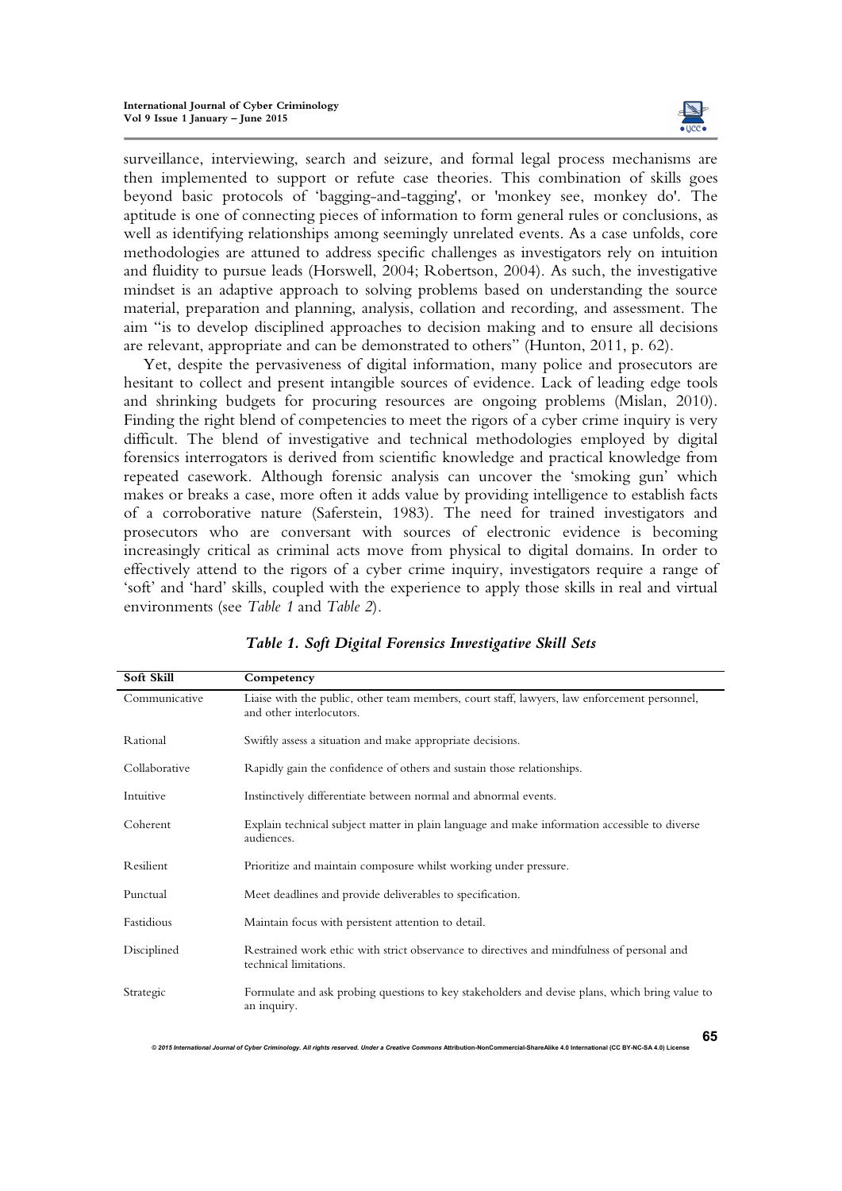surveillance, interviewing, search and seizure, and formal legal process mechanisms are then implemented to support or refute case theories. This combination of skills goes beyond basic protocols of 'bagging-and-tagging', or 'monkey see, monkey do'. The aptitude is one of connecting pieces of information to form general rules or conclusions, as well as identifying relationships among seemingly unrelated events. As a case unfolds, core methodologies are attuned to address specific challenges as investigators rely on intuition and fluidity to pursue leads (Horswell, 2004; Robertson, 2004). As such, the investigative mindset is an adaptive approach to solving problems based on understanding the source material, preparation and planning, analysis, collation and recording, and assessment. The aim "is to develop disciplined approaches to decision making and to ensure all decisions are relevant, appropriate and can be demonstrated to others" (Hunton, 2011, p. 62).

Yet, despite the pervasiveness of digital information, many police and prosecutors are hesitant to collect and present intangible sources of evidence. Lack of leading edge tools and shrinking budgets for procuring resources are ongoing problems (Mislan, 2010). Finding the right blend of competencies to meet the rigors of a cyber crime inquiry is very difficult. The blend of investigative and technical methodologies employed by digital forensics interrogators is derived from scientific knowledge and practical knowledge from repeated casework. Although forensic analysis can uncover the 'smoking gun' which makes or breaks a case, more often it adds value by providing intelligence to establish facts of a corroborative nature (Saferstein, 1983). The need for trained investigators and prosecutors who are conversant with sources of electronic evidence is becoming increasingly critical as criminal acts move from physical to digital domains. In order to effectively attend to the rigors of a cyber crime inquiry, investigators require a range of 'soft' and 'hard' skills, coupled with the experience to apply those skills in real and virtual environments (see *Table 1* and *Table 2*).

***Table 1. Soft Digital Forensics Investigative Skill Sets***

| Soft Skill | Competency |
|---|---|
| Communicative | Liaise with the public, other team members, court staff, lawyers, law enforcement personnel, and other interlocutors. |
| Rational | Swiftly assess a situation and make appropriate decisions. |
| Collaborative | Rapidly gain the confidence of others and sustain those relationships. |
| Intuitive | Instinctively differentiate between normal and abnormal events. |
| Coherent | Explain technical subject matter in plain language and make information accessible to diverse audiences. |
| Resilient | Prioritize and maintain composure whilst working under pressure. |
| Punctual | Meet deadlines and provide deliverables to specification. |
| Fastidious | Maintain focus with persistent attention to detail. |
| Disciplined | Restrained work ethic with strict observance to directives and mindfulness of personal and technical limitations. |
| Strategic | Formulate and ask probing questions to key stakeholders and devise plans, which bring value to an inquiry. |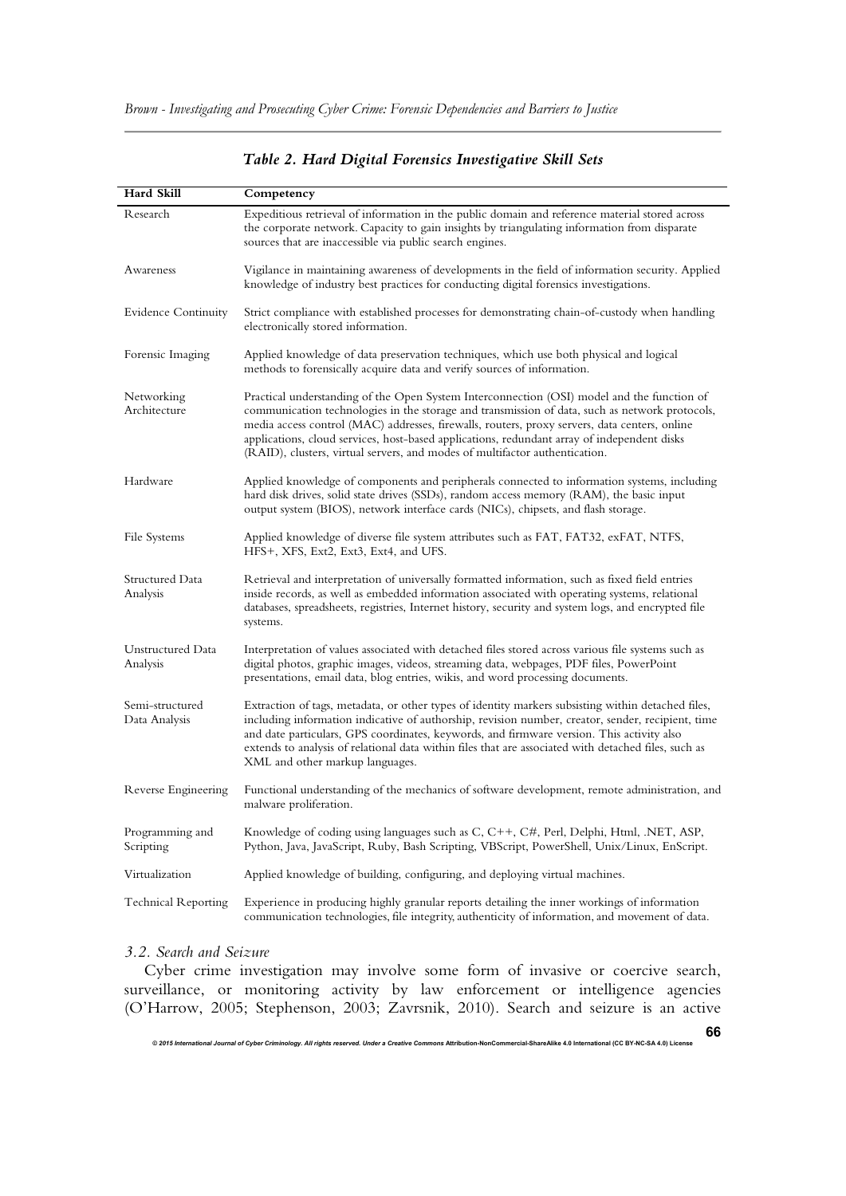*Table 2. Hard Digital Forensics Investigative Skill Sets*

| Hard Skill | Competency |
|---|---|
| Research | Expeditious retrieval of information in the public domain and reference material stored across the corporate network. Capacity to gain insights by triangulating information from disparate sources that are inaccessible via public search engines. |
| Awareness | Vigilance in maintaining awareness of developments in the field of information security. Applied knowledge of industry best practices for conducting digital forensics investigations. |
| Evidence Continuity | Strict compliance with established processes for demonstrating chain-of-custody when handling electronically stored information. |
| Forensic Imaging | Applied knowledge of data preservation techniques, which use both physical and logical methods to forensically acquire data and verify sources of information. |
| Networking Architecture | Practical understanding of the Open System Interconnection (OSI) model and the function of communication technologies in the storage and transmission of data, such as network protocols, media access control (MAC) addresses, firewalls, routers, proxy servers, data centers, online applications, cloud services, host-based applications, redundant array of independent disks (RAID), clusters, virtual servers, and modes of multifactor authentication. |
| Hardware | Applied knowledge of components and peripherals connected to information systems, including hard disk drives, solid state drives (SSDs), random access memory (RAM), the basic input output system (BIOS), network interface cards (NICs), chipsets, and flash storage. |
| File Systems | Applied knowledge of diverse file system attributes such as FAT, FAT32, exFAT, NTFS, HFS+, XFS, Ext2, Ext3, Ext4, and UFS. |
| Structured Data Analysis | Retrieval and interpretation of universally formatted information, such as fixed field entries inside records, as well as embedded information associated with operating systems, relational databases, spreadsheets, registries, Internet history, security and system logs, and encrypted file systems. |
| Unstructured Data Analysis | Interpretation of values associated with detached files stored across various file systems such as digital photos, graphic images, videos, streaming data, webpages, PDF files, PowerPoint presentations, email data, blog entries, wikis, and word processing documents. |
| Semi-structured Data Analysis | Extraction of tags, metadata, or other types of identity markers subsisting within detached files, including information indicative of authorship, revision number, creator, sender, recipient, time and date particulars, GPS coordinates, keywords, and firmware version. This activity also extends to analysis of relational data within files that are associated with detached files, such as XML and other markup languages. |
| Reverse Engineering | Functional understanding of the mechanics of software development, remote administration, and malware proliferation. |
| Programming and Scripting | Knowledge of coding using languages such as C, C++, C#, Perl, Delphi, Html, .NET, ASP, Python, Java, JavaScript, Ruby, Bash Scripting, VBScript, PowerShell, Unix/Linux, EnScript. |
| Virtualization | Applied knowledge of building, configuring, and deploying virtual machines. |
| Technical Reporting | Experience in producing highly granular reports detailing the inner workings of information communication technologies, file integrity, authenticity of information, and movement of data. |

### *3.2. Search and Seizure*

Cyber crime investigation may involve some form of invasive or coercive search, surveillance, or monitoring activity by law enforcement or intelligence agencies (O'Harrow, 2005; Stephenson, 2003; Zavrsnik, 2010). Search and seizure is an active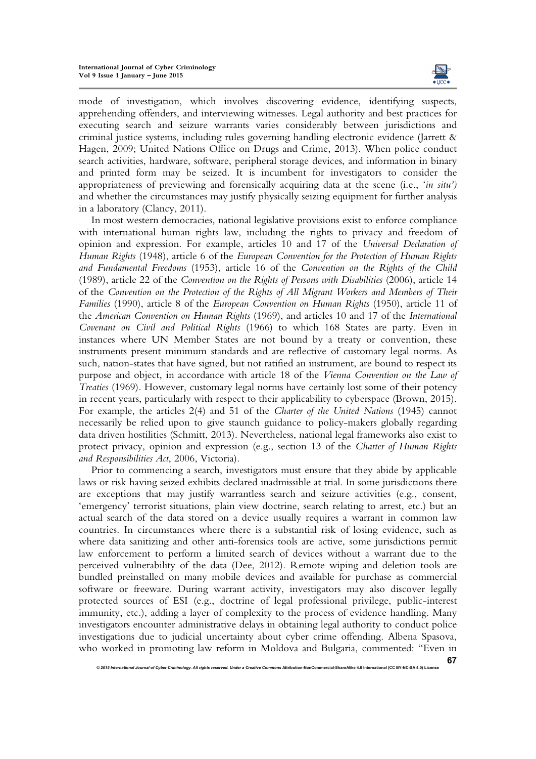mode of investigation, which involves discovering evidence, identifying suspects, apprehending offenders, and interviewing witnesses. Legal authority and best practices for executing search and seizure warrants varies considerably between jurisdictions and criminal justice systems, including rules governing handling electronic evidence (Jarrett & Hagen, 2009; United Nations Office on Drugs and Crime, 2013). When police conduct search activities, hardware, software, peripheral storage devices, and information in binary and printed form may be seized. It is incumbent for investigators to consider the appropriateness of previewing and forensically acquiring data at the scene (i.e., '*in situ'*) and whether the circumstances may justify physically seizing equipment for further analysis in a laboratory (Clancy, 2011).

In most western democracies, national legislative provisions exist to enforce compliance with international human rights law, including the rights to privacy and freedom of opinion and expression. For example, articles 10 and 17 of the *Universal Declaration of Human Rights* (1948), article 6 of the *European Convention for the Protection of Human Rights and Fundamental Freedoms* (1953), article 16 of the *Convention on the Rights of the Child* (1989), article 22 of the *Convention on the Rights of Persons with Disabilities* (2006), article 14 of the *Convention on the Protection of the Rights of All Migrant Workers and Members of Their Families* (1990), article 8 of the *European Convention on Human Rights* (1950), article 11 of the *American Convention on Human Rights* (1969), and articles 10 and 17 of the *International Covenant on Civil and Political Rights* (1966) to which 168 States are party. Even in instances where UN Member States are not bound by a treaty or convention, these instruments present minimum standards and are reflective of customary legal norms. As such, nation-states that have signed, but not ratified an instrument, are bound to respect its purpose and object, in accordance with article 18 of the *Vienna Convention on the Law of Treaties* (1969). However, customary legal norms have certainly lost some of their potency in recent years, particularly with respect to their applicability to cyberspace (Brown, 2015). For example, the articles 2(4) and 51 of the *Charter of the United Nations* (1945) cannot necessarily be relied upon to give staunch guidance to policy-makers globally regarding data driven hostilities (Schmitt, 2013). Nevertheless, national legal frameworks also exist to protect privacy, opinion and expression (e.g., section 13 of the *Charter of Human Rights and Responsibilities Act*, 2006, Victoria).

Prior to commencing a search, investigators must ensure that they abide by applicable laws or risk having seized exhibits declared inadmissible at trial. In some jurisdictions there are exceptions that may justify warrantless search and seizure activities (e.g., consent, 'emergency' terrorist situations, plain view doctrine, search relating to arrest, etc.) but an actual search of the data stored on a device usually requires a warrant in common law countries. In circumstances where there is a substantial risk of losing evidence, such as where data sanitizing and other anti-forensics tools are active, some jurisdictions permit law enforcement to perform a limited search of devices without a warrant due to the perceived vulnerability of the data (Dee, 2012). Remote wiping and deletion tools are bundled preinstalled on many mobile devices and available for purchase as commercial software or freeware. During warrant activity, investigators may also discover legally protected sources of ESI (e.g., doctrine of legal professional privilege, public-interest immunity, etc.), adding a layer of complexity to the process of evidence handling. Many investigators encounter administrative delays in obtaining legal authority to conduct police investigations due to judicial uncertainty about cyber crime offending. Albena Spasova, who worked in promoting law reform in Moldova and Bulgaria, commented: "Even in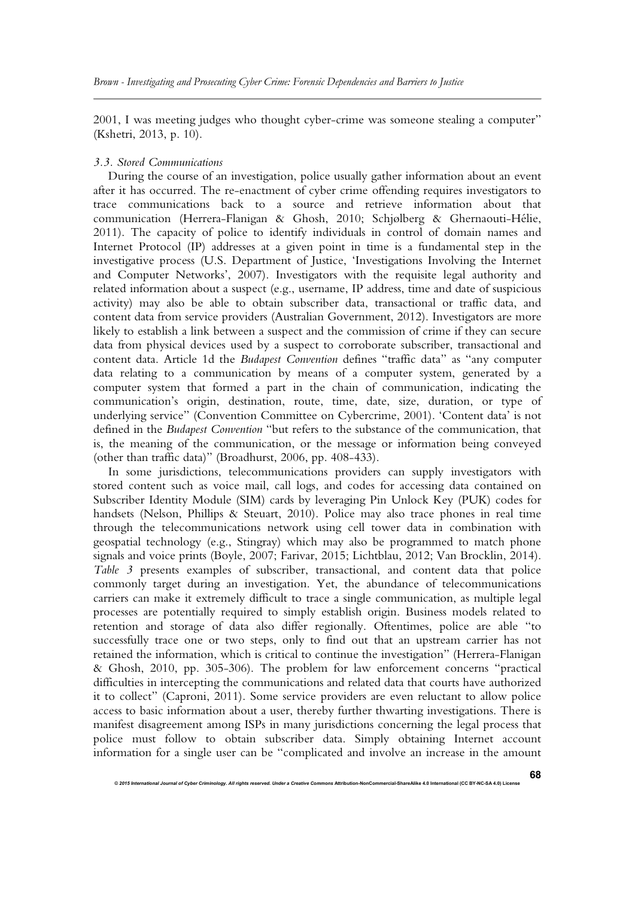2001, I was meeting judges who thought cyber-crime was someone stealing a computer" (Kshetri, 2013, p. 10).

### *3.3. Stored Communications*

During the course of an investigation, police usually gather information about an event after it has occurred. The re-enactment of cyber crime offending requires investigators to trace communications back to a source and retrieve information about that communication (Herrera-Flanigan & Ghosh, 2010; Schjølberg & Ghernaouti-Hélie, 2011). The capacity of police to identify individuals in control of domain names and Internet Protocol (IP) addresses at a given point in time is a fundamental step in the investigative process (U.S. Department of Justice, 'Investigations Involving the Internet and Computer Networks', 2007). Investigators with the requisite legal authority and related information about a suspect (e.g., username, IP address, time and date of suspicious activity) may also be able to obtain subscriber data, transactional or traffic data, and content data from service providers (Australian Government, 2012). Investigators are more likely to establish a link between a suspect and the commission of crime if they can secure data from physical devices used by a suspect to corroborate subscriber, transactional and content data. Article 1d the *Budapest Convention* defines "traffic data" as "any computer data relating to a communication by means of a computer system, generated by a computer system that formed a part in the chain of communication, indicating the communication's origin, destination, route, time, date, size, duration, or type of underlying service" (Convention Committee on Cybercrime, 2001). 'Content data' is not defined in the *Budapest Convention* "but refers to the substance of the communication, that is, the meaning of the communication, or the message or information being conveyed (other than traffic data)" (Broadhurst, 2006, pp. 408-433).

In some jurisdictions, telecommunications providers can supply investigators with stored content such as voice mail, call logs, and codes for accessing data contained on Subscriber Identity Module (SIM) cards by leveraging Pin Unlock Key (PUK) codes for handsets (Nelson, Phillips & Steuart, 2010). Police may also trace phones in real time through the telecommunications network using cell tower data in combination with geospatial technology (e.g., Stingray) which may also be programmed to match phone signals and voice prints (Boyle, 2007; Farivar, 2015; Lichtblau, 2012; Van Brocklin, 2014). *Table 3* presents examples of subscriber, transactional, and content data that police commonly target during an investigation. Yet, the abundance of telecommunications carriers can make it extremely difficult to trace a single communication, as multiple legal processes are potentially required to simply establish origin. Business models related to retention and storage of data also differ regionally. Oftentimes, police are able "to successfully trace one or two steps, only to find out that an upstream carrier has not retained the information, which is critical to continue the investigation" (Herrera-Flanigan & Ghosh, 2010, pp. 305-306). The problem for law enforcement concerns "practical difficulties in intercepting the communications and related data that courts have authorized it to collect" (Caproni, 2011). Some service providers are even reluctant to allow police access to basic information about a user, thereby further thwarting investigations. There is manifest disagreement among ISPs in many jurisdictions concerning the legal process that police must follow to obtain subscriber data. Simply obtaining Internet account information for a single user can be "complicated and involve an increase in the amount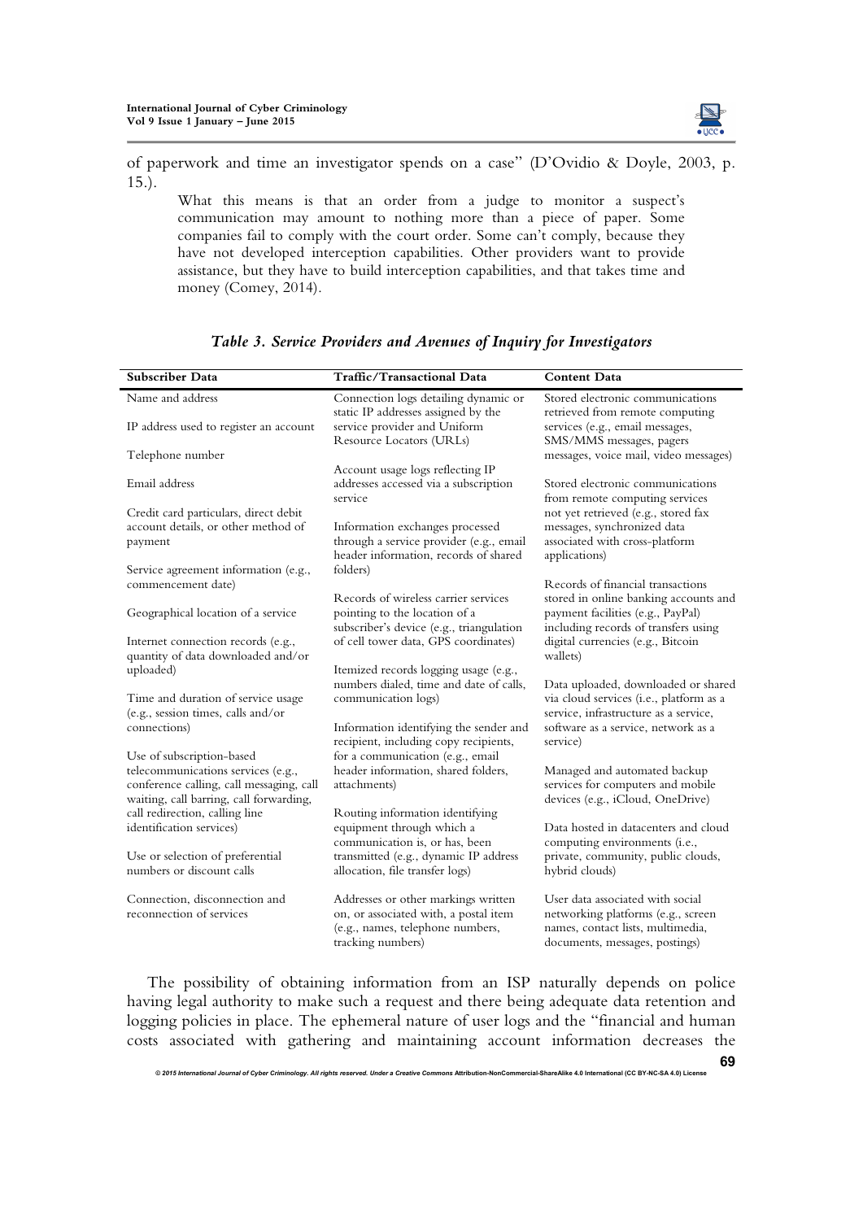of paperwork and time an investigator spends on a case" (D'Ovidio & Doyle, 2003, p. 15.).

> What this means is that an order from a judge to monitor a suspect's communication may amount to nothing more than a piece of paper. Some companies fail to comply with the court order. Some can't comply, because they have not developed interception capabilities. Other providers want to provide assistance, but they have to build interception capabilities, and that takes time and money (Comey, 2014).

***Table 3. Service Providers and Avenues of Inquiry for Investigators***

| Subscriber Data | Traffic/Transactional Data | Content Data |
|---|---|---|
| Name and address | Connection logs detailing dynamic or static IP addresses assigned by the service provider and Uniform Resource Locators (URLs) | Stored electronic communications retrieved from remote computing services (e.g., email messages, SMS/MMS messages, pagers messages, voice mail, video messages) |
| IP address used to register an account | Account usage logs reflecting IP addresses accessed via a subscription service | Stored electronic communications from remote computing services not yet retrieved (e.g., stored fax messages, synchronized data associated with cross-platform applications) |
| Telephone number | Information exchanges processed through a service provider (e.g., email header information, records of shared folders) | Records of financial transactions stored in online banking accounts and payment facilities (e.g., PayPal) including records of transfers using digital currencies (e.g., Bitcoin wallets) |
| Email address | Records of wireless carrier services pointing to the location of a subscriber's device (e.g., triangulation of cell tower data, GPS coordinates) | Data uploaded, downloaded or shared via cloud services (i.e., platform as a service, infrastructure as a service, software as a service, network as a service) |
| Credit card particulars, direct debit account details, or other method of payment | Itemized records logging usage (e.g., numbers dialed, time and date of calls, communication logs) | Managed and automated backup services for computers and mobile devices (e.g., iCloud, OneDrive) |
| Service agreement information (e.g., commencement date) | Information identifying the sender and recipient, including copy recipients, for a communication (e.g., email header information, shared folders, attachments) | Data hosted in datacenters and cloud computing environments (i.e., private, community, public clouds, hybrid clouds) |
| Geographical location of a service | Routing information identifying equipment through which a communication is, or has, been transmitted (e.g., dynamic IP address allocation, file transfer logs) | User data associated with social networking platforms (e.g., screen names, contact lists, multimedia, documents, messages, postings) |
| Internet connection records (e.g., quantity of data downloaded and/or uploaded) | Addresses or other markings written on, or associated with, a postal item (e.g., names, telephone numbers, tracking numbers) | |
| Time and duration of service usage (e.g., session times, calls and/or connections) | | |
| Use of subscription-based telecommunications services (e.g., conference calling, call messaging, call waiting, call barring, call forwarding, call redirection, calling line identification services) | | |
| Use or selection of preferential numbers or discount calls | | |
| Connection, disconnection and reconnection of services | | |

The possibility of obtaining information from an ISP naturally depends on police having legal authority to make such a request and there being adequate data retention and logging policies in place. The ephemeral nature of user logs and the "financial and human costs associated with gathering and maintaining account information decreases the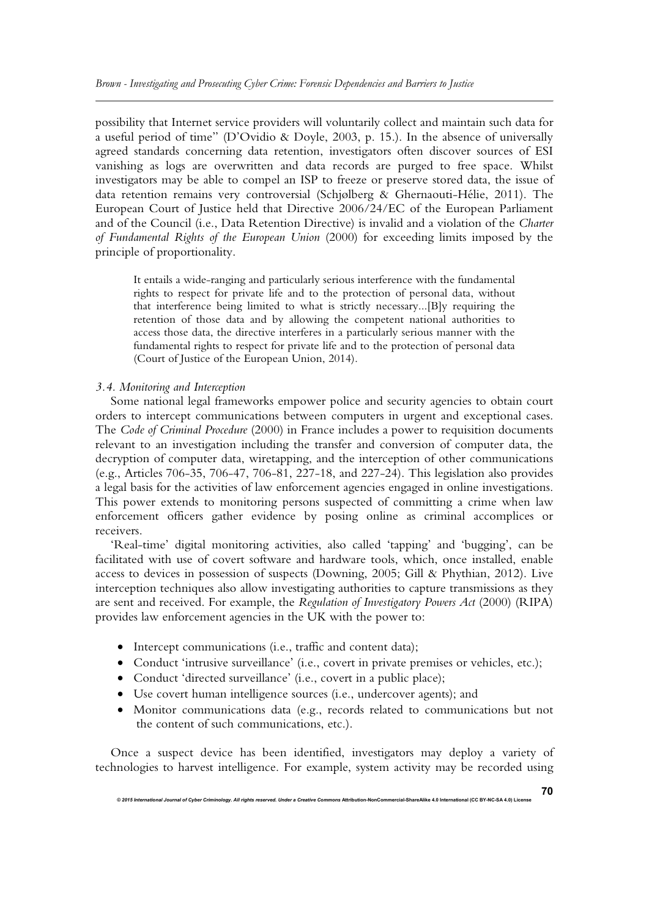possibility that Internet service providers will voluntarily collect and maintain such data for a useful period of time" (D'Ovidio & Doyle, 2003, p. 15.). In the absence of universally agreed standards concerning data retention, investigators often discover sources of ESI vanishing as logs are overwritten and data records are purged to free space. Whilst investigators may be able to compel an ISP to freeze or preserve stored data, the issue of data retention remains very controversial (Schjølberg & Ghernaouti-Hélie, 2011). The European Court of Justice held that Directive 2006/24/EC of the European Parliament and of the Council (i.e., Data Retention Directive) is invalid and a violation of the *Charter of Fundamental Rights of the European Union* (2000) for exceeding limits imposed by the principle of proportionality.

> It entails a wide-ranging and particularly serious interference with the fundamental rights to respect for private life and to the protection of personal data, without that interference being limited to what is strictly necessary...[B]y requiring the retention of those data and by allowing the competent national authorities to access those data, the directive interferes in a particularly serious manner with the fundamental rights to respect for private life and to the protection of personal data (Court of Justice of the European Union, 2014).

### *3.4. Monitoring and Interception*

Some national legal frameworks empower police and security agencies to obtain court orders to intercept communications between computers in urgent and exceptional cases. The *Code of Criminal Procedure* (2000) in France includes a power to requisition documents relevant to an investigation including the transfer and conversion of computer data, the decryption of computer data, wiretapping, and the interception of other communications (e.g., Articles 706-35, 706-47, 706-81, 227-18, and 227-24). This legislation also provides a legal basis for the activities of law enforcement agencies engaged in online investigations. This power extends to monitoring persons suspected of committing a crime when law enforcement officers gather evidence by posing online as criminal accomplices or receivers.

'Real-time' digital monitoring activities, also called 'tapping' and 'bugging', can be facilitated with use of covert software and hardware tools, which, once installed, enable access to devices in possession of suspects (Downing, 2005; Gill & Phythian, 2012). Live interception techniques also allow investigating authorities to capture transmissions as they are sent and received. For example, the *Regulation of Investigatory Powers Act* (2000) (RIPA) provides law enforcement agencies in the UK with the power to:

- Intercept communications (i.e., traffic and content data);
- Conduct 'intrusive surveillance' (i.e., covert in private premises or vehicles, etc.);
- Conduct 'directed surveillance' (i.e., covert in a public place);
- Use covert human intelligence sources (i.e., undercover agents); and
- Monitor communications data (e.g., records related to communications but not the content of such communications, etc.).

Once a suspect device has been identified, investigators may deploy a variety of technologies to harvest intelligence. For example, system activity may be recorded using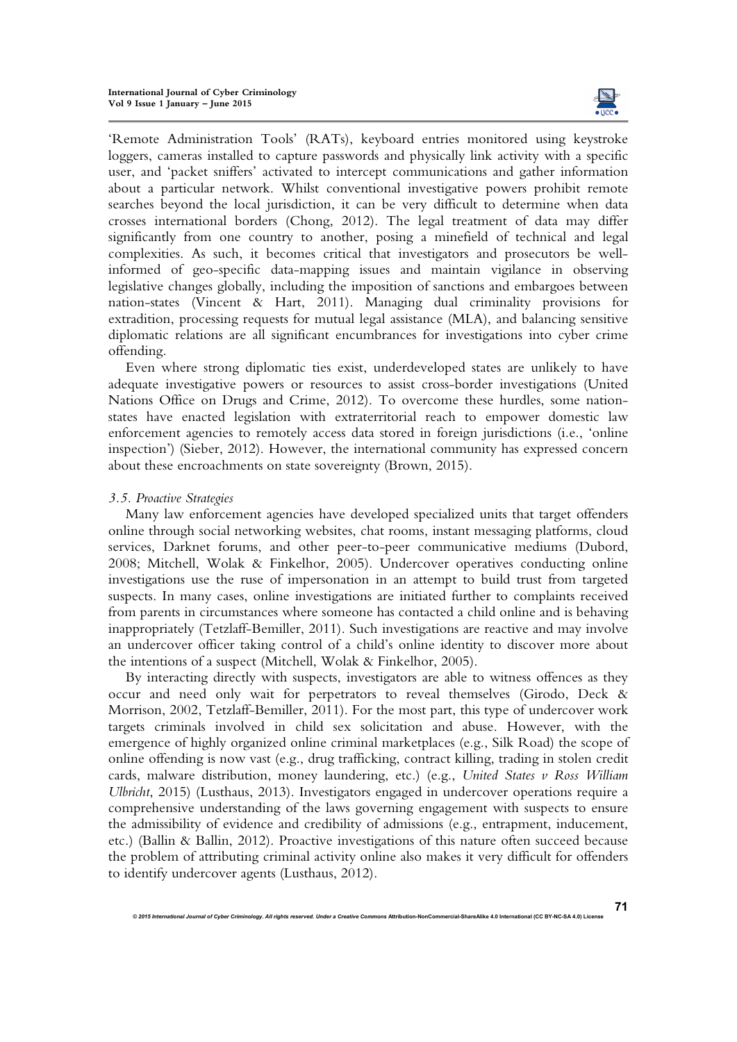'Remote Administration Tools' (RATs), keyboard entries monitored using keystroke loggers, cameras installed to capture passwords and physically link activity with a specific user, and 'packet sniffers' activated to intercept communications and gather information about a particular network. Whilst conventional investigative powers prohibit remote searches beyond the local jurisdiction, it can be very difficult to determine when data crosses international borders (Chong, 2012). The legal treatment of data may differ significantly from one country to another, posing a minefield of technical and legal complexities. As such, it becomes critical that investigators and prosecutors be well-informed of geo-specific data-mapping issues and maintain vigilance in observing legislative changes globally, including the imposition of sanctions and embargoes between nation-states (Vincent & Hart, 2011). Managing dual criminality provisions for extradition, processing requests for mutual legal assistance (MLA), and balancing sensitive diplomatic relations are all significant encumbrances for investigations into cyber crime offending.

Even where strong diplomatic ties exist, underdeveloped states are unlikely to have adequate investigative powers or resources to assist cross-border investigations (United Nations Office on Drugs and Crime, 2012). To overcome these hurdles, some nation-states have enacted legislation with extraterritorial reach to empower domestic law enforcement agencies to remotely access data stored in foreign jurisdictions (i.e., 'online inspection') (Sieber, 2012). However, the international community has expressed concern about these encroachments on state sovereignty (Brown, 2015).

### *3.5. Proactive Strategies*

Many law enforcement agencies have developed specialized units that target offenders online through social networking websites, chat rooms, instant messaging platforms, cloud services, Darknet forums, and other peer-to-peer communicative mediums (Dubord, 2008; Mitchell, Wolak & Finkelhor, 2005). Undercover operatives conducting online investigations use the ruse of impersonation in an attempt to build trust from targeted suspects. In many cases, online investigations are initiated further to complaints received from parents in circumstances where someone has contacted a child online and is behaving inappropriately (Tetzlaff-Bemiller, 2011). Such investigations are reactive and may involve an undercover officer taking control of a child's online identity to discover more about the intentions of a suspect (Mitchell, Wolak & Finkelhor, 2005).

By interacting directly with suspects, investigators are able to witness offences as they occur and need only wait for perpetrators to reveal themselves (Girodo, Deck & Morrison, 2002, Tetzlaff-Bemiller, 2011). For the most part, this type of undercover work targets criminals involved in child sex solicitation and abuse. However, with the emergence of highly organized online criminal marketplaces (e.g., Silk Road) the scope of online offending is now vast (e.g., drug trafficking, contract killing, trading in stolen credit cards, malware distribution, money laundering, etc.) (e.g., *United States v Ross William Ulbricht*, 2015) (Lusthaus, 2013). Investigators engaged in undercover operations require a comprehensive understanding of the laws governing engagement with suspects to ensure the admissibility of evidence and credibility of admissions (e.g., entrapment, inducement, etc.) (Ballin & Ballin, 2012). Proactive investigations of this nature often succeed because the problem of attributing criminal activity online also makes it very difficult for offenders to identify undercover agents (Lusthaus, 2012).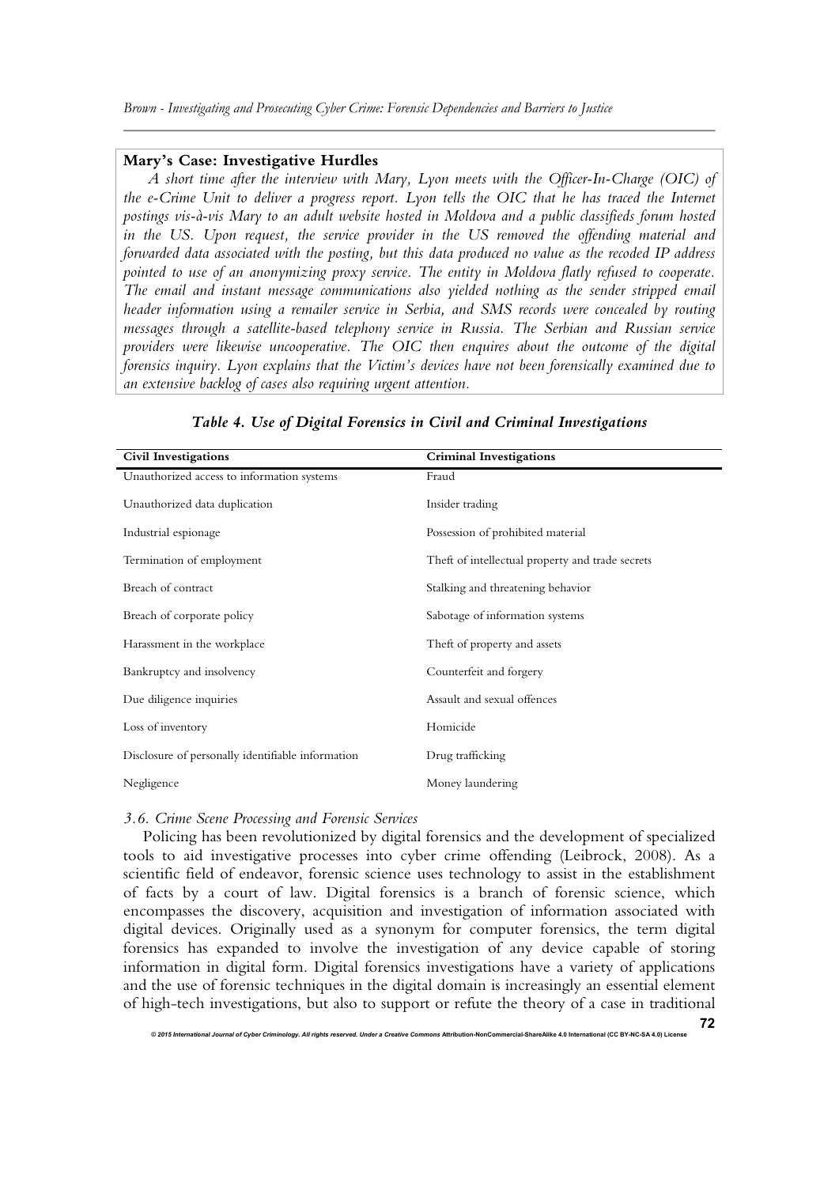**Mary's Case: Investigative Hurdles**

*A short time after the interview with Mary, Lyon meets with the Officer-In-Charge (OIC) of the e-Crime Unit to deliver a progress report. Lyon tells the OIC that he has traced the Internet postings vis-à-vis Mary to an adult website hosted in Moldova and a public classifieds forum hosted in the US. Upon request, the service provider in the US removed the offending material and forwarded data associated with the posting, but this data produced no value as the recoded IP address pointed to use of an anonymizing proxy service. The entity in Moldova flatly refused to cooperate. The email and instant message communications also yielded nothing as the sender stripped email header information using a remailer service in Serbia, and SMS records were concealed by routing messages through a satellite-based telephony service in Russia. The Serbian and Russian service providers were likewise uncooperative. The OIC then enquires about the outcome of the digital forensics inquiry. Lyon explains that the Victim's devices have not been forensically examined due to an extensive backlog of cases also requiring urgent attention.*

***Table 4. Use of Digital Forensics in Civil and Criminal Investigations***

| Civil Investigations | Criminal Investigations |
|---|---|
| Unauthorized access to information systems | Fraud |
| Unauthorized data duplication | Insider trading |
| Industrial espionage | Possession of prohibited material |
| Termination of employment | Theft of intellectual property and trade secrets |
| Breach of contract | Stalking and threatening behavior |
| Breach of corporate policy | Sabotage of information systems |
| Harassment in the workplace | Theft of property and assets |
| Bankruptcy and insolvency | Counterfeit and forgery |
| Due diligence inquiries | Assault and sexual offences |
| Loss of inventory | Homicide |
| Disclosure of personally identifiable information | Drug trafficking |
| Negligence | Money laundering |

### *3.6. Crime Scene Processing and Forensic Services*

Policing has been revolutionized by digital forensics and the development of specialized tools to aid investigative processes into cyber crime offending (Leibrock, 2008). As a scientific field of endeavor, forensic science uses technology to assist in the establishment of facts by a court of law. Digital forensics is a branch of forensic science, which encompasses the discovery, acquisition and investigation of information associated with digital devices. Originally used as a synonym for computer forensics, the term digital forensics has expanded to involve the investigation of any device capable of storing information in digital form. Digital forensics investigations have a variety of applications and the use of forensic techniques in the digital domain is increasingly an essential element of high-tech investigations, but also to support or refute the theory of a case in traditional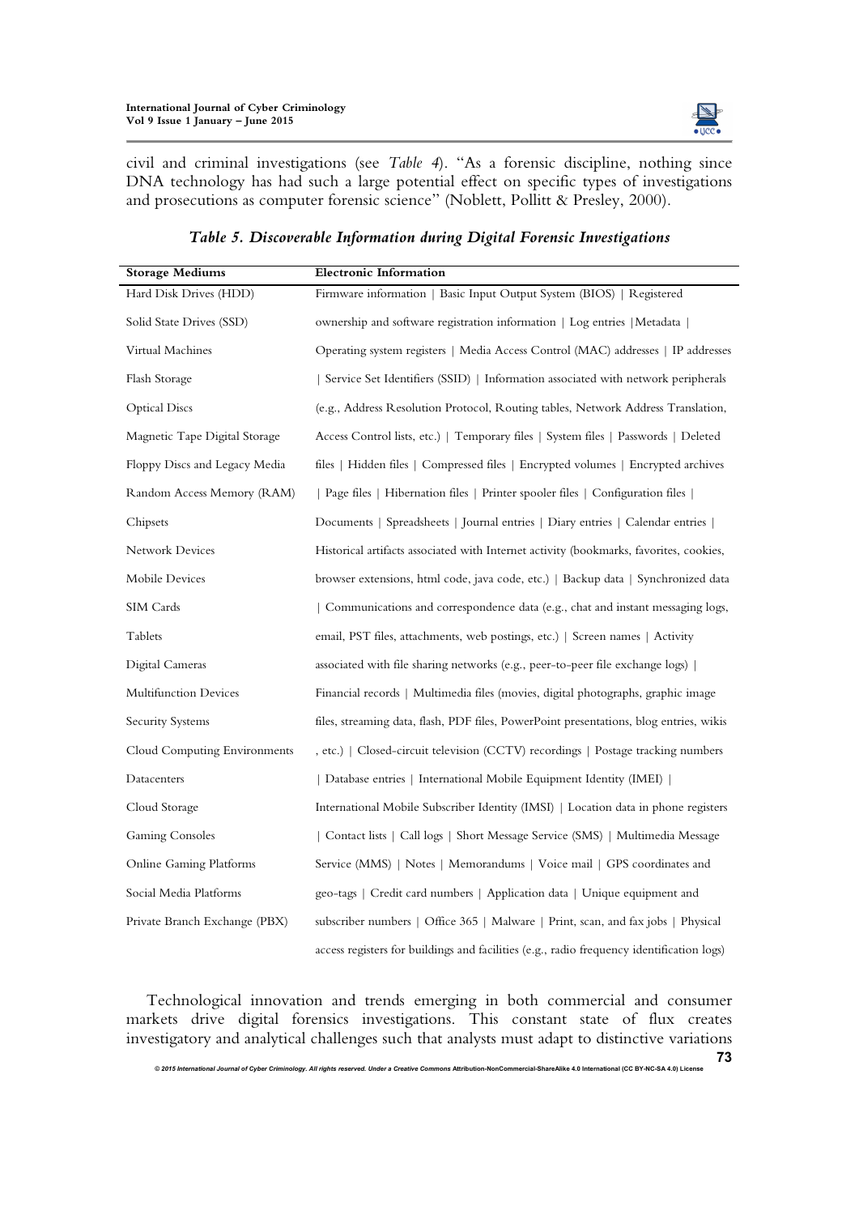civil and criminal investigations (see *Table 4*). "As a forensic discipline, nothing since DNA technology has had such a large potential effect on specific types of investigations and prosecutions as computer forensic science" (Noblett, Pollitt & Presley, 2000).

***Table 5. Discoverable Information during Digital Forensic Investigations***

| Storage Mediums | Electronic Information |
|---|---|
| Hard Disk Drives (HDD) | Firmware information \| Basic Input Output System (BIOS) \| Registered |
| Solid State Drives (SSD) | ownership and software registration information \| Log entries \|Metadata \| |
| Virtual Machines | Operating system registers \| Media Access Control (MAC) addresses \| IP addresses |
| Flash Storage | \| Service Set Identifiers (SSID) \| Information associated with network peripherals |
| Optical Discs | (e.g., Address Resolution Protocol, Routing tables, Network Address Translation, |
| Magnetic Tape Digital Storage | Access Control lists, etc.) \| Temporary files \| System files \| Passwords \| Deleted |
| Floppy Discs and Legacy Media | files \| Hidden files \| Compressed files \| Encrypted volumes \| Encrypted archives |
| Random Access Memory (RAM) | \| Page files \| Hibernation files \| Printer spooler files \| Configuration files \| |
| Chipsets | Documents \| Spreadsheets \| Journal entries \| Diary entries \| Calendar entries \| |
| Network Devices | Historical artifacts associated with Internet activity (bookmarks, favorites, cookies, |
| Mobile Devices | browser extensions, html code, java code, etc.) \| Backup data \| Synchronized data |
| SIM Cards | \| Communications and correspondence data (e.g., chat and instant messaging logs, |
| Tablets | email, PST files, attachments, web postings, etc.) \| Screen names \| Activity |
| Digital Cameras | associated with file sharing networks (e.g., peer-to-peer file exchange logs) \| |
| Multifunction Devices | Financial records \| Multimedia files (movies, digital photographs, graphic image |
| Security Systems | files, streaming data, flash, PDF files, PowerPoint presentations, blog entries, wikis |
| Cloud Computing Environments | , etc.) \| Closed-circuit television (CCTV) recordings \| Postage tracking numbers |
| Datacenters | \| Database entries \| International Mobile Equipment Identity (IMEI) \| |
| Cloud Storage | International Mobile Subscriber Identity (IMSI) \| Location data in phone registers |
| Gaming Consoles | \| Contact lists \| Call logs \| Short Message Service (SMS) \| Multimedia Message |
| Online Gaming Platforms | Service (MMS) \| Notes \| Memorandums \| Voice mail \| GPS coordinates and |
| Social Media Platforms | geo-tags \| Credit card numbers \| Application data \| Unique equipment and |
| Private Branch Exchange (PBX) | subscriber numbers \| Office 365 \| Malware \| Print, scan, and fax jobs \| Physical |
| | access registers for buildings and facilities (e.g., radio frequency identification logs) |

Technological innovation and trends emerging in both commercial and consumer markets drive digital forensics investigations. This constant state of flux creates investigatory and analytical challenges such that analysts must adapt to distinctive variations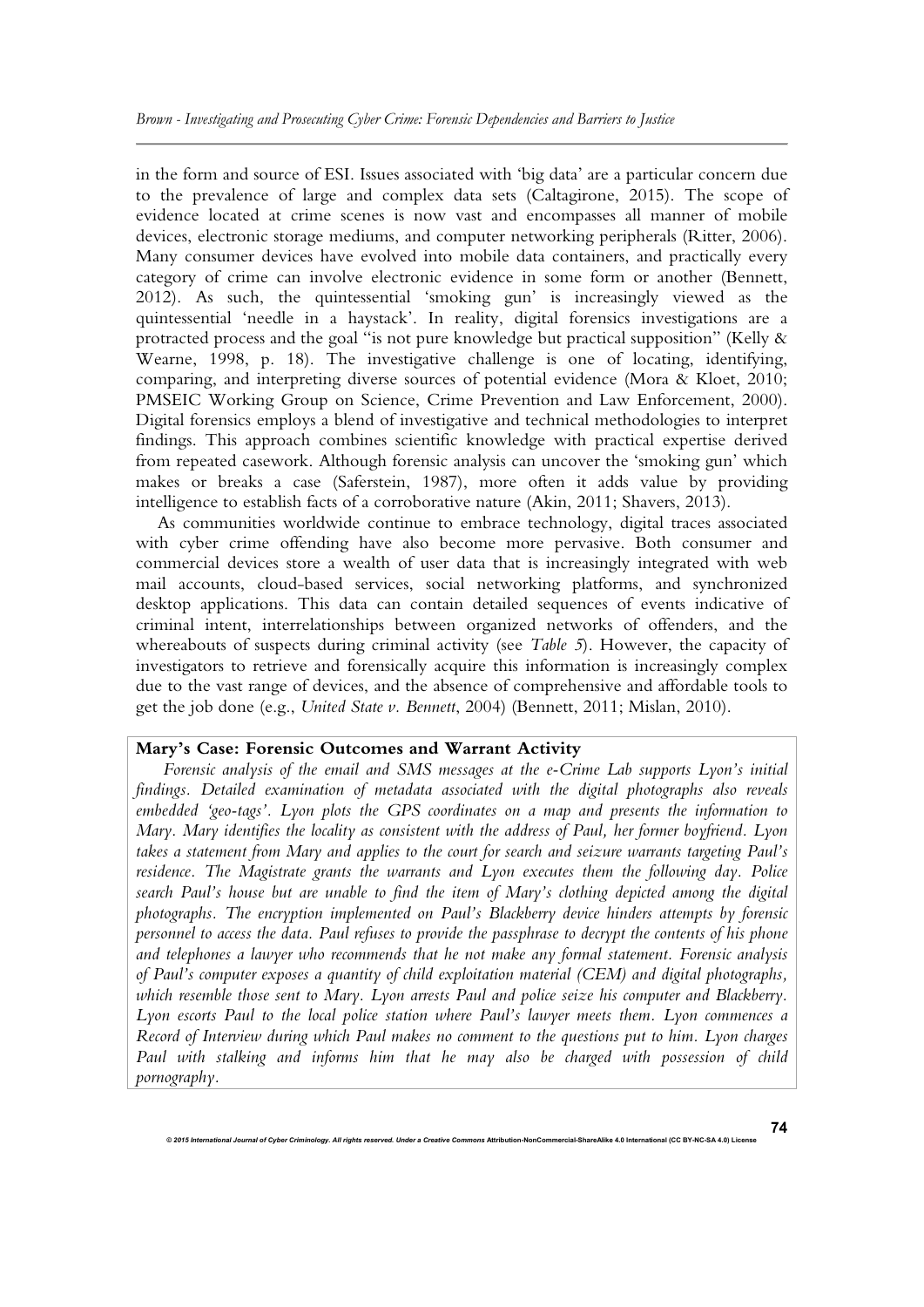in the form and source of ESI. Issues associated with 'big data' are a particular concern due to the prevalence of large and complex data sets (Caltagirone, 2015). The scope of evidence located at crime scenes is now vast and encompasses all manner of mobile devices, electronic storage mediums, and computer networking peripherals (Ritter, 2006). Many consumer devices have evolved into mobile data containers, and practically every category of crime can involve electronic evidence in some form or another (Bennett, 2012). As such, the quintessential 'smoking gun' is increasingly viewed as the quintessential 'needle in a haystack'. In reality, digital forensics investigations are a protracted process and the goal "is not pure knowledge but practical supposition" (Kelly & Wearne, 1998, p. 18). The investigative challenge is one of locating, identifying, comparing, and interpreting diverse sources of potential evidence (Mora & Kloet, 2010; PMSEIC Working Group on Science, Crime Prevention and Law Enforcement, 2000). Digital forensics employs a blend of investigative and technical methodologies to interpret findings. This approach combines scientific knowledge with practical expertise derived from repeated casework. Although forensic analysis can uncover the 'smoking gun' which makes or breaks a case (Saferstein, 1987), more often it adds value by providing intelligence to establish facts of a corroborative nature (Akin, 2011; Shavers, 2013).

As communities worldwide continue to embrace technology, digital traces associated with cyber crime offending have also become more pervasive. Both consumer and commercial devices store a wealth of user data that is increasingly integrated with web mail accounts, cloud-based services, social networking platforms, and synchronized desktop applications. This data can contain detailed sequences of events indicative of criminal intent, interrelationships between organized networks of offenders, and the whereabouts of suspects during criminal activity (see *Table 5*). However, the capacity of investigators to retrieve and forensically acquire this information is increasingly complex due to the vast range of devices, and the absence of comprehensive and affordable tools to get the job done (e.g., *United State v. Bennett*, 2004) (Bennett, 2011; Mislan, 2010).

**Mary's Case: Forensic Outcomes and Warrant Activity**

*Forensic analysis of the email and SMS messages at the e-Crime Lab supports Lyon's initial findings. Detailed examination of metadata associated with the digital photographs also reveals embedded 'geo-tags'. Lyon plots the GPS coordinates on a map and presents the information to Mary. Mary identifies the locality as consistent with the address of Paul, her former boyfriend. Lyon takes a statement from Mary and applies to the court for search and seizure warrants targeting Paul's residence. The Magistrate grants the warrants and Lyon executes them the following day. Police search Paul's house but are unable to find the item of Mary's clothing depicted among the digital photographs. The encryption implemented on Paul's Blackberry device hinders attempts by forensic personnel to access the data. Paul refuses to provide the passphrase to decrypt the contents of his phone and telephones a lawyer who recommends that he not make any formal statement. Forensic analysis of Paul's computer exposes a quantity of child exploitation material (CEM) and digital photographs, which resemble those sent to Mary. Lyon arrests Paul and police seize his computer and Blackberry. Lyon escorts Paul to the local police station where Paul's lawyer meets them. Lyon commences a Record of Interview during which Paul makes no comment to the questions put to him. Lyon charges Paul with stalking and informs him that he may also be charged with possession of child pornography.*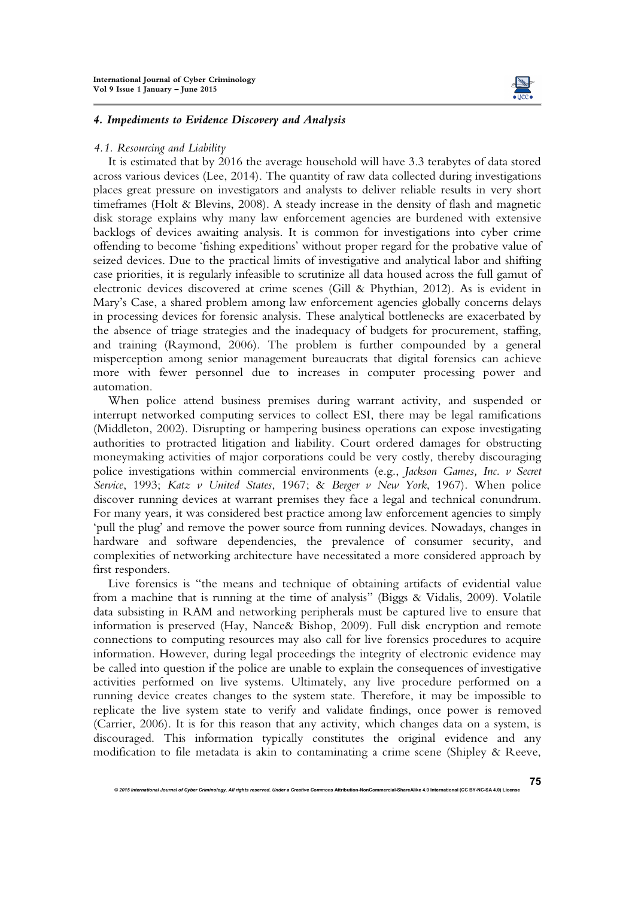### *4. Impediments to Evidence Discovery and Analysis*

#### *4.1. Resourcing and Liability*

It is estimated that by 2016 the average household will have 3.3 terabytes of data stored across various devices (Lee, 2014). The quantity of raw data collected during investigations places great pressure on investigators and analysts to deliver reliable results in very short timeframes (Holt & Blevins, 2008). A steady increase in the density of flash and magnetic disk storage explains why many law enforcement agencies are burdened with extensive backlogs of devices awaiting analysis. It is common for investigations into cyber crime offending to become 'fishing expeditions' without proper regard for the probative value of seized devices. Due to the practical limits of investigative and analytical labor and shifting case priorities, it is regularly infeasible to scrutinize all data housed across the full gamut of electronic devices discovered at crime scenes (Gill & Phythian, 2012). As is evident in Mary's Case, a shared problem among law enforcement agencies globally concerns delays in processing devices for forensic analysis. These analytical bottlenecks are exacerbated by the absence of triage strategies and the inadequacy of budgets for procurement, staffing, and training (Raymond, 2006). The problem is further compounded by a general misperception among senior management bureaucrats that digital forensics can achieve more with fewer personnel due to increases in computer processing power and automation.

When police attend business premises during warrant activity, and suspended or interrupt networked computing services to collect ESI, there may be legal ramifications (Middleton, 2002). Disrupting or hampering business operations can expose investigating authorities to protracted litigation and liability. Court ordered damages for obstructing moneymaking activities of major corporations could be very costly, thereby discouraging police investigations within commercial environments (e.g., *Jackson Games, Inc. v Secret Service*, 1993; *Katz v United States*, 1967; & *Berger v New York*, 1967). When police discover running devices at warrant premises they face a legal and technical conundrum. For many years, it was considered best practice among law enforcement agencies to simply 'pull the plug' and remove the power source from running devices. Nowadays, changes in hardware and software dependencies, the prevalence of consumer security, and complexities of networking architecture have necessitated a more considered approach by first responders.

Live forensics is "the means and technique of obtaining artifacts of evidential value from a machine that is running at the time of analysis" (Biggs & Vidalis, 2009). Volatile data subsisting in RAM and networking peripherals must be captured live to ensure that information is preserved (Hay, Nance& Bishop, 2009). Full disk encryption and remote connections to computing resources may also call for live forensics procedures to acquire information. However, during legal proceedings the integrity of electronic evidence may be called into question if the police are unable to explain the consequences of investigative activities performed on live systems. Ultimately, any live procedure performed on a running device creates changes to the system state. Therefore, it may be impossible to replicate the live system state to verify and validate findings, once power is removed (Carrier, 2006). It is for this reason that any activity, which changes data on a system, is discouraged. This information typically constitutes the original evidence and any modification to file metadata is akin to contaminating a crime scene (Shipley & Reeve,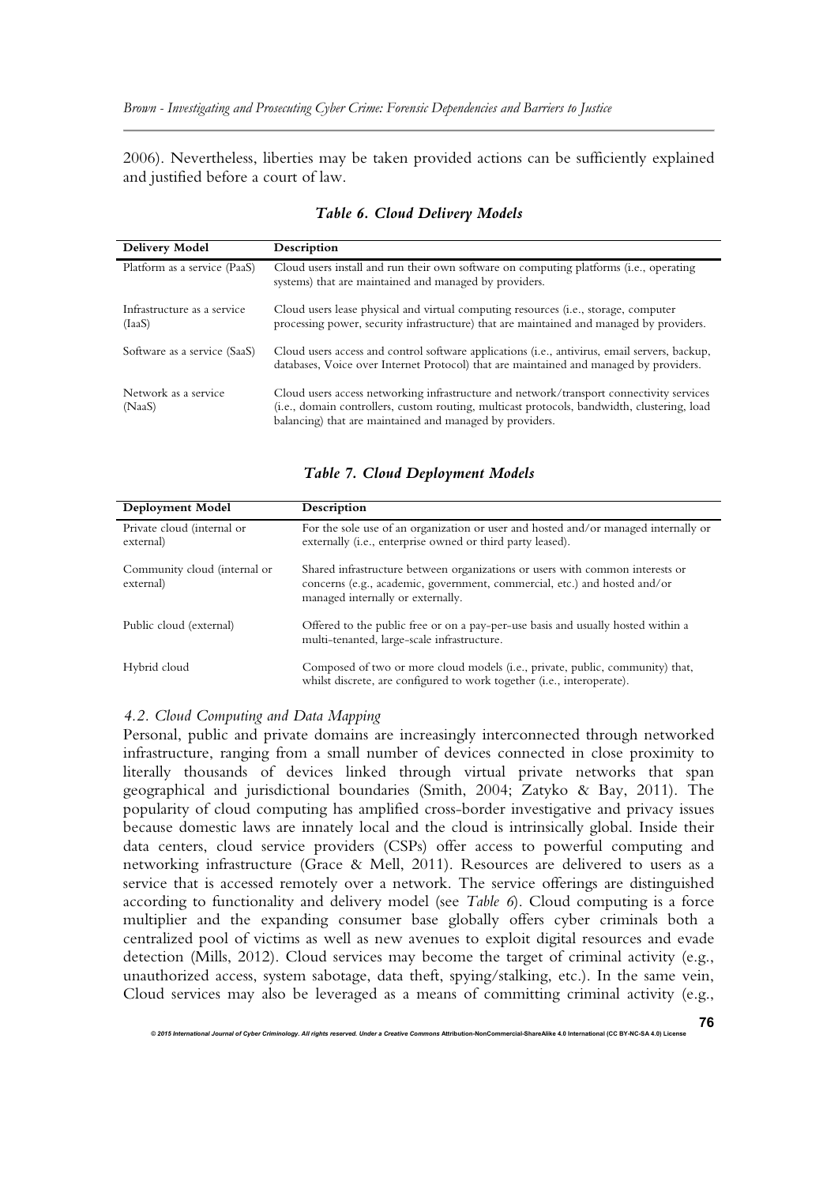2006). Nevertheless, liberties may be taken provided actions can be sufficiently explained and justified before a court of law.

***Table 6. Cloud Delivery Models***

| Delivery Model | Description |
|---|---|
| Platform as a service (PaaS) | Cloud users install and run their own software on computing platforms (i.e., operating systems) that are maintained and managed by providers. |
| Infrastructure as a service (IaaS) | Cloud users lease physical and virtual computing resources (i.e., storage, computer processing power, security infrastructure) that are maintained and managed by providers. |
| Software as a service (SaaS) | Cloud users access and control software applications (i.e., antivirus, email servers, backup, databases, Voice over Internet Protocol) that are maintained and managed by providers. |
| Network as a service (NaaS) | Cloud users access networking infrastructure and network/transport connectivity services (i.e., domain controllers, custom routing, multicast protocols, bandwidth, clustering, load balancing) that are maintained and managed by providers. |

***Table 7. Cloud Deployment Models***

| Deployment Model | Description |
|---|---|
| Private cloud (internal or external) | For the sole use of an organization or user and hosted and/or managed internally or externally (i.e., enterprise owned or third party leased). |
| Community cloud (internal or external) | Shared infrastructure between organizations or users with common interests or concerns (e.g., academic, government, commercial, etc.) and hosted and/or managed internally or externally. |
| Public cloud (external) | Offered to the public free or on a pay-per-use basis and usually hosted within a multi-tenanted, large-scale infrastructure. |
| Hybrid cloud | Composed of two or more cloud models (i.e., private, public, community) that, whilst discrete, are configured to work together (i.e., interoperate). |

### *4.2. Cloud Computing and Data Mapping*

Personal, public and private domains are increasingly interconnected through networked infrastructure, ranging from a small number of devices connected in close proximity to literally thousands of devices linked through virtual private networks that span geographical and jurisdictional boundaries (Smith, 2004; Zatyko & Bay, 2011). The popularity of cloud computing has amplified cross-border investigative and privacy issues because domestic laws are innately local and the cloud is intrinsically global. Inside their data centers, cloud service providers (CSPs) offer access to powerful computing and networking infrastructure (Grace & Mell, 2011). Resources are delivered to users as a service that is accessed remotely over a network. The service offerings are distinguished according to functionality and delivery model (see *Table 6*). Cloud computing is a force multiplier and the expanding consumer base globally offers cyber criminals both a centralized pool of victims as well as new avenues to exploit digital resources and evade detection (Mills, 2012). Cloud services may become the target of criminal activity (e.g., unauthorized access, system sabotage, data theft, spying/stalking, etc.). In the same vein, Cloud services may also be leveraged as a means of committing criminal activity (e.g.,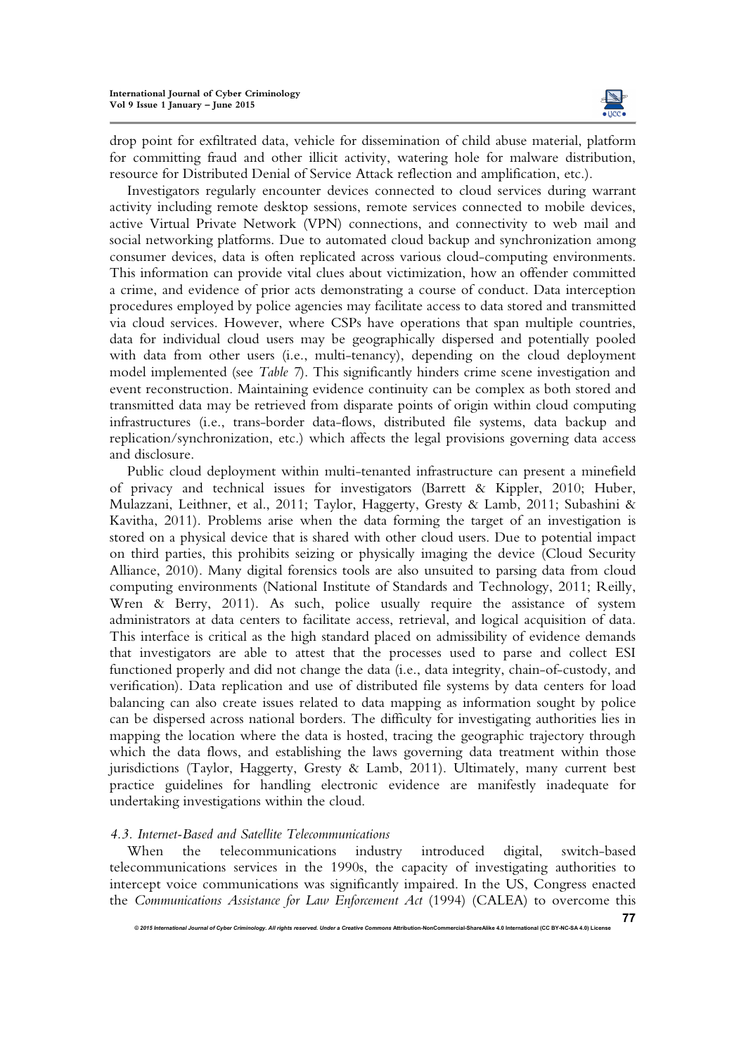drop point for exfiltrated data, vehicle for dissemination of child abuse material, platform for committing fraud and other illicit activity, watering hole for malware distribution, resource for Distributed Denial of Service Attack reflection and amplification, etc.).

Investigators regularly encounter devices connected to cloud services during warrant activity including remote desktop sessions, remote services connected to mobile devices, active Virtual Private Network (VPN) connections, and connectivity to web mail and social networking platforms. Due to automated cloud backup and synchronization among consumer devices, data is often replicated across various cloud-computing environments. This information can provide vital clues about victimization, how an offender committed a crime, and evidence of prior acts demonstrating a course of conduct. Data interception procedures employed by police agencies may facilitate access to data stored and transmitted via cloud services. However, where CSPs have operations that span multiple countries, data for individual cloud users may be geographically dispersed and potentially pooled with data from other users (i.e., multi-tenancy), depending on the cloud deployment model implemented (see *Table 7*). This significantly hinders crime scene investigation and event reconstruction. Maintaining evidence continuity can be complex as both stored and transmitted data may be retrieved from disparate points of origin within cloud computing infrastructures (i.e., trans-border data-flows, distributed file systems, data backup and replication/synchronization, etc.) which affects the legal provisions governing data access and disclosure.

Public cloud deployment within multi-tenanted infrastructure can present a minefield of privacy and technical issues for investigators (Barrett & Kippler, 2010; Huber, Mulazzani, Leithner, et al., 2011; Taylor, Haggerty, Gresty & Lamb, 2011; Subashini & Kavitha, 2011). Problems arise when the data forming the target of an investigation is stored on a physical device that is shared with other cloud users. Due to potential impact on third parties, this prohibits seizing or physically imaging the device (Cloud Security Alliance, 2010). Many digital forensics tools are also unsuited to parsing data from cloud computing environments (National Institute of Standards and Technology, 2011; Reilly, Wren & Berry, 2011). As such, police usually require the assistance of system administrators at data centers to facilitate access, retrieval, and logical acquisition of data. This interface is critical as the high standard placed on admissibility of evidence demands that investigators are able to attest that the processes used to parse and collect ESI functioned properly and did not change the data (i.e., data integrity, chain-of-custody, and verification). Data replication and use of distributed file systems by data centers for load balancing can also create issues related to data mapping as information sought by police can be dispersed across national borders. The difficulty for investigating authorities lies in mapping the location where the data is hosted, tracing the geographic trajectory through which the data flows, and establishing the laws governing data treatment within those jurisdictions (Taylor, Haggerty, Gresty & Lamb, 2011). Ultimately, many current best practice guidelines for handling electronic evidence are manifestly inadequate for undertaking investigations within the cloud.

### *4.3. Internet-Based and Satellite Telecommunications*

When the telecommunications industry introduced digital, switch-based telecommunications services in the 1990s, the capacity of investigating authorities to intercept voice communications was significantly impaired. In the US, Congress enacted the *Communications Assistance for Law Enforcement Act* (1994) (CALEA) to overcome this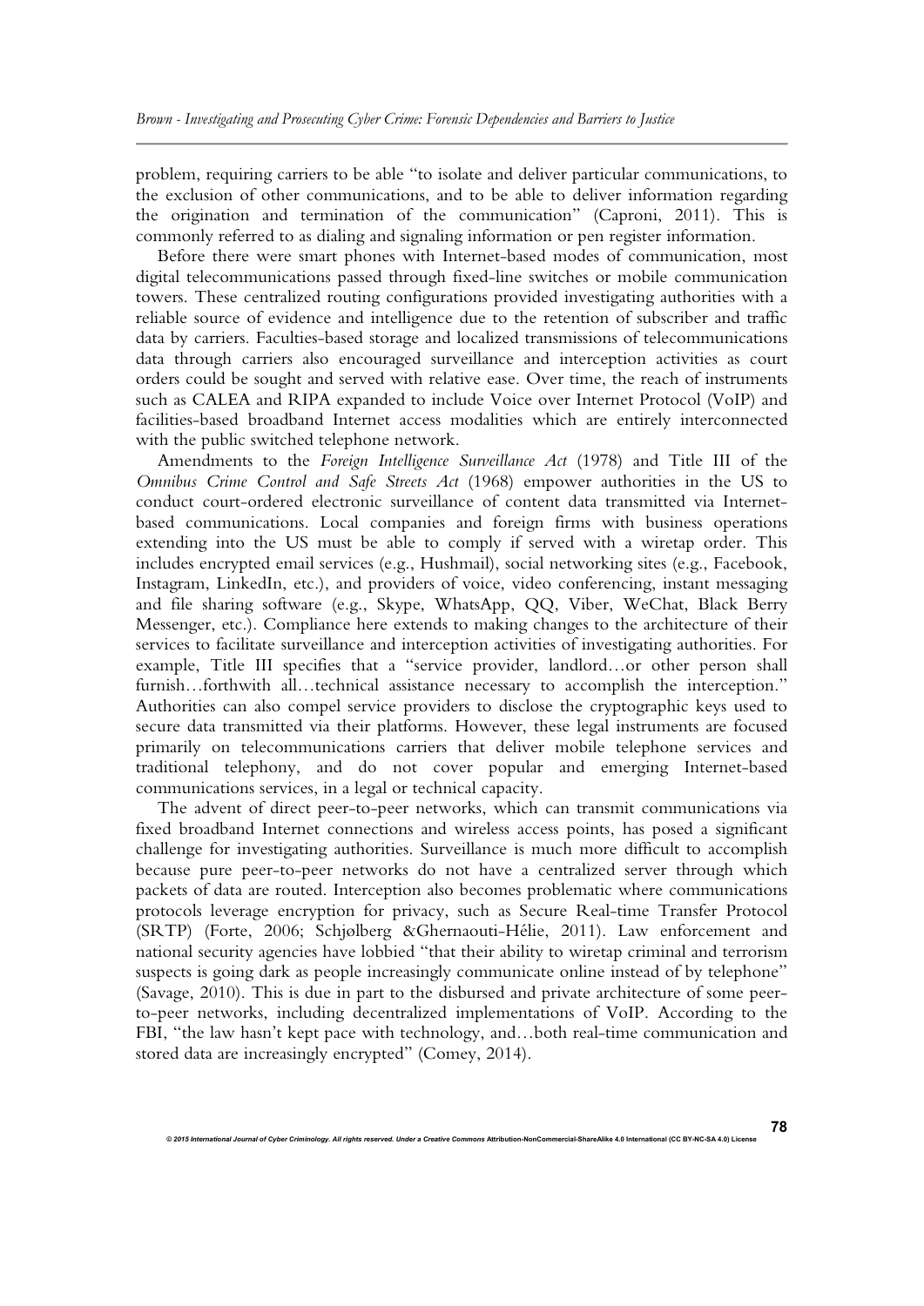problem, requiring carriers to be able "to isolate and deliver particular communications, to the exclusion of other communications, and to be able to deliver information regarding the origination and termination of the communication" (Caproni, 2011). This is commonly referred to as dialing and signaling information or pen register information.

Before there were smart phones with Internet-based modes of communication, most digital telecommunications passed through fixed-line switches or mobile communication towers. These centralized routing configurations provided investigating authorities with a reliable source of evidence and intelligence due to the retention of subscriber and traffic data by carriers. Faculties-based storage and localized transmissions of telecommunications data through carriers also encouraged surveillance and interception activities as court orders could be sought and served with relative ease. Over time, the reach of instruments such as CALEA and RIPA expanded to include Voice over Internet Protocol (VoIP) and facilities-based broadband Internet access modalities which are entirely interconnected with the public switched telephone network.

Amendments to the *Foreign Intelligence Surveillance Act* (1978) and Title III of the *Omnibus Crime Control and Safe Streets Act* (1968) empower authorities in the US to conduct court-ordered electronic surveillance of content data transmitted via Internet-based communications. Local companies and foreign firms with business operations extending into the US must be able to comply if served with a wiretap order. This includes encrypted email services (e.g., Hushmail), social networking sites (e.g., Facebook, Instagram, LinkedIn, etc.), and providers of voice, video conferencing, instant messaging and file sharing software (e.g., Skype, WhatsApp, QQ, Viber, WeChat, Black Berry Messenger, etc.). Compliance here extends to making changes to the architecture of their services to facilitate surveillance and interception activities of investigating authorities. For example, Title III specifies that a "service provider, landlord…or other person shall furnish…forthwith all…technical assistance necessary to accomplish the interception." Authorities can also compel service providers to disclose the cryptographic keys used to secure data transmitted via their platforms. However, these legal instruments are focused primarily on telecommunications carriers that deliver mobile telephone services and traditional telephony, and do not cover popular and emerging Internet-based communications services, in a legal or technical capacity.

The advent of direct peer-to-peer networks, which can transmit communications via fixed broadband Internet connections and wireless access points, has posed a significant challenge for investigating authorities. Surveillance is much more difficult to accomplish because pure peer-to-peer networks do not have a centralized server through which packets of data are routed. Interception also becomes problematic where communications protocols leverage encryption for privacy, such as Secure Real-time Transfer Protocol (SRTP) (Forte, 2006; Schjølberg &Ghernaouti-Hélie, 2011). Law enforcement and national security agencies have lobbied "that their ability to wiretap criminal and terrorism suspects is going dark as people increasingly communicate online instead of by telephone" (Savage, 2010). This is due in part to the disbursed and private architecture of some peer-to-peer networks, including decentralized implementations of VoIP. According to the FBI, "the law hasn't kept pace with technology, and…both real-time communication and stored data are increasingly encrypted" (Comey, 2014).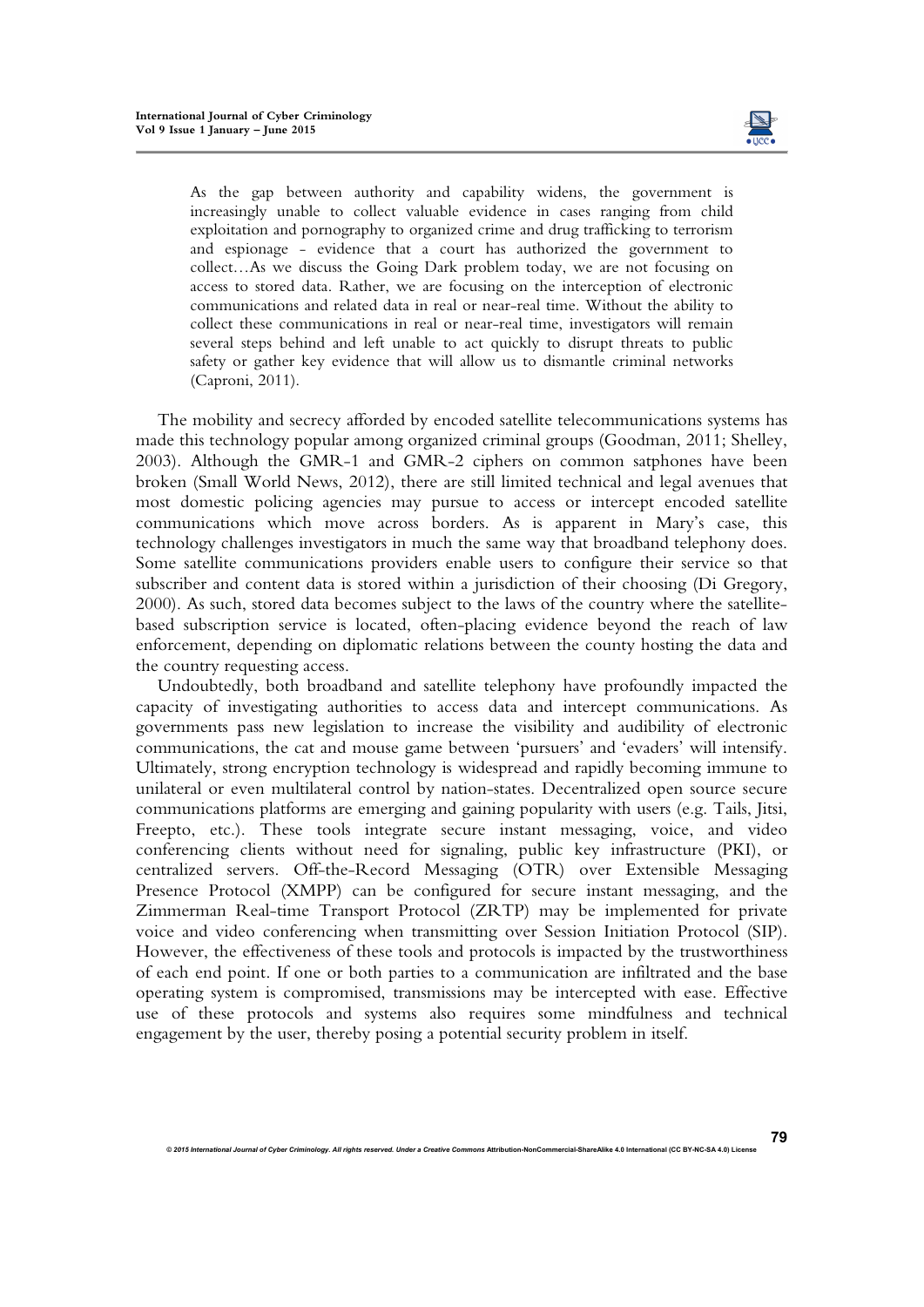> As the gap between authority and capability widens, the government is increasingly unable to collect valuable evidence in cases ranging from child exploitation and pornography to organized crime and drug trafficking to terrorism and espionage - evidence that a court has authorized the government to collect…As we discuss the Going Dark problem today, we are not focusing on access to stored data. Rather, we are focusing on the interception of electronic communications and related data in real or near-real time. Without the ability to collect these communications in real or near-real time, investigators will remain several steps behind and left unable to act quickly to disrupt threats to public safety or gather key evidence that will allow us to dismantle criminal networks (Caproni, 2011).

The mobility and secrecy afforded by encoded satellite telecommunications systems has made this technology popular among organized criminal groups (Goodman, 2011; Shelley, 2003). Although the GMR-1 and GMR-2 ciphers on common satphones have been broken (Small World News, 2012), there are still limited technical and legal avenues that most domestic policing agencies may pursue to access or intercept encoded satellite communications which move across borders. As is apparent in Mary's case, this technology challenges investigators in much the same way that broadband telephony does. Some satellite communications providers enable users to configure their service so that subscriber and content data is stored within a jurisdiction of their choosing (Di Gregory, 2000). As such, stored data becomes subject to the laws of the country where the satellite-based subscription service is located, often-placing evidence beyond the reach of law enforcement, depending on diplomatic relations between the county hosting the data and the country requesting access.

Undoubtedly, both broadband and satellite telephony have profoundly impacted the capacity of investigating authorities to access data and intercept communications. As governments pass new legislation to increase the visibility and audibility of electronic communications, the cat and mouse game between 'pursuers' and 'evaders' will intensify. Ultimately, strong encryption technology is widespread and rapidly becoming immune to unilateral or even multilateral control by nation-states. Decentralized open source secure communications platforms are emerging and gaining popularity with users (e.g. Tails, Jitsi, Freepto, etc.). These tools integrate secure instant messaging, voice, and video conferencing clients without need for signaling, public key infrastructure (PKI), or centralized servers. Off-the-Record Messaging (OTR) over Extensible Messaging Presence Protocol (XMPP) can be configured for secure instant messaging, and the Zimmerman Real-time Transport Protocol (ZRTP) may be implemented for private voice and video conferencing when transmitting over Session Initiation Protocol (SIP). However, the effectiveness of these tools and protocols is impacted by the trustworthiness of each end point. If one or both parties to a communication are infiltrated and the base operating system is compromised, transmissions may be intercepted with ease. Effective use of these protocols and systems also requires some mindfulness and technical engagement by the user, thereby posing a potential security problem in itself.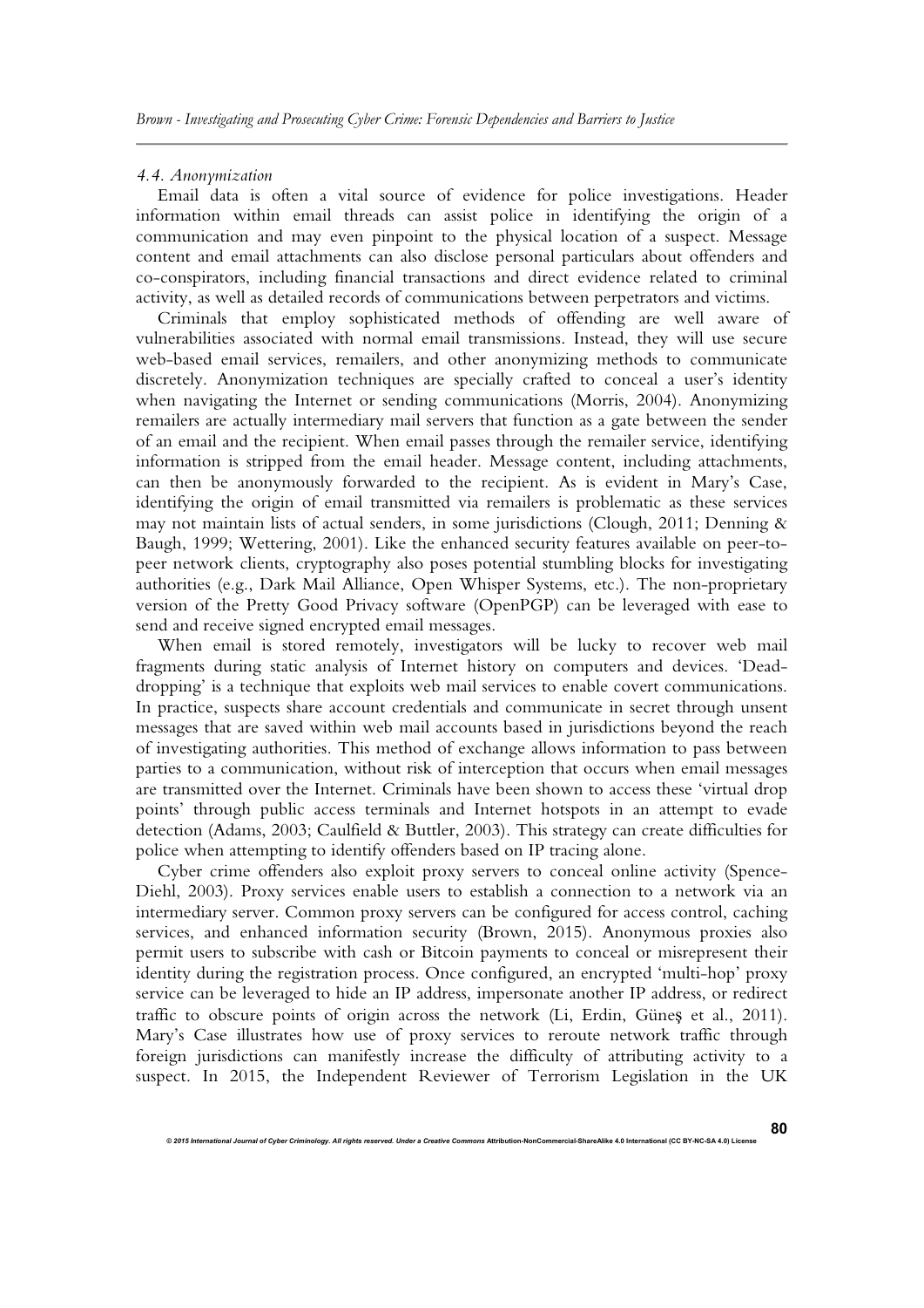### *4.4. Anonymization*

Email data is often a vital source of evidence for police investigations. Header information within email threads can assist police in identifying the origin of a communication and may even pinpoint to the physical location of a suspect. Message content and email attachments can also disclose personal particulars about offenders and co-conspirators, including financial transactions and direct evidence related to criminal activity, as well as detailed records of communications between perpetrators and victims.

Criminals that employ sophisticated methods of offending are well aware of vulnerabilities associated with normal email transmissions. Instead, they will use secure web-based email services, remailers, and other anonymizing methods to communicate discretely. Anonymization techniques are specially crafted to conceal a user's identity when navigating the Internet or sending communications (Morris, 2004). Anonymizing remailers are actually intermediary mail servers that function as a gate between the sender of an email and the recipient. When email passes through the remailer service, identifying information is stripped from the email header. Message content, including attachments, can then be anonymously forwarded to the recipient. As is evident in Mary's Case, identifying the origin of email transmitted via remailers is problematic as these services may not maintain lists of actual senders, in some jurisdictions (Clough, 2011; Denning & Baugh, 1999; Wettering, 2001). Like the enhanced security features available on peer-to-peer network clients, cryptography also poses potential stumbling blocks for investigating authorities (e.g., Dark Mail Alliance, Open Whisper Systems, etc.). The non-proprietary version of the Pretty Good Privacy software (OpenPGP) can be leveraged with ease to send and receive signed encrypted email messages.

When email is stored remotely, investigators will be lucky to recover web mail fragments during static analysis of Internet history on computers and devices. 'Dead-dropping' is a technique that exploits web mail services to enable covert communications. In practice, suspects share account credentials and communicate in secret through unsent messages that are saved within web mail accounts based in jurisdictions beyond the reach of investigating authorities. This method of exchange allows information to pass between parties to a communication, without risk of interception that occurs when email messages are transmitted over the Internet. Criminals have been shown to access these 'virtual drop points' through public access terminals and Internet hotspots in an attempt to evade detection (Adams, 2003; Caulfield & Buttler, 2003). This strategy can create difficulties for police when attempting to identify offenders based on IP tracing alone.

Cyber crime offenders also exploit proxy servers to conceal online activity (Spence-Diehl, 2003). Proxy services enable users to establish a connection to a network via an intermediary server. Common proxy servers can be configured for access control, caching services, and enhanced information security (Brown, 2015). Anonymous proxies also permit users to subscribe with cash or Bitcoin payments to conceal or misrepresent their identity during the registration process. Once configured, an encrypted 'multi-hop' proxy service can be leveraged to hide an IP address, impersonate another IP address, or redirect traffic to obscure points of origin across the network (Li, Erdin, Güneş et al., 2011). Mary's Case illustrates how use of proxy services to reroute network traffic through foreign jurisdictions can manifestly increase the difficulty of attributing activity to a suspect. In 2015, the Independent Reviewer of Terrorism Legislation in the UK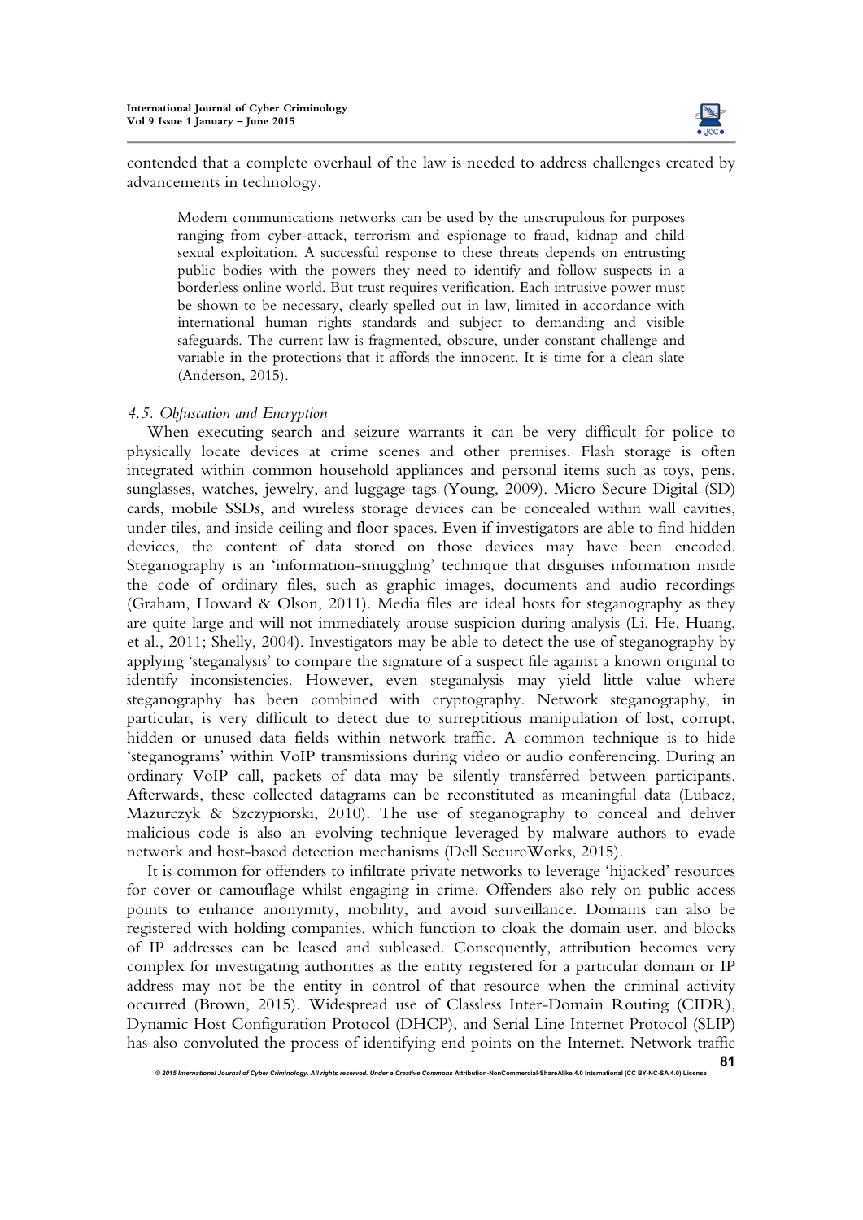contended that a complete overhaul of the law is needed to address challenges created by advancements in technology.

> Modern communications networks can be used by the unscrupulous for purposes ranging from cyber-attack, terrorism and espionage to fraud, kidnap and child sexual exploitation. A successful response to these threats depends on entrusting public bodies with the powers they need to identify and follow suspects in a borderless online world. But trust requires verification. Each intrusive power must be shown to be necessary, clearly spelled out in law, limited in accordance with international human rights standards and subject to demanding and visible safeguards. The current law is fragmented, obscure, under constant challenge and variable in the protections that it affords the innocent. It is time for a clean slate (Anderson, 2015).

#### *4.5. Obfuscation and Encryption*

When executing search and seizure warrants it can be very difficult for police to physically locate devices at crime scenes and other premises. Flash storage is often integrated within common household appliances and personal items such as toys, pens, sunglasses, watches, jewelry, and luggage tags (Young, 2009). Micro Secure Digital (SD) cards, mobile SSDs, and wireless storage devices can be concealed within wall cavities, under tiles, and inside ceiling and floor spaces. Even if investigators are able to find hidden devices, the content of data stored on those devices may have been encoded. Steganography is an 'information-smuggling' technique that disguises information inside the code of ordinary files, such as graphic images, documents and audio recordings (Graham, Howard & Olson, 2011). Media files are ideal hosts for steganography as they are quite large and will not immediately arouse suspicion during analysis (Li, He, Huang, et al., 2011; Shelly, 2004). Investigators may be able to detect the use of steganography by applying 'steganalysis' to compare the signature of a suspect file against a known original to identify inconsistencies. However, even steganalysis may yield little value where steganography has been combined with cryptography. Network steganography, in particular, is very difficult to detect due to surreptitious manipulation of lost, corrupt, hidden or unused data fields within network traffic. A common technique is to hide 'steganograms' within VoIP transmissions during video or audio conferencing. During an ordinary VoIP call, packets of data may be silently transferred between participants. Afterwards, these collected datagrams can be reconstituted as meaningful data (Lubacz, Mazurczyk & Szczypiorski, 2010). The use of steganography to conceal and deliver malicious code is also an evolving technique leveraged by malware authors to evade network and host-based detection mechanisms (Dell SecureWorks, 2015).

It is common for offenders to infiltrate private networks to leverage 'hijacked' resources for cover or camouflage whilst engaging in crime. Offenders also rely on public access points to enhance anonymity, mobility, and avoid surveillance. Domains can also be registered with holding companies, which function to cloak the domain user, and blocks of IP addresses can be leased and subleased. Consequently, attribution becomes very complex for investigating authorities as the entity registered for a particular domain or IP address may not be the entity in control of that resource when the criminal activity occurred (Brown, 2015). Widespread use of Classless Inter-Domain Routing (CIDR), Dynamic Host Configuration Protocol (DHCP), and Serial Line Internet Protocol (SLIP) has also convoluted the process of identifying end points on the Internet. Network traffic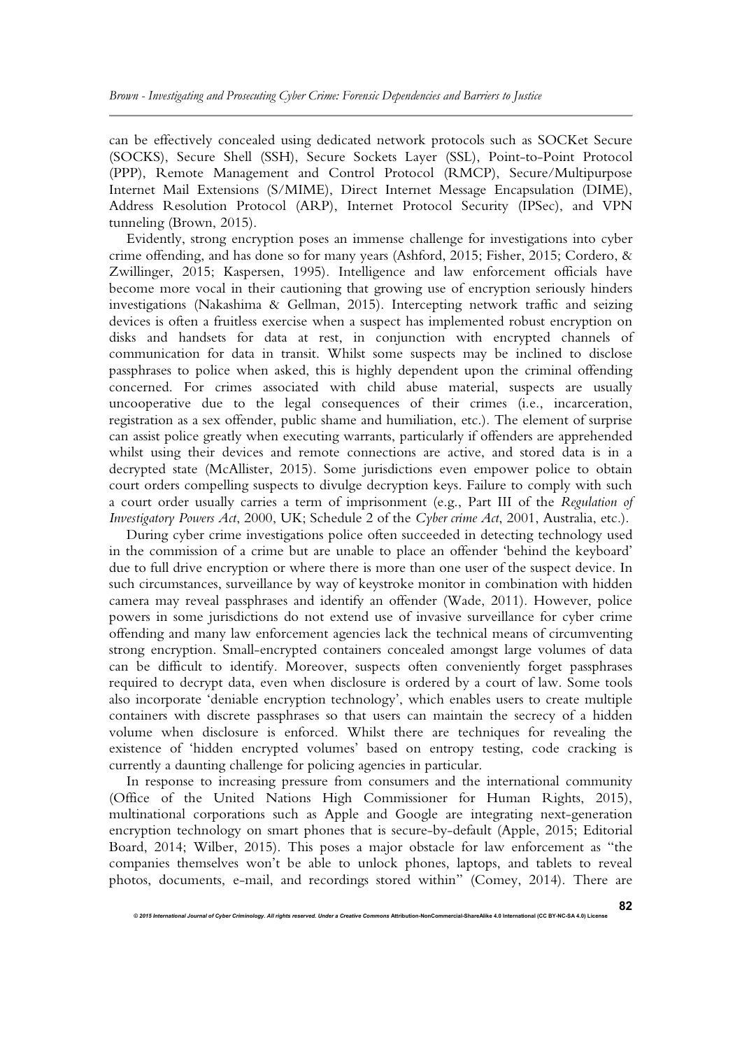can be effectively concealed using dedicated network protocols such as SOCKet Secure (SOCKS), Secure Shell (SSH), Secure Sockets Layer (SSL), Point-to-Point Protocol (PPP), Remote Management and Control Protocol (RMCP), Secure/Multipurpose Internet Mail Extensions (S/MIME), Direct Internet Message Encapsulation (DIME), Address Resolution Protocol (ARP), Internet Protocol Security (IPSec), and VPN tunneling (Brown, 2015).

Evidently, strong encryption poses an immense challenge for investigations into cyber crime offending, and has done so for many years (Ashford, 2015; Fisher, 2015; Cordero, & Zwillinger, 2015; Kaspersen, 1995). Intelligence and law enforcement officials have become more vocal in their cautioning that growing use of encryption seriously hinders investigations (Nakashima & Gellman, 2015). Intercepting network traffic and seizing devices is often a fruitless exercise when a suspect has implemented robust encryption on disks and handsets for data at rest, in conjunction with encrypted channels of communication for data in transit. Whilst some suspects may be inclined to disclose passphrases to police when asked, this is highly dependent upon the criminal offending concerned. For crimes associated with child abuse material, suspects are usually uncooperative due to the legal consequences of their crimes (i.e., incarceration, registration as a sex offender, public shame and humiliation, etc.). The element of surprise can assist police greatly when executing warrants, particularly if offenders are apprehended whilst using their devices and remote connections are active, and stored data is in a decrypted state (McAllister, 2015). Some jurisdictions even empower police to obtain court orders compelling suspects to divulge decryption keys. Failure to comply with such a court order usually carries a term of imprisonment (e.g., Part III of the *Regulation of Investigatory Powers Act*, 2000, UK; Schedule 2 of the *Cyber crime Act*, 2001, Australia, etc.).

During cyber crime investigations police often succeeded in detecting technology used in the commission of a crime but are unable to place an offender 'behind the keyboard' due to full drive encryption or where there is more than one user of the suspect device. In such circumstances, surveillance by way of keystroke monitor in combination with hidden camera may reveal passphrases and identify an offender (Wade, 2011). However, police powers in some jurisdictions do not extend use of invasive surveillance for cyber crime offending and many law enforcement agencies lack the technical means of circumventing strong encryption. Small-encrypted containers concealed amongst large volumes of data can be difficult to identify. Moreover, suspects often conveniently forget passphrases required to decrypt data, even when disclosure is ordered by a court of law. Some tools also incorporate 'deniable encryption technology', which enables users to create multiple containers with discrete passphrases so that users can maintain the secrecy of a hidden volume when disclosure is enforced. Whilst there are techniques for revealing the existence of 'hidden encrypted volumes' based on entropy testing, code cracking is currently a daunting challenge for policing agencies in particular.

In response to increasing pressure from consumers and the international community (Office of the United Nations High Commissioner for Human Rights, 2015), multinational corporations such as Apple and Google are integrating next-generation encryption technology on smart phones that is secure-by-default (Apple, 2015; Editorial Board, 2014; Wilber, 2015). This poses a major obstacle for law enforcement as "the companies themselves won't be able to unlock phones, laptops, and tablets to reveal photos, documents, e-mail, and recordings stored within" (Comey, 2014). There are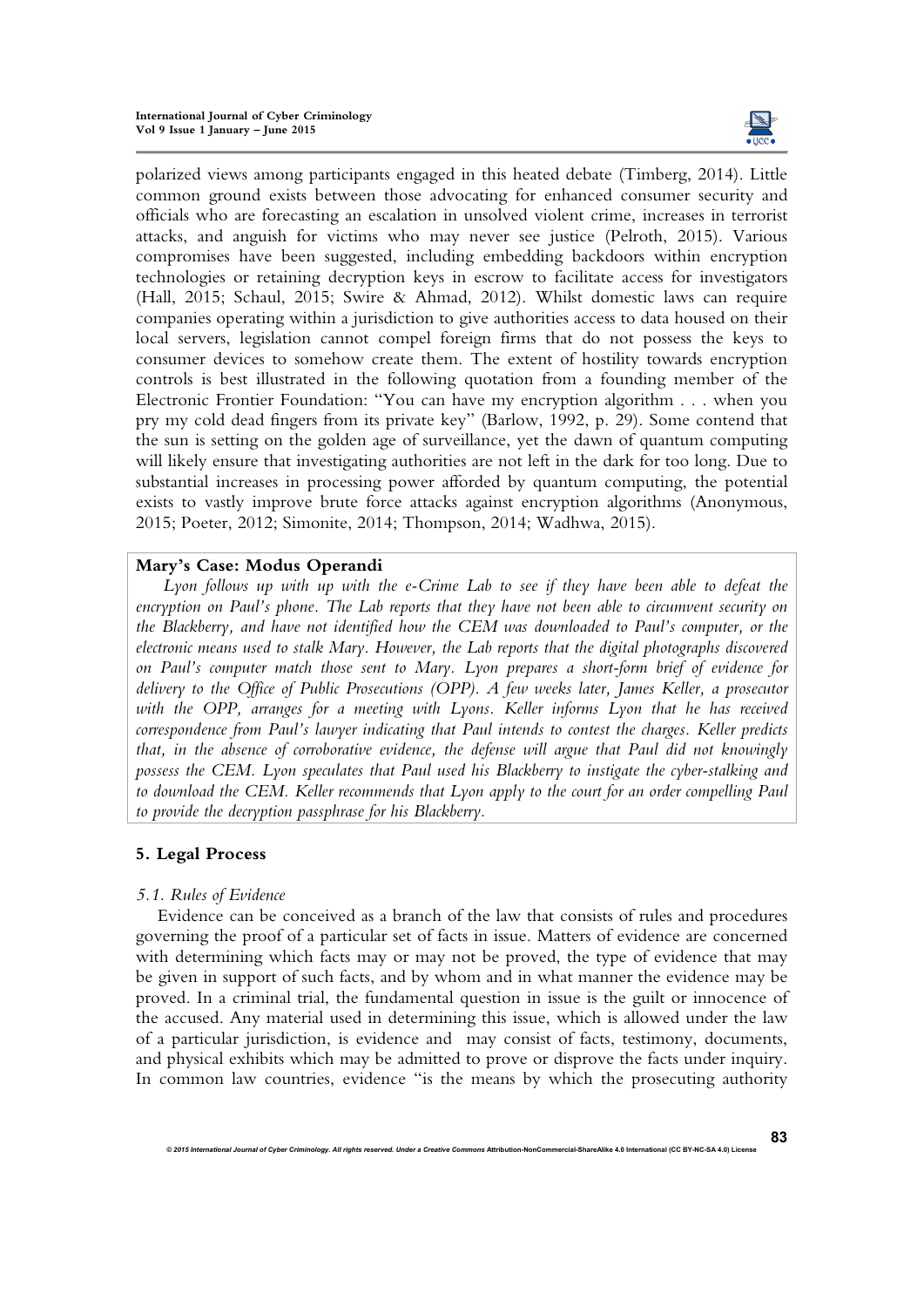polarized views among participants engaged in this heated debate (Timberg, 2014). Little common ground exists between those advocating for enhanced consumer security and officials who are forecasting an escalation in unsolved violent crime, increases in terrorist attacks, and anguish for victims who may never see justice (Pelroth, 2015). Various compromises have been suggested, including embedding backdoors within encryption technologies or retaining decryption keys in escrow to facilitate access for investigators (Hall, 2015; Schaul, 2015; Swire & Ahmad, 2012). Whilst domestic laws can require companies operating within a jurisdiction to give authorities access to data housed on their local servers, legislation cannot compel foreign firms that do not possess the keys to consumer devices to somehow create them. The extent of hostility towards encryption controls is best illustrated in the following quotation from a founding member of the Electronic Frontier Foundation: "You can have my encryption algorithm . . . when you pry my cold dead fingers from its private key" (Barlow, 1992, p. 29). Some contend that the sun is setting on the golden age of surveillance, yet the dawn of quantum computing will likely ensure that investigating authorities are not left in the dark for too long. Due to substantial increases in processing power afforded by quantum computing, the potential exists to vastly improve brute force attacks against encryption algorithms (Anonymous, 2015; Poeter, 2012; Simonite, 2014; Thompson, 2014; Wadhwa, 2015).

> **Mary's Case: Modus Operandi**
>
> *Lyon follows up with up with the e-Crime Lab to see if they have been able to defeat the encryption on Paul's phone. The Lab reports that they have not been able to circumvent security on the Blackberry, and have not identified how the CEM was downloaded to Paul's computer, or the electronic means used to stalk Mary. However, the Lab reports that the digital photographs discovered on Paul's computer match those sent to Mary. Lyon prepares a short-form brief of evidence for delivery to the Office of Public Prosecutions (OPP). A few weeks later, James Keller, a prosecutor with the OPP, arranges for a meeting with Lyons. Keller informs Lyon that he has received correspondence from Paul's lawyer indicating that Paul intends to contest the charges. Keller predicts that, in the absence of corroborative evidence, the defense will argue that Paul did not knowingly possess the CEM. Lyon speculates that Paul used his Blackberry to instigate the cyber-stalking and to download the CEM. Keller recommends that Lyon apply to the court for an order compelling Paul to provide the decryption passphrase for his Blackberry.*

## 5. Legal Process

### *5.1. Rules of Evidence*

Evidence can be conceived as a branch of the law that consists of rules and procedures governing the proof of a particular set of facts in issue. Matters of evidence are concerned with determining which facts may or may not be proved, the type of evidence that may be given in support of such facts, and by whom and in what manner the evidence may be proved. In a criminal trial, the fundamental question in issue is the guilt or innocence of the accused. Any material used in determining this issue, which is allowed under the law of a particular jurisdiction, is evidence and may consist of facts, testimony, documents, and physical exhibits which may be admitted to prove or disprove the facts under inquiry. In common law countries, evidence "is the means by which the prosecuting authority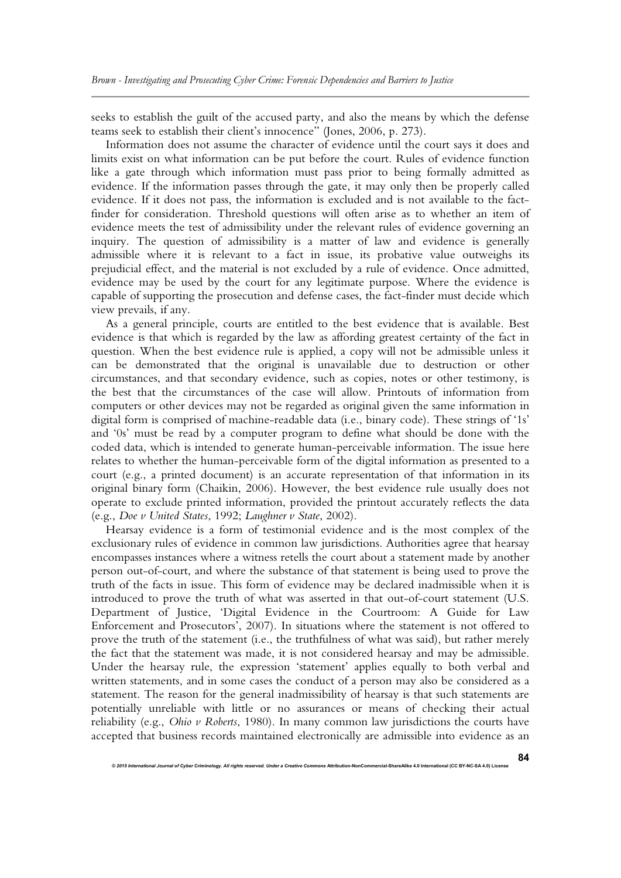seeks to establish the guilt of the accused party, and also the means by which the defense teams seek to establish their client's innocence" (Jones, 2006, p. 273).

Information does not assume the character of evidence until the court says it does and limits exist on what information can be put before the court. Rules of evidence function like a gate through which information must pass prior to being formally admitted as evidence. If the information passes through the gate, it may only then be properly called evidence. If it does not pass, the information is excluded and is not available to the fact-finder for consideration. Threshold questions will often arise as to whether an item of evidence meets the test of admissibility under the relevant rules of evidence governing an inquiry. The question of admissibility is a matter of law and evidence is generally admissible where it is relevant to a fact in issue, its probative value outweighs its prejudicial effect, and the material is not excluded by a rule of evidence. Once admitted, evidence may be used by the court for any legitimate purpose. Where the evidence is capable of supporting the prosecution and defense cases, the fact-finder must decide which view prevails, if any.

As a general principle, courts are entitled to the best evidence that is available. Best evidence is that which is regarded by the law as affording greatest certainty of the fact in question. When the best evidence rule is applied, a copy will not be admissible unless it can be demonstrated that the original is unavailable due to destruction or other circumstances, and that secondary evidence, such as copies, notes or other testimony, is the best that the circumstances of the case will allow. Printouts of information from computers or other devices may not be regarded as original given the same information in digital form is comprised of machine-readable data (i.e., binary code). These strings of '1s' and '0s' must be read by a computer program to define what should be done with the coded data, which is intended to generate human-perceivable information. The issue here relates to whether the human-perceivable form of the digital information as presented to a court (e.g., a printed document) is an accurate representation of that information in its original binary form (Chaikin, 2006). However, the best evidence rule usually does not operate to exclude printed information, provided the printout accurately reflects the data (e.g., *Doe v United States*, 1992; *Laughner v State*, 2002).

Hearsay evidence is a form of testimonial evidence and is the most complex of the exclusionary rules of evidence in common law jurisdictions. Authorities agree that hearsay encompasses instances where a witness retells the court about a statement made by another person out-of-court, and where the substance of that statement is being used to prove the truth of the facts in issue. This form of evidence may be declared inadmissible when it is introduced to prove the truth of what was asserted in that out-of-court statement (U.S. Department of Justice, 'Digital Evidence in the Courtroom: A Guide for Law Enforcement and Prosecutors', 2007). In situations where the statement is not offered to prove the truth of the statement (i.e., the truthfulness of what was said), but rather merely the fact that the statement was made, it is not considered hearsay and may be admissible. Under the hearsay rule, the expression 'statement' applies equally to both verbal and written statements, and in some cases the conduct of a person may also be considered as a statement. The reason for the general inadmissibility of hearsay is that such statements are potentially unreliable with little or no assurances or means of checking their actual reliability (e.g., *Ohio v Roberts*, 1980). In many common law jurisdictions the courts have accepted that business records maintained electronically are admissible into evidence as an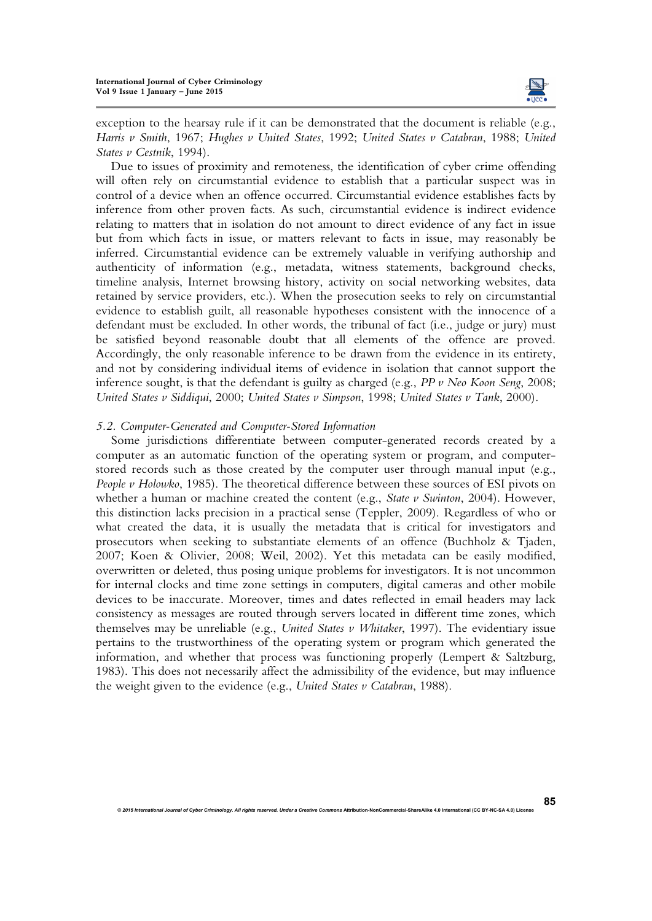exception to the hearsay rule if it can be demonstrated that the document is reliable (e.g., *Harris v Smith*, 1967; *Hughes v United States*, 1992; *United States v Catabran*, 1988; *United States v Cestnik*, 1994).

Due to issues of proximity and remoteness, the identification of cyber crime offending will often rely on circumstantial evidence to establish that a particular suspect was in control of a device when an offence occurred. Circumstantial evidence establishes facts by inference from other proven facts. As such, circumstantial evidence is indirect evidence relating to matters that in isolation do not amount to direct evidence of any fact in issue but from which facts in issue, or matters relevant to facts in issue, may reasonably be inferred. Circumstantial evidence can be extremely valuable in verifying authorship and authenticity of information (e.g., metadata, witness statements, background checks, timeline analysis, Internet browsing history, activity on social networking websites, data retained by service providers, etc.). When the prosecution seeks to rely on circumstantial evidence to establish guilt, all reasonable hypotheses consistent with the innocence of a defendant must be excluded. In other words, the tribunal of fact (i.e., judge or jury) must be satisfied beyond reasonable doubt that all elements of the offence are proved. Accordingly, the only reasonable inference to be drawn from the evidence in its entirety, and not by considering individual items of evidence in isolation that cannot support the inference sought, is that the defendant is guilty as charged (e.g., *PP v Neo Koon Seng*, 2008; *United States v Siddiqui*, 2000; *United States v Simpson*, 1998; *United States v Tank*, 2000).

### *5.2. Computer-Generated and Computer-Stored Information*

Some jurisdictions differentiate between computer-generated records created by a computer as an automatic function of the operating system or program, and computer-stored records such as those created by the computer user through manual input (e.g., *People v Holowko*, 1985). The theoretical difference between these sources of ESI pivots on whether a human or machine created the content (e.g., *State v Swinton*, 2004). However, this distinction lacks precision in a practical sense (Teppler, 2009). Regardless of who or what created the data, it is usually the metadata that is critical for investigators and prosecutors when seeking to substantiate elements of an offence (Buchholz & Tjaden, 2007; Koen & Olivier, 2008; Weil, 2002). Yet this metadata can be easily modified, overwritten or deleted, thus posing unique problems for investigators. It is not uncommon for internal clocks and time zone settings in computers, digital cameras and other mobile devices to be inaccurate. Moreover, times and dates reflected in email headers may lack consistency as messages are routed through servers located in different time zones, which themselves may be unreliable (e.g., *United States v Whitaker*, 1997). The evidentiary issue pertains to the trustworthiness of the operating system or program which generated the information, and whether that process was functioning properly (Lempert & Saltzburg, 1983). This does not necessarily affect the admissibility of the evidence, but may influence the weight given to the evidence (e.g., *United States v Catabran*, 1988).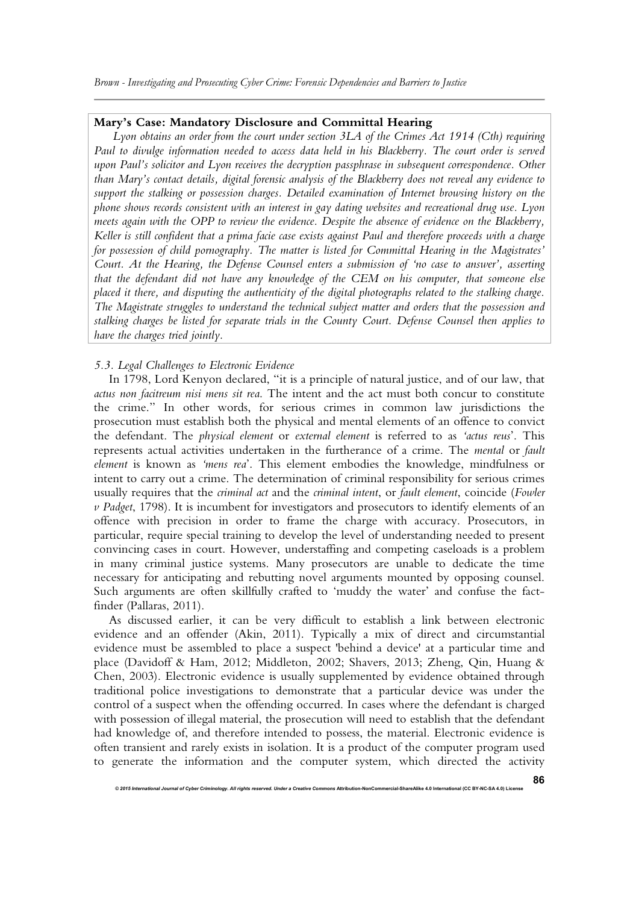**Mary's Case: Mandatory Disclosure and Committal Hearing**

*Lyon obtains an order from the court under section 3LA of the Crimes Act 1914 (Cth) requiring Paul to divulge information needed to access data held in his Blackberry. The court order is served upon Paul's solicitor and Lyon receives the decryption passphrase in subsequent correspondence. Other than Mary's contact details, digital forensic analysis of the Blackberry does not reveal any evidence to support the stalking or possession charges. Detailed examination of Internet browsing history on the phone shows records consistent with an interest in gay dating websites and recreational drug use. Lyon meets again with the OPP to review the evidence. Despite the absence of evidence on the Blackberry, Keller is still confident that a prima facie case exists against Paul and therefore proceeds with a charge for possession of child pornography. The matter is listed for Committal Hearing in the Magistrates' Court. At the Hearing, the Defense Counsel enters a submission of 'no case to answer', asserting that the defendant did not have any knowledge of the CEM on his computer, that someone else placed it there, and disputing the authenticity of the digital photographs related to the stalking charge. The Magistrate struggles to understand the technical subject matter and orders that the possession and stalking charges be listed for separate trials in the County Court. Defense Counsel then applies to have the charges tried jointly.*

### *5.3. Legal Challenges to Electronic Evidence*

In 1798, Lord Kenyon declared, "it is a principle of natural justice, and of our law, that *actus non facitreum nisi mens sit rea*. The intent and the act must both concur to constitute the crime." In other words, for serious crimes in common law jurisdictions the prosecution must establish both the physical and mental elements of an offence to convict the defendant. The *physical element* or *external element* is referred to as *'actus reus'*. This represents actual activities undertaken in the furtherance of a crime. The *mental* or *fault element* is known as *'mens rea'*. This element embodies the knowledge, mindfulness or intent to carry out a crime. The determination of criminal responsibility for serious crimes usually requires that the *criminal act* and the *criminal intent*, or *fault element*, coincide (*Fowler v Padget*, 1798). It is incumbent for investigators and prosecutors to identify elements of an offence with precision in order to frame the charge with accuracy. Prosecutors, in particular, require special training to develop the level of understanding needed to present convincing cases in court. However, understaffing and competing caseloads is a problem in many criminal justice systems. Many prosecutors are unable to dedicate the time necessary for anticipating and rebutting novel arguments mounted by opposing counsel. Such arguments are often skillfully crafted to 'muddy the water' and confuse the fact-finder (Pallaras, 2011).

As discussed earlier, it can be very difficult to establish a link between electronic evidence and an offender (Akin, 2011). Typically a mix of direct and circumstantial evidence must be assembled to place a suspect 'behind a device' at a particular time and place (Davidoff & Ham, 2012; Middleton, 2002; Shavers, 2013; Zheng, Qin, Huang & Chen, 2003). Electronic evidence is usually supplemented by evidence obtained through traditional police investigations to demonstrate that a particular device was under the control of a suspect when the offending occurred. In cases where the defendant is charged with possession of illegal material, the prosecution will need to establish that the defendant had knowledge of, and therefore intended to possess, the material. Electronic evidence is often transient and rarely exists in isolation. It is a product of the computer program used to generate the information and the computer system, which directed the activity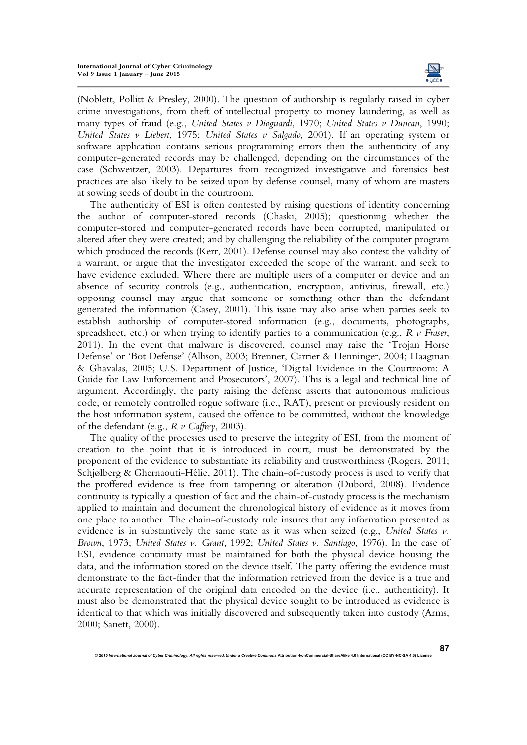(Noblett, Pollitt & Presley, 2000). The question of authorship is regularly raised in cyber crime investigations, from theft of intellectual property to money laundering, as well as many types of fraud (e.g., *United States v Dioguardi*, 1970; *United States v Duncan*, 1990; *United States v Liebert*, 1975; *United States v Salgado*, 2001). If an operating system or software application contains serious programming errors then the authenticity of any computer-generated records may be challenged, depending on the circumstances of the case (Schweitzer, 2003). Departures from recognized investigative and forensics best practices are also likely to be seized upon by defense counsel, many of whom are masters at sowing seeds of doubt in the courtroom.

The authenticity of ESI is often contested by raising questions of identity concerning the author of computer-stored records (Chaski, 2005); questioning whether the computer-stored and computer-generated records have been corrupted, manipulated or altered after they were created; and by challenging the reliability of the computer program which produced the records (Kerr, 2001). Defense counsel may also contest the validity of a warrant, or argue that the investigator exceeded the scope of the warrant, and seek to have evidence excluded. Where there are multiple users of a computer or device and an absence of security controls (e.g., authentication, encryption, antivirus, firewall, etc.) opposing counsel may argue that someone or something other than the defendant generated the information (Casey, 2001). This issue may also arise when parties seek to establish authorship of computer-stored information (e.g., documents, photographs, spreadsheet, etc.) or when trying to identify parties to a communication (e.g., *R v Fraser*, 2011). In the event that malware is discovered, counsel may raise the 'Trojan Horse Defense' or 'Bot Defense' (Allison, 2003; Brenner, Carrier & Henninger, 2004; Haagman & Ghavalas, 2005; U.S. Department of Justice, 'Digital Evidence in the Courtroom: A Guide for Law Enforcement and Prosecutors', 2007). This is a legal and technical line of argument. Accordingly, the party raising the defense asserts that autonomous malicious code, or remotely controlled rogue software (i.e., RAT), present or previously resident on the host information system, caused the offence to be committed, without the knowledge of the defendant (e.g., *R v Caffrey*, 2003).

The quality of the processes used to preserve the integrity of ESI, from the moment of creation to the point that it is introduced in court, must be demonstrated by the proponent of the evidence to substantiate its reliability and trustworthiness (Rogers, 2011; Schjølberg & Ghernaouti-Hélie, 2011). The chain-of-custody process is used to verify that the proffered evidence is free from tampering or alteration (Dubord, 2008). Evidence continuity is typically a question of fact and the chain-of-custody process is the mechanism applied to maintain and document the chronological history of evidence as it moves from one place to another. The chain-of-custody rule insures that any information presented as evidence is in substantively the same state as it was when seized (e.g., *United States v. Brown*, 1973; *United States v. Grant*, 1992; *United States v. Santiago*, 1976). In the case of ESI, evidence continuity must be maintained for both the physical device housing the data, and the information stored on the device itself. The party offering the evidence must demonstrate to the fact-finder that the information retrieved from the device is a true and accurate representation of the original data encoded on the device (i.e., authenticity). It must also be demonstrated that the physical device sought to be introduced as evidence is identical to that which was initially discovered and subsequently taken into custody (Arms, 2000; Sanett, 2000).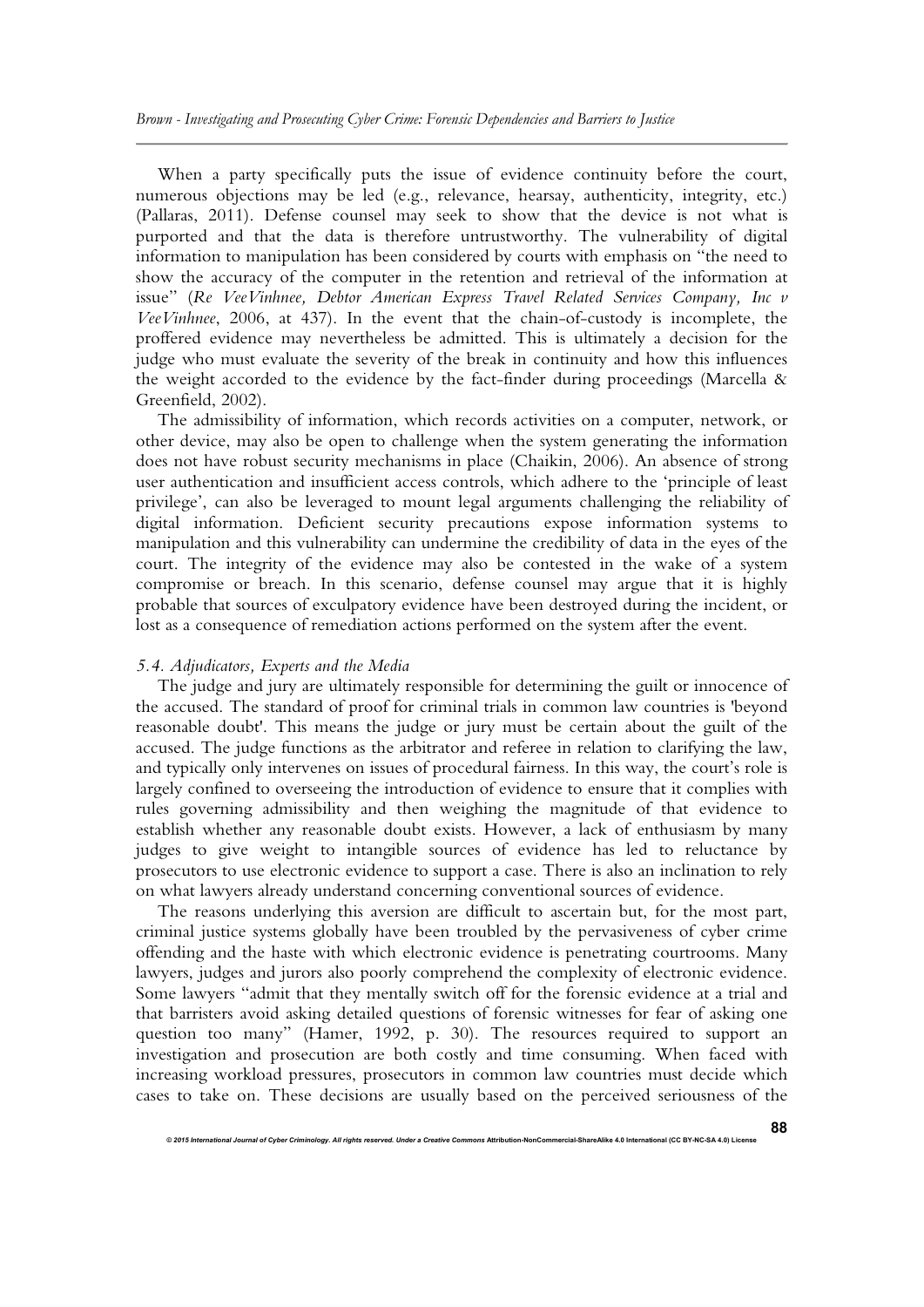When a party specifically puts the issue of evidence continuity before the court, numerous objections may be led (e.g., relevance, hearsay, authenticity, integrity, etc.) (Pallaras, 2011). Defense counsel may seek to show that the device is not what is purported and that the data is therefore untrustworthy. The vulnerability of digital information to manipulation has been considered by courts with emphasis on "the need to show the accuracy of the computer in the retention and retrieval of the information at issue" (*Re VeeVinhnee, Debtor American Express Travel Related Services Company, Inc v VeeVinhnee*, 2006, at 437). In the event that the chain-of-custody is incomplete, the proffered evidence may nevertheless be admitted. This is ultimately a decision for the judge who must evaluate the severity of the break in continuity and how this influences the weight accorded to the evidence by the fact-finder during proceedings (Marcella & Greenfield, 2002).

The admissibility of information, which records activities on a computer, network, or other device, may also be open to challenge when the system generating the information does not have robust security mechanisms in place (Chaikin, 2006). An absence of strong user authentication and insufficient access controls, which adhere to the 'principle of least privilege', can also be leveraged to mount legal arguments challenging the reliability of digital information. Deficient security precautions expose information systems to manipulation and this vulnerability can undermine the credibility of data in the eyes of the court. The integrity of the evidence may also be contested in the wake of a system compromise or breach. In this scenario, defense counsel may argue that it is highly probable that sources of exculpatory evidence have been destroyed during the incident, or lost as a consequence of remediation actions performed on the system after the event.

### *5.4. Adjudicators, Experts and the Media*

The judge and jury are ultimately responsible for determining the guilt or innocence of the accused. The standard of proof for criminal trials in common law countries is 'beyond reasonable doubt'. This means the judge or jury must be certain about the guilt of the accused. The judge functions as the arbitrator and referee in relation to clarifying the law, and typically only intervenes on issues of procedural fairness. In this way, the court's role is largely confined to overseeing the introduction of evidence to ensure that it complies with rules governing admissibility and then weighing the magnitude of that evidence to establish whether any reasonable doubt exists. However, a lack of enthusiasm by many judges to give weight to intangible sources of evidence has led to reluctance by prosecutors to use electronic evidence to support a case. There is also an inclination to rely on what lawyers already understand concerning conventional sources of evidence.

The reasons underlying this aversion are difficult to ascertain but, for the most part, criminal justice systems globally have been troubled by the pervasiveness of cyber crime offending and the haste with which electronic evidence is penetrating courtrooms. Many lawyers, judges and jurors also poorly comprehend the complexity of electronic evidence. Some lawyers "admit that they mentally switch off for the forensic evidence at a trial and that barristers avoid asking detailed questions of forensic witnesses for fear of asking one question too many" (Hamer, 1992, p. 30). The resources required to support an investigation and prosecution are both costly and time consuming. When faced with increasing workload pressures, prosecutors in common law countries must decide which cases to take on. These decisions are usually based on the perceived seriousness of the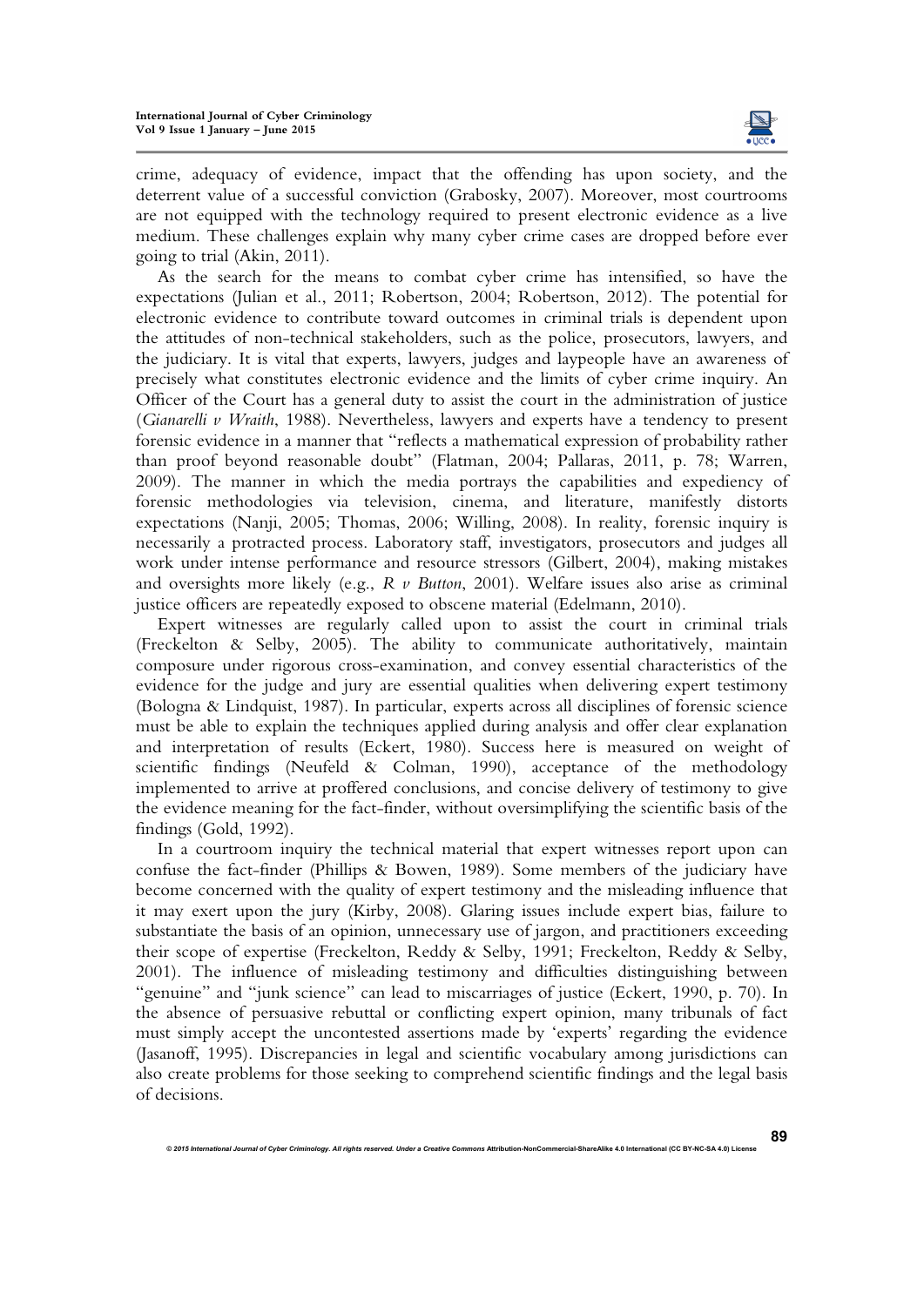crime, adequacy of evidence, impact that the offending has upon society, and the deterrent value of a successful conviction (Grabosky, 2007). Moreover, most courtrooms are not equipped with the technology required to present electronic evidence as a live medium. These challenges explain why many cyber crime cases are dropped before ever going to trial (Akin, 2011).

As the search for the means to combat cyber crime has intensified, so have the expectations (Julian et al., 2011; Robertson, 2004; Robertson, 2012). The potential for electronic evidence to contribute toward outcomes in criminal trials is dependent upon the attitudes of non-technical stakeholders, such as the police, prosecutors, lawyers, and the judiciary. It is vital that experts, lawyers, judges and laypeople have an awareness of precisely what constitutes electronic evidence and the limits of cyber crime inquiry. An Officer of the Court has a general duty to assist the court in the administration of justice (*Gianarelli v Wraith*, 1988). Nevertheless, lawyers and experts have a tendency to present forensic evidence in a manner that "reflects a mathematical expression of probability rather than proof beyond reasonable doubt" (Flatman, 2004; Pallaras, 2011, p. 78; Warren, 2009). The manner in which the media portrays the capabilities and expediency of forensic methodologies via television, cinema, and literature, manifestly distorts expectations (Nanji, 2005; Thomas, 2006; Willing, 2008). In reality, forensic inquiry is necessarily a protracted process. Laboratory staff, investigators, prosecutors and judges all work under intense performance and resource stressors (Gilbert, 2004), making mistakes and oversights more likely (e.g., *R v Button*, 2001). Welfare issues also arise as criminal justice officers are repeatedly exposed to obscene material (Edelmann, 2010).

Expert witnesses are regularly called upon to assist the court in criminal trials (Freckelton & Selby, 2005). The ability to communicate authoritatively, maintain composure under rigorous cross-examination, and convey essential characteristics of the evidence for the judge and jury are essential qualities when delivering expert testimony (Bologna & Lindquist, 1987). In particular, experts across all disciplines of forensic science must be able to explain the techniques applied during analysis and offer clear explanation and interpretation of results (Eckert, 1980). Success here is measured on weight of scientific findings (Neufeld & Colman, 1990), acceptance of the methodology implemented to arrive at proffered conclusions, and concise delivery of testimony to give the evidence meaning for the fact-finder, without oversimplifying the scientific basis of the findings (Gold, 1992).

In a courtroom inquiry the technical material that expert witnesses report upon can confuse the fact-finder (Phillips & Bowen, 1989). Some members of the judiciary have become concerned with the quality of expert testimony and the misleading influence that it may exert upon the jury (Kirby, 2008). Glaring issues include expert bias, failure to substantiate the basis of an opinion, unnecessary use of jargon, and practitioners exceeding their scope of expertise (Freckelton, Reddy & Selby, 1991; Freckelton, Reddy & Selby, 2001). The influence of misleading testimony and difficulties distinguishing between "genuine" and "junk science" can lead to miscarriages of justice (Eckert, 1990, p. 70). In the absence of persuasive rebuttal or conflicting expert opinion, many tribunals of fact must simply accept the uncontested assertions made by 'experts' regarding the evidence (Jasanoff, 1995). Discrepancies in legal and scientific vocabulary among jurisdictions can also create problems for those seeking to comprehend scientific findings and the legal basis of decisions.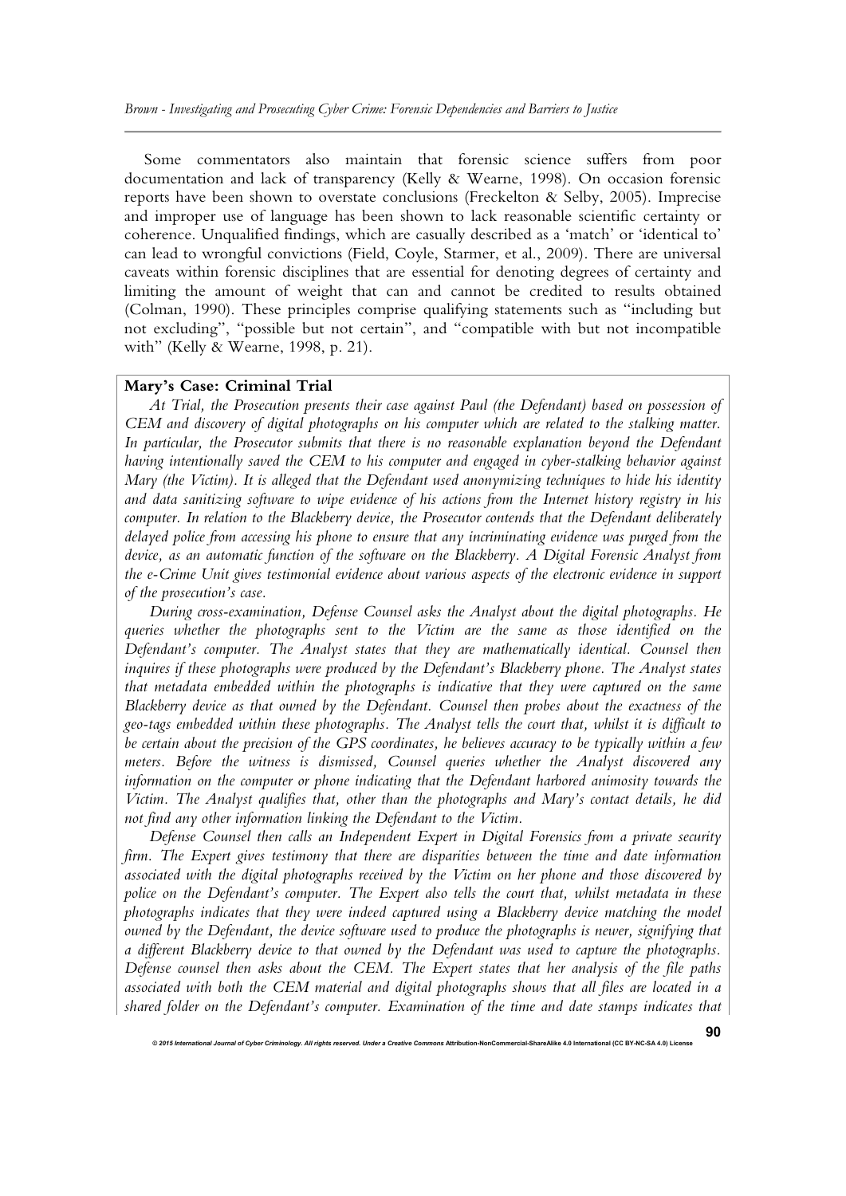Some commentators also maintain that forensic science suffers from poor documentation and lack of transparency (Kelly & Wearne, 1998). On occasion forensic reports have been shown to overstate conclusions (Freckelton & Selby, 2005). Imprecise and improper use of language has been shown to lack reasonable scientific certainty or coherence. Unqualified findings, which are casually described as a 'match' or 'identical to' can lead to wrongful convictions (Field, Coyle, Starmer, et al., 2009). There are universal caveats within forensic disciplines that are essential for denoting degrees of certainty and limiting the amount of weight that can and cannot be credited to results obtained (Colman, 1990). These principles comprise qualifying statements such as "including but not excluding", "possible but not certain", and "compatible with but not incompatible with" (Kelly & Wearne, 1998, p. 21).

**Mary's Case: Criminal Trial**

*At Trial, the Prosecution presents their case against Paul (the Defendant) based on possession of CEM and discovery of digital photographs on his computer which are related to the stalking matter. In particular, the Prosecutor submits that there is no reasonable explanation beyond the Defendant having intentionally saved the CEM to his computer and engaged in cyber-stalking behavior against Mary (the Victim). It is alleged that the Defendant used anonymizing techniques to hide his identity and data sanitizing software to wipe evidence of his actions from the Internet history registry in his computer. In relation to the Blackberry device, the Prosecutor contends that the Defendant deliberately delayed police from accessing his phone to ensure that any incriminating evidence was purged from the device, as an automatic function of the software on the Blackberry. A Digital Forensic Analyst from the e-Crime Unit gives testimonial evidence about various aspects of the electronic evidence in support of the prosecution's case.*

*During cross-examination, Defense Counsel asks the Analyst about the digital photographs. He queries whether the photographs sent to the Victim are the same as those identified on the Defendant's computer. The Analyst states that they are mathematically identical. Counsel then inquires if these photographs were produced by the Defendant's Blackberry phone. The Analyst states that metadata embedded within the photographs is indicative that they were captured on the same Blackberry device as that owned by the Defendant. Counsel then probes about the exactness of the geo-tags embedded within these photographs. The Analyst tells the court that, whilst it is difficult to be certain about the precision of the GPS coordinates, he believes accuracy to be typically within a few meters. Before the witness is dismissed, Counsel queries whether the Analyst discovered any information on the computer or phone indicating that the Defendant harbored animosity towards the Victim. The Analyst qualifies that, other than the photographs and Mary's contact details, he did not find any other information linking the Defendant to the Victim.*

*Defense Counsel then calls an Independent Expert in Digital Forensics from a private security firm. The Expert gives testimony that there are disparities between the time and date information associated with the digital photographs received by the Victim on her phone and those discovered by police on the Defendant's computer. The Expert also tells the court that, whilst metadata in these photographs indicates that they were indeed captured using a Blackberry device matching the model owned by the Defendant, the device software used to produce the photographs is newer, signifying that a different Blackberry device to that owned by the Defendant was used to capture the photographs. Defense counsel then asks about the CEM. The Expert states that her analysis of the file paths associated with both the CEM material and digital photographs shows that all files are located in a shared folder on the Defendant's computer. Examination of the time and date stamps indicates that*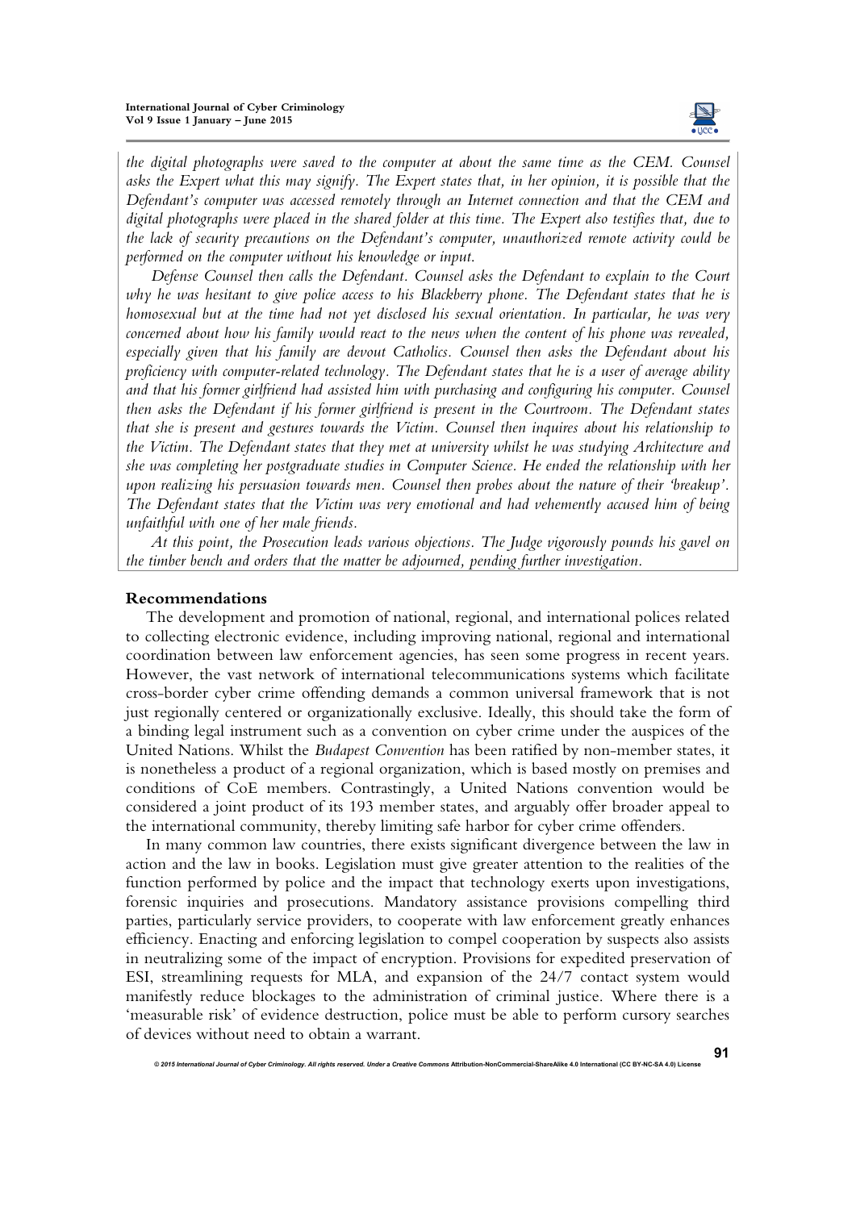*the digital photographs were saved to the computer at about the same time as the CEM. Counsel asks the Expert what this may signify. The Expert states that, in her opinion, it is possible that the Defendant's computer was accessed remotely through an Internet connection and that the CEM and digital photographs were placed in the shared folder at this time. The Expert also testifies that, due to the lack of security precautions on the Defendant's computer, unauthorized remote activity could be performed on the computer without his knowledge or input.*

*Defense Counsel then calls the Defendant. Counsel asks the Defendant to explain to the Court why he was hesitant to give police access to his Blackberry phone. The Defendant states that he is homosexual but at the time had not yet disclosed his sexual orientation. In particular, he was very concerned about how his family would react to the news when the content of his phone was revealed, especially given that his family are devout Catholics. Counsel then asks the Defendant about his proficiency with computer-related technology. The Defendant states that he is a user of average ability and that his former girlfriend had assisted him with purchasing and configuring his computer. Counsel then asks the Defendant if his former girlfriend is present in the Courtroom. The Defendant states that she is present and gestures towards the Victim. Counsel then inquires about his relationship to the Victim. The Defendant states that they met at university whilst he was studying Architecture and she was completing her postgraduate studies in Computer Science. He ended the relationship with her upon realizing his persuasion towards men. Counsel then probes about the nature of their 'breakup'. The Defendant states that the Victim was very emotional and had vehemently accused him of being unfaithful with one of her male friends.*

*At this point, the Prosecution leads various objections. The Judge vigorously pounds his gavel on the timber bench and orders that the matter be adjourned, pending further investigation.*

## Recommendations

The development and promotion of national, regional, and international polices related to collecting electronic evidence, including improving national, regional and international coordination between law enforcement agencies, has seen some progress in recent years. However, the vast network of international telecommunications systems which facilitate cross-border cyber crime offending demands a common universal framework that is not just regionally centered or organizationally exclusive. Ideally, this should take the form of a binding legal instrument such as a convention on cyber crime under the auspices of the United Nations. Whilst the *Budapest Convention* has been ratified by non-member states, it is nonetheless a product of a regional organization, which is based mostly on premises and conditions of CoE members. Contrastingly, a United Nations convention would be considered a joint product of its 193 member states, and arguably offer broader appeal to the international community, thereby limiting safe harbor for cyber crime offenders.

In many common law countries, there exists significant divergence between the law in action and the law in books. Legislation must give greater attention to the realities of the function performed by police and the impact that technology exerts upon investigations, forensic inquiries and prosecutions. Mandatory assistance provisions compelling third parties, particularly service providers, to cooperate with law enforcement greatly enhances efficiency. Enacting and enforcing legislation to compel cooperation by suspects also assists in neutralizing some of the impact of encryption. Provisions for expedited preservation of ESI, streamlining requests for MLA, and expansion of the 24/7 contact system would manifestly reduce blockages to the administration of criminal justice. Where there is a 'measurable risk' of evidence destruction, police must be able to perform cursory searches of devices without need to obtain a warrant.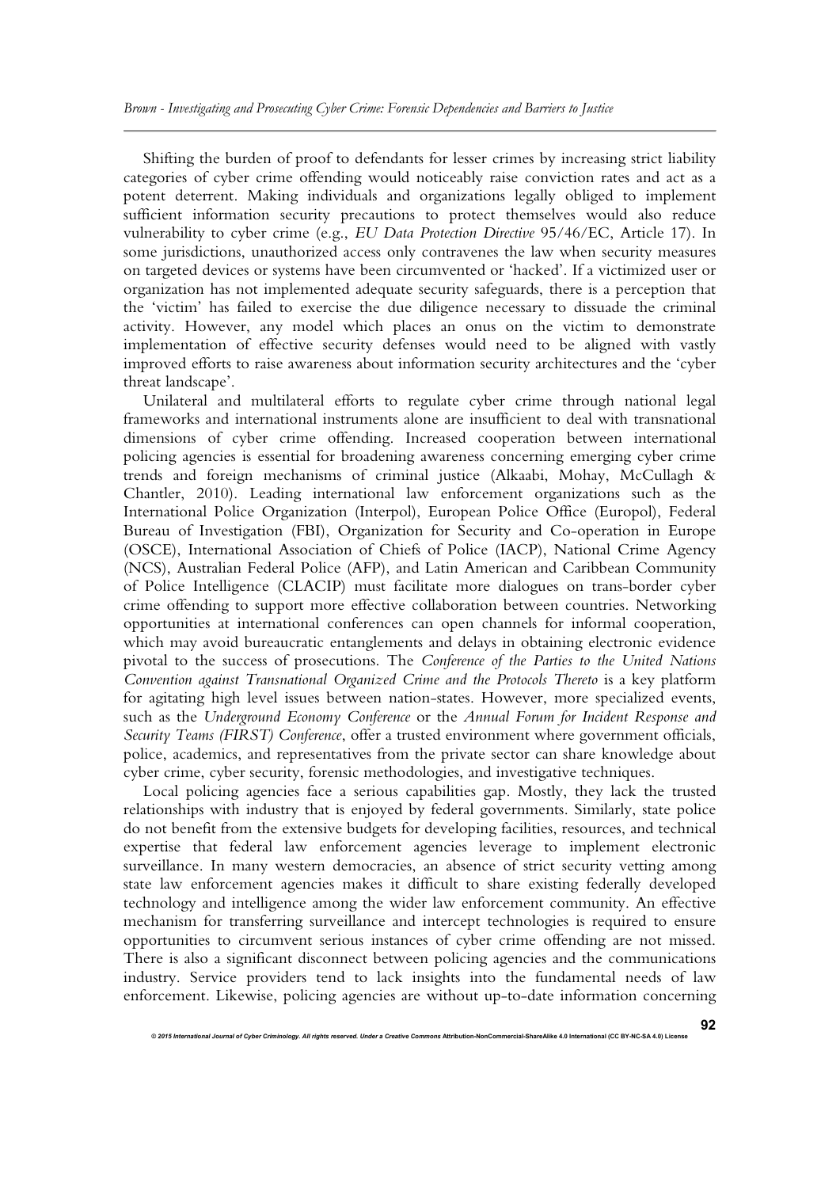Shifting the burden of proof to defendants for lesser crimes by increasing strict liability categories of cyber crime offending would noticeably raise conviction rates and act as a potent deterrent. Making individuals and organizations legally obliged to implement sufficient information security precautions to protect themselves would also reduce vulnerability to cyber crime (e.g., *EU Data Protection Directive* 95/46/EC, Article 17). In some jurisdictions, unauthorized access only contravenes the law when security measures on targeted devices or systems have been circumvented or 'hacked'. If a victimized user or organization has not implemented adequate security safeguards, there is a perception that the 'victim' has failed to exercise the due diligence necessary to dissuade the criminal activity. However, any model which places an onus on the victim to demonstrate implementation of effective security defenses would need to be aligned with vastly improved efforts to raise awareness about information security architectures and the 'cyber threat landscape'.

Unilateral and multilateral efforts to regulate cyber crime through national legal frameworks and international instruments alone are insufficient to deal with transnational dimensions of cyber crime offending. Increased cooperation between international policing agencies is essential for broadening awareness concerning emerging cyber crime trends and foreign mechanisms of criminal justice (Alkaabi, Mohay, McCullagh & Chantler, 2010). Leading international law enforcement organizations such as the International Police Organization (Interpol), European Police Office (Europol), Federal Bureau of Investigation (FBI), Organization for Security and Co-operation in Europe (OSCE), International Association of Chiefs of Police (IACP), National Crime Agency (NCS), Australian Federal Police (AFP), and Latin American and Caribbean Community of Police Intelligence (CLACIP) must facilitate more dialogues on trans-border cyber crime offending to support more effective collaboration between countries. Networking opportunities at international conferences can open channels for informal cooperation, which may avoid bureaucratic entanglements and delays in obtaining electronic evidence pivotal to the success of prosecutions. The *Conference of the Parties to the United Nations Convention against Transnational Organized Crime and the Protocols Thereto* is a key platform for agitating high level issues between nation-states. However, more specialized events, such as the *Underground Economy Conference* or the *Annual Forum for Incident Response and Security Teams (FIRST) Conference*, offer a trusted environment where government officials, police, academics, and representatives from the private sector can share knowledge about cyber crime, cyber security, forensic methodologies, and investigative techniques.

Local policing agencies face a serious capabilities gap. Mostly, they lack the trusted relationships with industry that is enjoyed by federal governments. Similarly, state police do not benefit from the extensive budgets for developing facilities, resources, and technical expertise that federal law enforcement agencies leverage to implement electronic surveillance. In many western democracies, an absence of strict security vetting among state law enforcement agencies makes it difficult to share existing federally developed technology and intelligence among the wider law enforcement community. An effective mechanism for transferring surveillance and intercept technologies is required to ensure opportunities to circumvent serious instances of cyber crime offending are not missed. There is also a significant disconnect between policing agencies and the communications industry. Service providers tend to lack insights into the fundamental needs of law enforcement. Likewise, policing agencies are without up-to-date information concerning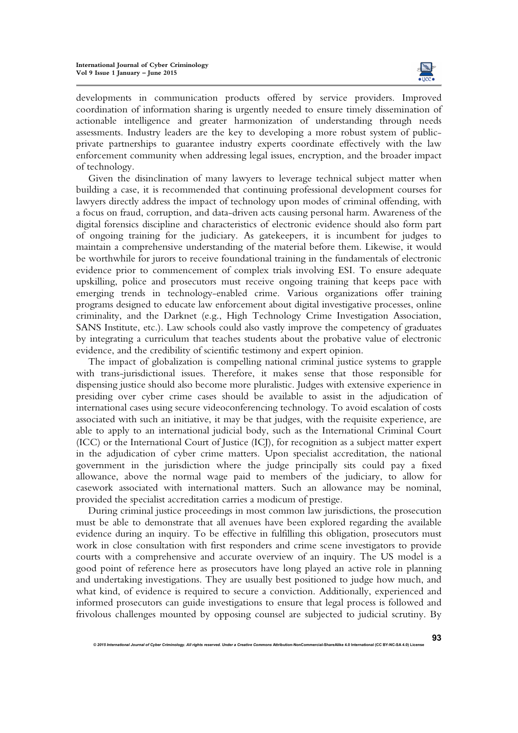developments in communication products offered by service providers. Improved coordination of information sharing is urgently needed to ensure timely dissemination of actionable intelligence and greater harmonization of understanding through needs assessments. Industry leaders are the key to developing a more robust system of public-private partnerships to guarantee industry experts coordinate effectively with the law enforcement community when addressing legal issues, encryption, and the broader impact of technology.

Given the disinclination of many lawyers to leverage technical subject matter when building a case, it is recommended that continuing professional development courses for lawyers directly address the impact of technology upon modes of criminal offending, with a focus on fraud, corruption, and data-driven acts causing personal harm. Awareness of the digital forensics discipline and characteristics of electronic evidence should also form part of ongoing training for the judiciary. As gatekeepers, it is incumbent for judges to maintain a comprehensive understanding of the material before them. Likewise, it would be worthwhile for jurors to receive foundational training in the fundamentals of electronic evidence prior to commencement of complex trials involving ESI. To ensure adequate upskilling, police and prosecutors must receive ongoing training that keeps pace with emerging trends in technology-enabled crime. Various organizations offer training programs designed to educate law enforcement about digital investigative processes, online criminality, and the Darknet (e.g., High Technology Crime Investigation Association, SANS Institute, etc.). Law schools could also vastly improve the competency of graduates by integrating a curriculum that teaches students about the probative value of electronic evidence, and the credibility of scientific testimony and expert opinion.

The impact of globalization is compelling national criminal justice systems to grapple with trans-jurisdictional issues. Therefore, it makes sense that those responsible for dispensing justice should also become more pluralistic. Judges with extensive experience in presiding over cyber crime cases should be available to assist in the adjudication of international cases using secure videoconferencing technology. To avoid escalation of costs associated with such an initiative, it may be that judges, with the requisite experience, are able to apply to an international judicial body, such as the International Criminal Court (ICC) or the International Court of Justice (ICJ), for recognition as a subject matter expert in the adjudication of cyber crime matters. Upon specialist accreditation, the national government in the jurisdiction where the judge principally sits could pay a fixed allowance, above the normal wage paid to members of the judiciary, to allow for casework associated with international matters. Such an allowance may be nominal, provided the specialist accreditation carries a modicum of prestige.

During criminal justice proceedings in most common law jurisdictions, the prosecution must be able to demonstrate that all avenues have been explored regarding the available evidence during an inquiry. To be effective in fulfilling this obligation, prosecutors must work in close consultation with first responders and crime scene investigators to provide courts with a comprehensive and accurate overview of an inquiry. The US model is a good point of reference here as prosecutors have long played an active role in planning and undertaking investigations. They are usually best positioned to judge how much, and what kind, of evidence is required to secure a conviction. Additionally, experienced and informed prosecutors can guide investigations to ensure that legal process is followed and frivolous challenges mounted by opposing counsel are subjected to judicial scrutiny. By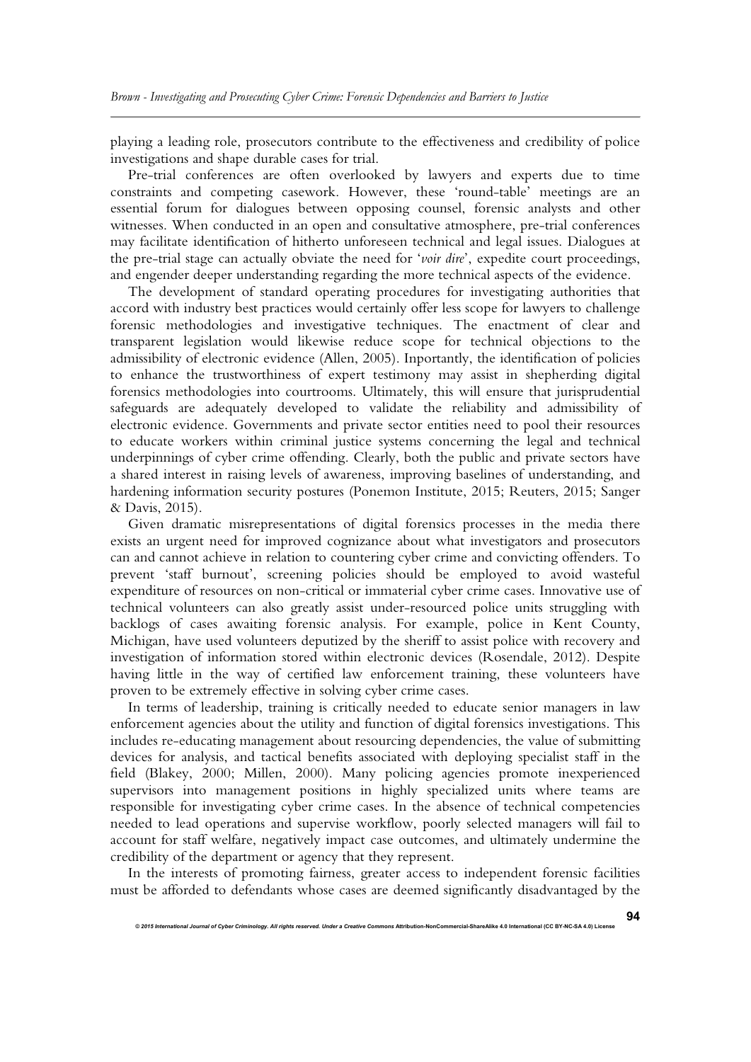playing a leading role, prosecutors contribute to the effectiveness and credibility of police investigations and shape durable cases for trial.

Pre-trial conferences are often overlooked by lawyers and experts due to time constraints and competing casework. However, these 'round-table' meetings are an essential forum for dialogues between opposing counsel, forensic analysts and other witnesses. When conducted in an open and consultative atmosphere, pre-trial conferences may facilitate identification of hitherto unforeseen technical and legal issues. Dialogues at the pre-trial stage can actually obviate the need for '*voir dire*', expedite court proceedings, and engender deeper understanding regarding the more technical aspects of the evidence.

The development of standard operating procedures for investigating authorities that accord with industry best practices would certainly offer less scope for lawyers to challenge forensic methodologies and investigative techniques. The enactment of clear and transparent legislation would likewise reduce scope for technical objections to the admissibility of electronic evidence (Allen, 2005). Inportantly, the identification of policies to enhance the trustworthiness of expert testimony may assist in shepherding digital forensics methodologies into courtrooms. Ultimately, this will ensure that jurisprudential safeguards are adequately developed to validate the reliability and admissibility of electronic evidence. Governments and private sector entities need to pool their resources to educate workers within criminal justice systems concerning the legal and technical underpinnings of cyber crime offending. Clearly, both the public and private sectors have a shared interest in raising levels of awareness, improving baselines of understanding, and hardening information security postures (Ponemon Institute, 2015; Reuters, 2015; Sanger & Davis, 2015).

Given dramatic misrepresentations of digital forensics processes in the media there exists an urgent need for improved cognizance about what investigators and prosecutors can and cannot achieve in relation to countering cyber crime and convicting offenders. To prevent 'staff burnout', screening policies should be employed to avoid wasteful expenditure of resources on non-critical or immaterial cyber crime cases. Innovative use of technical volunteers can also greatly assist under-resourced police units struggling with backlogs of cases awaiting forensic analysis. For example, police in Kent County, Michigan, have used volunteers deputized by the sheriff to assist police with recovery and investigation of information stored within electronic devices (Rosendale, 2012). Despite having little in the way of certified law enforcement training, these volunteers have proven to be extremely effective in solving cyber crime cases.

In terms of leadership, training is critically needed to educate senior managers in law enforcement agencies about the utility and function of digital forensics investigations. This includes re-educating management about resourcing dependencies, the value of submitting devices for analysis, and tactical benefits associated with deploying specialist staff in the field (Blakey, 2000; Millen, 2000). Many policing agencies promote inexperienced supervisors into management positions in highly specialized units where teams are responsible for investigating cyber crime cases. In the absence of technical competencies needed to lead operations and supervise workflow, poorly selected managers will fail to account for staff welfare, negatively impact case outcomes, and ultimately undermine the credibility of the department or agency that they represent.

In the interests of promoting fairness, greater access to independent forensic facilities must be afforded to defendants whose cases are deemed significantly disadvantaged by the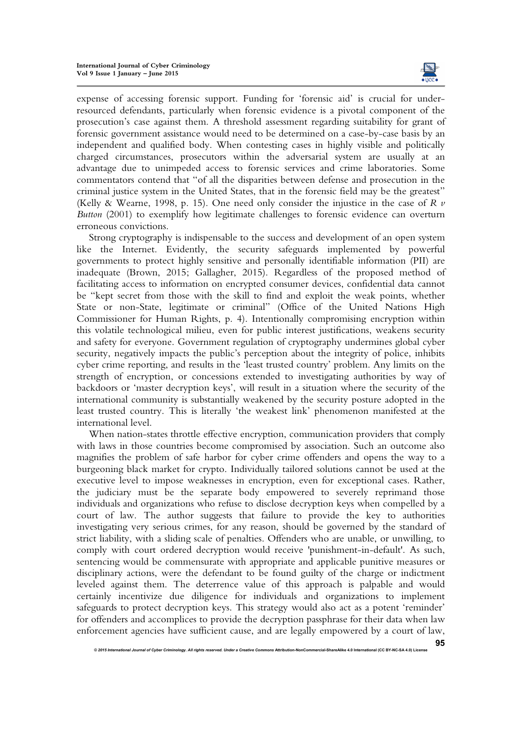expense of accessing forensic support. Funding for 'forensic aid' is crucial for under-resourced defendants, particularly when forensic evidence is a pivotal component of the prosecution's case against them. A threshold assessment regarding suitability for grant of forensic government assistance would need to be determined on a case-by-case basis by an independent and qualified body. When contesting cases in highly visible and politically charged circumstances, prosecutors within the adversarial system are usually at an advantage due to unimpeded access to forensic services and crime laboratories. Some commentators contend that "of all the disparities between defense and prosecution in the criminal justice system in the United States, that in the forensic field may be the greatest" (Kelly & Wearne, 1998, p. 15). One need only consider the injustice in the case of *R v Button* (2001) to exemplify how legitimate challenges to forensic evidence can overturn erroneous convictions.

Strong cryptography is indispensable to the success and development of an open system like the Internet. Evidently, the security safeguards implemented by powerful governments to protect highly sensitive and personally identifiable information (PII) are inadequate (Brown, 2015; Gallagher, 2015). Regardless of the proposed method of facilitating access to information on encrypted consumer devices, confidential data cannot be "kept secret from those with the skill to find and exploit the weak points, whether State or non-State, legitimate or criminal" (Office of the United Nations High Commissioner for Human Rights, p. 4). Intentionally compromising encryption within this volatile technological milieu, even for public interest justifications, weakens security and safety for everyone. Government regulation of cryptography undermines global cyber security, negatively impacts the public's perception about the integrity of police, inhibits cyber crime reporting, and results in the 'least trusted country' problem. Any limits on the strength of encryption, or concessions extended to investigating authorities by way of backdoors or 'master decryption keys', will result in a situation where the security of the international community is substantially weakened by the security posture adopted in the least trusted country. This is literally 'the weakest link' phenomenon manifested at the international level.

When nation-states throttle effective encryption, communication providers that comply with laws in those countries become compromised by association. Such an outcome also magnifies the problem of safe harbor for cyber crime offenders and opens the way to a burgeoning black market for crypto. Individually tailored solutions cannot be used at the executive level to impose weaknesses in encryption, even for exceptional cases. Rather, the judiciary must be the separate body empowered to severely reprimand those individuals and organizations who refuse to disclose decryption keys when compelled by a court of law. The author suggests that failure to provide the key to authorities investigating very serious crimes, for any reason, should be governed by the standard of strict liability, with a sliding scale of penalties. Offenders who are unable, or unwilling, to comply with court ordered decryption would receive 'punishment-in-default'. As such, sentencing would be commensurate with appropriate and applicable punitive measures or disciplinary actions, were the defendant to be found guilty of the charge or indictment leveled against them. The deterrence value of this approach is palpable and would certainly incentivize due diligence for individuals and organizations to implement safeguards to protect decryption keys. This strategy would also act as a potent 'reminder' for offenders and accomplices to provide the decryption passphrase for their data when law enforcement agencies have sufficient cause, and are legally empowered by a court of law,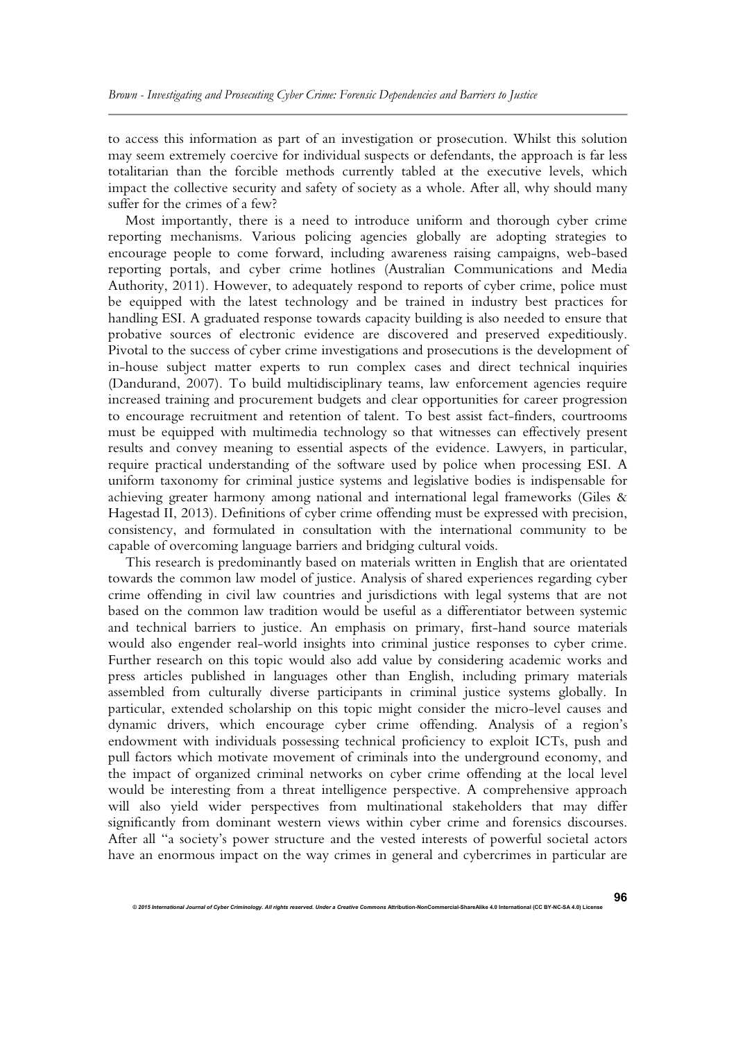to access this information as part of an investigation or prosecution. Whilst this solution may seem extremely coercive for individual suspects or defendants, the approach is far less totalitarian than the forcible methods currently tabled at the executive levels, which impact the collective security and safety of society as a whole. After all, why should many suffer for the crimes of a few?

Most importantly, there is a need to introduce uniform and thorough cyber crime reporting mechanisms. Various policing agencies globally are adopting strategies to encourage people to come forward, including awareness raising campaigns, web-based reporting portals, and cyber crime hotlines (Australian Communications and Media Authority, 2011). However, to adequately respond to reports of cyber crime, police must be equipped with the latest technology and be trained in industry best practices for handling ESI. A graduated response towards capacity building is also needed to ensure that probative sources of electronic evidence are discovered and preserved expeditiously. Pivotal to the success of cyber crime investigations and prosecutions is the development of in-house subject matter experts to run complex cases and direct technical inquiries (Dandurand, 2007). To build multidisciplinary teams, law enforcement agencies require increased training and procurement budgets and clear opportunities for career progression to encourage recruitment and retention of talent. To best assist fact-finders, courtrooms must be equipped with multimedia technology so that witnesses can effectively present results and convey meaning to essential aspects of the evidence. Lawyers, in particular, require practical understanding of the software used by police when processing ESI. A uniform taxonomy for criminal justice systems and legislative bodies is indispensable for achieving greater harmony among national and international legal frameworks (Giles & Hagestad II, 2013). Definitions of cyber crime offending must be expressed with precision, consistency, and formulated in consultation with the international community to be capable of overcoming language barriers and bridging cultural voids.

This research is predominantly based on materials written in English that are orientated towards the common law model of justice. Analysis of shared experiences regarding cyber crime offending in civil law countries and jurisdictions with legal systems that are not based on the common law tradition would be useful as a differentiator between systemic and technical barriers to justice. An emphasis on primary, first-hand source materials would also engender real-world insights into criminal justice responses to cyber crime. Further research on this topic would also add value by considering academic works and press articles published in languages other than English, including primary materials assembled from culturally diverse participants in criminal justice systems globally. In particular, extended scholarship on this topic might consider the micro-level causes and dynamic drivers, which encourage cyber crime offending. Analysis of a region's endowment with individuals possessing technical proficiency to exploit ICTs, push and pull factors which motivate movement of criminals into the underground economy, and the impact of organized criminal networks on cyber crime offending at the local level would be interesting from a threat intelligence perspective. A comprehensive approach will also yield wider perspectives from multinational stakeholders that may differ significantly from dominant western views within cyber crime and forensics discourses. After all "a society's power structure and the vested interests of powerful societal actors have an enormous impact on the way crimes in general and cybercrimes in particular are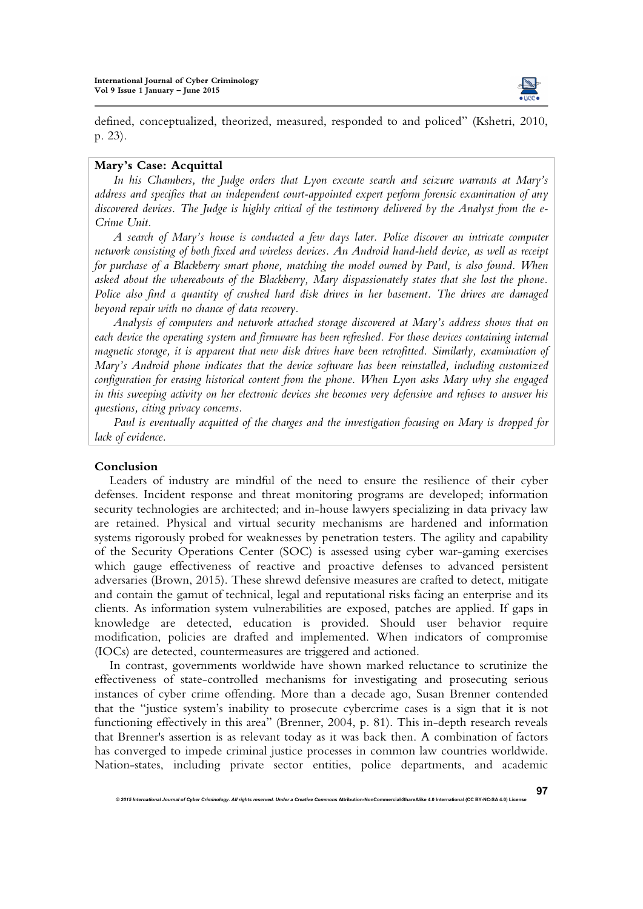defined, conceptualized, theorized, measured, responded to and policed" (Kshetri, 2010, p. 23).

**Mary's Case: Acquittal**

*In his Chambers, the Judge orders that Lyon execute search and seizure warrants at Mary's address and specifies that an independent court-appointed expert perform forensic examination of any discovered devices. The Judge is highly critical of the testimony delivered by the Analyst from the e-Crime Unit.*

*A search of Mary's house is conducted a few days later. Police discover an intricate computer network consisting of both fixed and wireless devices. An Android hand-held device, as well as receipt for purchase of a Blackberry smart phone, matching the model owned by Paul, is also found. When asked about the whereabouts of the Blackberry, Mary dispassionately states that she lost the phone. Police also find a quantity of crushed hard disk drives in her basement. The drives are damaged beyond repair with no chance of data recovery.*

*Analysis of computers and network attached storage discovered at Mary's address shows that on each device the operating system and firmware has been refreshed. For those devices containing internal magnetic storage, it is apparent that new disk drives have been retrofitted. Similarly, examination of Mary's Android phone indicates that the device software has been reinstalled, including customized configuration for erasing historical content from the phone. When Lyon asks Mary why she engaged in this sweeping activity on her electronic devices she becomes very defensive and refuses to answer his questions, citing privacy concerns.*

*Paul is eventually acquitted of the charges and the investigation focusing on Mary is dropped for lack of evidence.*

## Conclusion

Leaders of industry are mindful of the need to ensure the resilience of their cyber defenses. Incident response and threat monitoring programs are developed; information security technologies are architected; and in-house lawyers specializing in data privacy law are retained. Physical and virtual security mechanisms are hardened and information systems rigorously probed for weaknesses by penetration testers. The agility and capability of the Security Operations Center (SOC) is assessed using cyber war-gaming exercises which gauge effectiveness of reactive and proactive defenses to advanced persistent adversaries (Brown, 2015). These shrewd defensive measures are crafted to detect, mitigate and contain the gamut of technical, legal and reputational risks facing an enterprise and its clients. As information system vulnerabilities are exposed, patches are applied. If gaps in knowledge are detected, education is provided. Should user behavior require modification, policies are drafted and implemented. When indicators of compromise (IOCs) are detected, countermeasures are triggered and actioned.

In contrast, governments worldwide have shown marked reluctance to scrutinize the effectiveness of state-controlled mechanisms for investigating and prosecuting serious instances of cyber crime offending. More than a decade ago, Susan Brenner contended that the "justice system's inability to prosecute cybercrime cases is a sign that it is not functioning effectively in this area" (Brenner, 2004, p. 81). This in-depth research reveals that Brenner's assertion is as relevant today as it was back then. A combination of factors has converged to impede criminal justice processes in common law countries worldwide. Nation-states, including private sector entities, police departments, and academic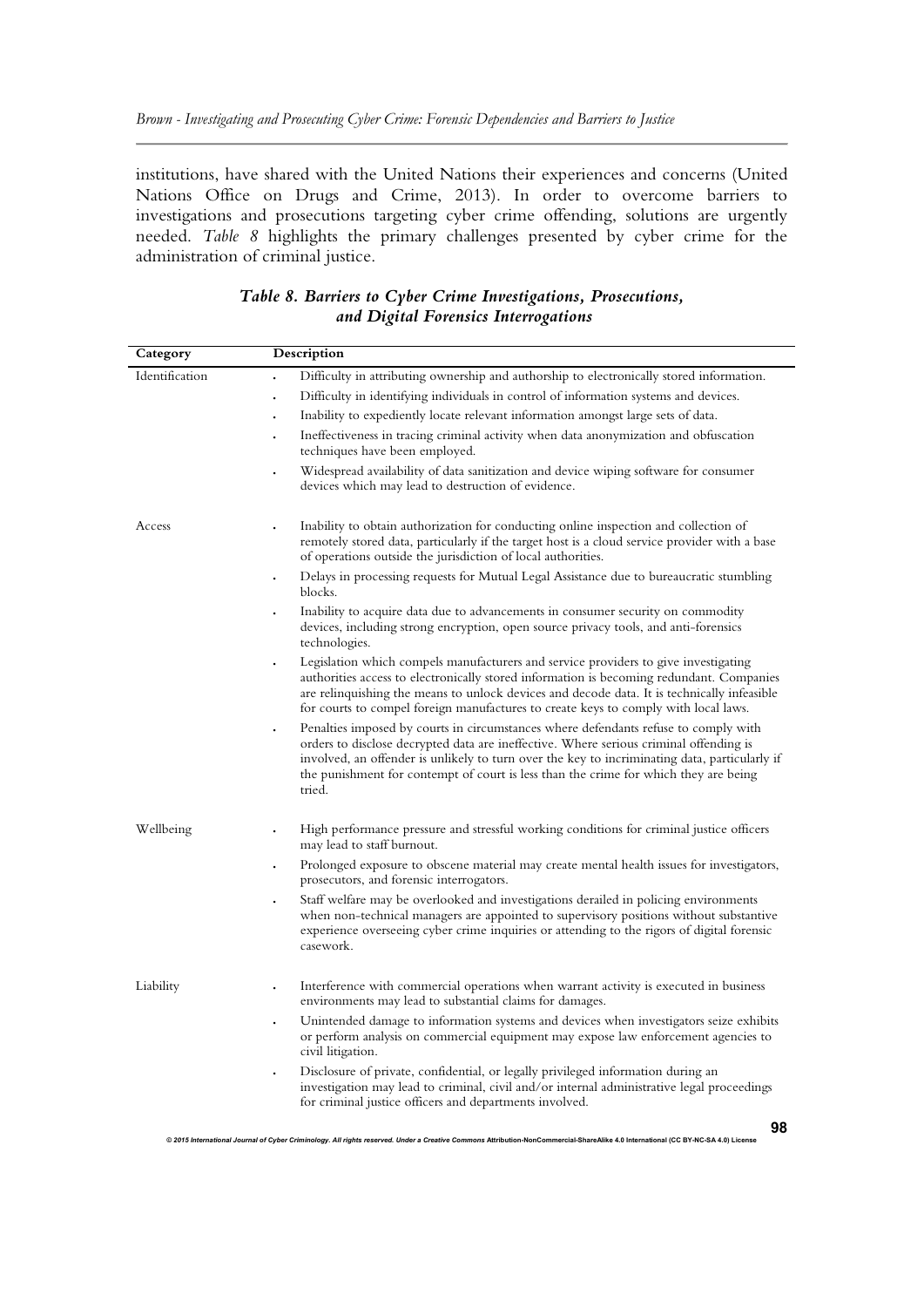institutions, have shared with the United Nations their experiences and concerns (United Nations Office on Drugs and Crime, 2013). In order to overcome barriers to investigations and prosecutions targeting cyber crime offending, solutions are urgently needed. *Table 8* highlights the primary challenges presented by cyber crime for the administration of criminal justice.

***Table 8. Barriers to Cyber Crime Investigations, Prosecutions, and Digital Forensics Interrogations***

| Category | Description |
|---|---|
| Identification | • Difficulty in attributing ownership and authorship to electronically stored information.<br>• Difficulty in identifying individuals in control of information systems and devices.<br>• Inability to expediently locate relevant information amongst large sets of data.<br>• Ineffectiveness in tracing criminal activity when data anonymization and obfuscation techniques have been employed.<br>• Widespread availability of data sanitization and device wiping software for consumer devices which may lead to destruction of evidence. |
| Access | • Inability to obtain authorization for conducting online inspection and collection of remotely stored data, particularly if the target host is a cloud service provider with a base of operations outside the jurisdiction of local authorities.<br>• Delays in processing requests for Mutual Legal Assistance due to bureaucratic stumbling blocks.<br>• Inability to acquire data due to advancements in consumer security on commodity devices, including strong encryption, open source privacy tools, and anti-forensics technologies.<br>• Legislation which compels manufacturers and service providers to give investigating authorities access to electronically stored information is becoming redundant. Companies are relinquishing the means to unlock devices and decode data. It is technically infeasible for courts to compel foreign manufactures to create keys to comply with local laws.<br>• Penalties imposed by courts in circumstances where defendants refuse to comply with orders to disclose decrypted data are ineffective. Where serious criminal offending is involved, an offender is unlikely to turn over the key to incriminating data, particularly if the punishment for contempt of court is less than the crime for which they are being tried. |
| Wellbeing | • High performance pressure and stressful working conditions for criminal justice officers may lead to staff burnout.<br>• Prolonged exposure to obscene material may create mental health issues for investigators, prosecutors, and forensic interrogators.<br>• Staff welfare may be overlooked and investigations derailed in policing environments when non-technical managers are appointed to supervisory positions without substantive experience overseeing cyber crime inquiries or attending to the rigors of digital forensic casework. |
| Liability | • Interference with commercial operations when warrant activity is executed in business environments may lead to substantial claims for damages.<br>• Unintended damage to information systems and devices when investigators seize exhibits or perform analysis on commercial equipment may expose law enforcement agencies to civil litigation.<br>• Disclosure of private, confidential, or legally privileged information during an investigation may lead to criminal, civil and/or internal administrative legal proceedings for criminal justice officers and departments involved. |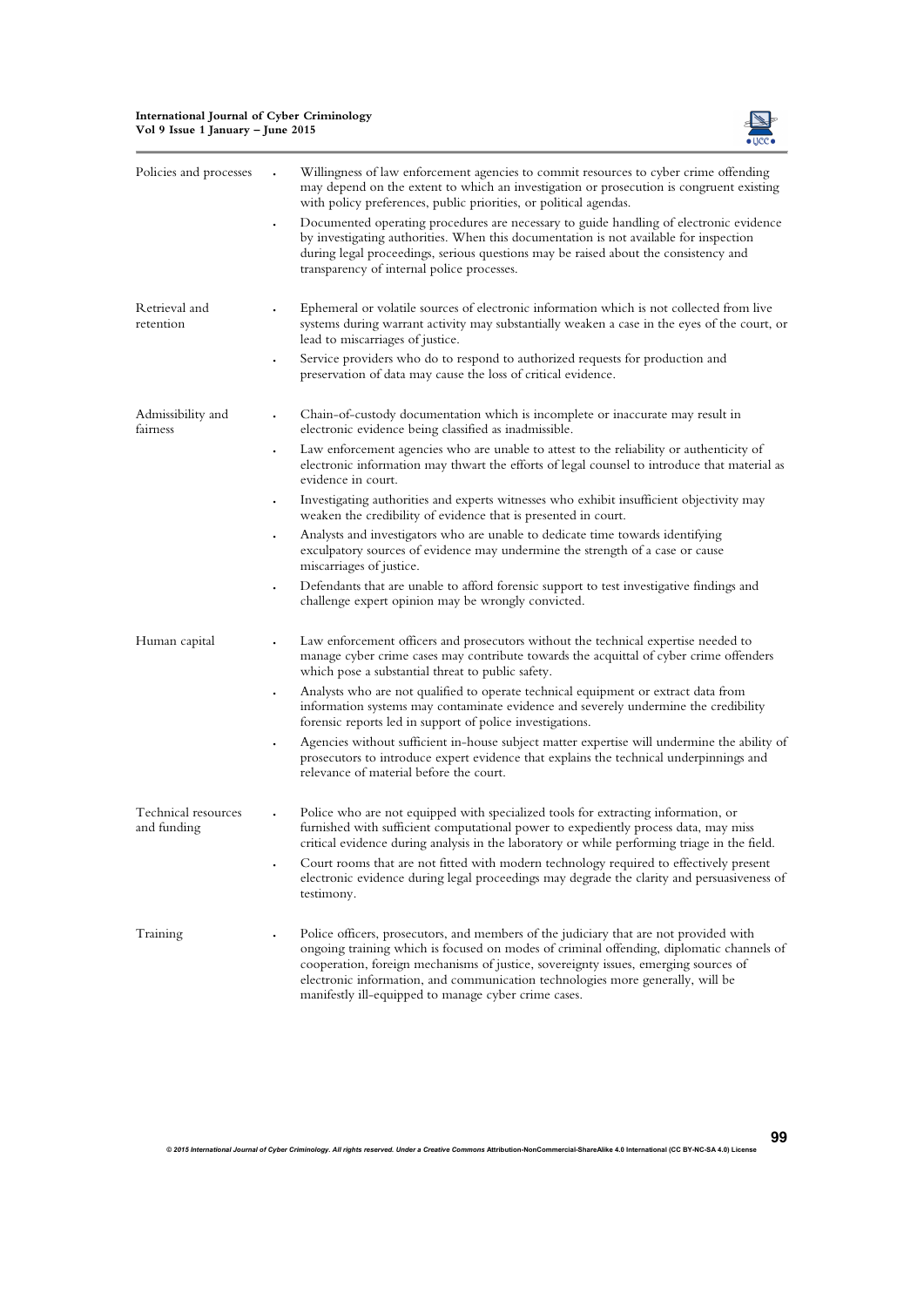| | |
|---|---|
| Policies and processes | • Willingness of law enforcement agencies to commit resources to cyber crime offending may depend on the extent to which an investigation or prosecution is congruent existing with policy preferences, public priorities, or political agendas.<br>• Documented operating procedures are necessary to guide handling of electronic evidence by investigating authorities. When this documentation is not available for inspection during legal proceedings, serious questions may be raised about the consistency and transparency of internal police processes. |
| Retrieval and retention | • Ephemeral or volatile sources of electronic information which is not collected from live systems during warrant activity may substantially weaken a case in the eyes of the court, or lead to miscarriages of justice.<br>• Service providers who do to respond to authorized requests for production and preservation of data may cause the loss of critical evidence. |
| Admissibility and fairness | • Chain-of-custody documentation which is incomplete or inaccurate may result in electronic evidence being classified as inadmissible.<br>• Law enforcement agencies who are unable to attest to the reliability or authenticity of electronic information may thwart the efforts of legal counsel to introduce that material as evidence in court.<br>• Investigating authorities and experts witnesses who exhibit insufficient objectivity may weaken the credibility of evidence that is presented in court.<br>• Analysts and investigators who are unable to dedicate time towards identifying exculpatory sources of evidence may undermine the strength of a case or cause miscarriages of justice.<br>• Defendants that are unable to afford forensic support to test investigative findings and challenge expert opinion may be wrongly convicted. |
| Human capital | • Law enforcement officers and prosecutors without the technical expertise needed to manage cyber crime cases may contribute towards the acquittal of cyber crime offenders which pose a substantial threat to public safety.<br>• Analysts who are not qualified to operate technical equipment or extract data from information systems may contaminate evidence and severely undermine the credibility forensic reports led in support of police investigations.<br>• Agencies without sufficient in-house subject matter expertise will undermine the ability of prosecutors to introduce expert evidence that explains the technical underpinnings and relevance of material before the court. |
| Technical resources and funding | • Police who are not equipped with specialized tools for extracting information, or furnished with sufficient computational power to expediently process data, may miss critical evidence during analysis in the laboratory or while performing triage in the field.<br>• Court rooms that are not fitted with modern technology required to effectively present electronic evidence during legal proceedings may degrade the clarity and persuasiveness of testimony. |
| Training | • Police officers, prosecutors, and members of the judiciary that are not provided with ongoing training which is focused on modes of criminal offending, diplomatic channels of cooperation, foreign mechanisms of justice, sovereignty issues, emerging sources of electronic information, and communication technologies more generally, will be manifestly ill-equipped to manage cyber crime cases. |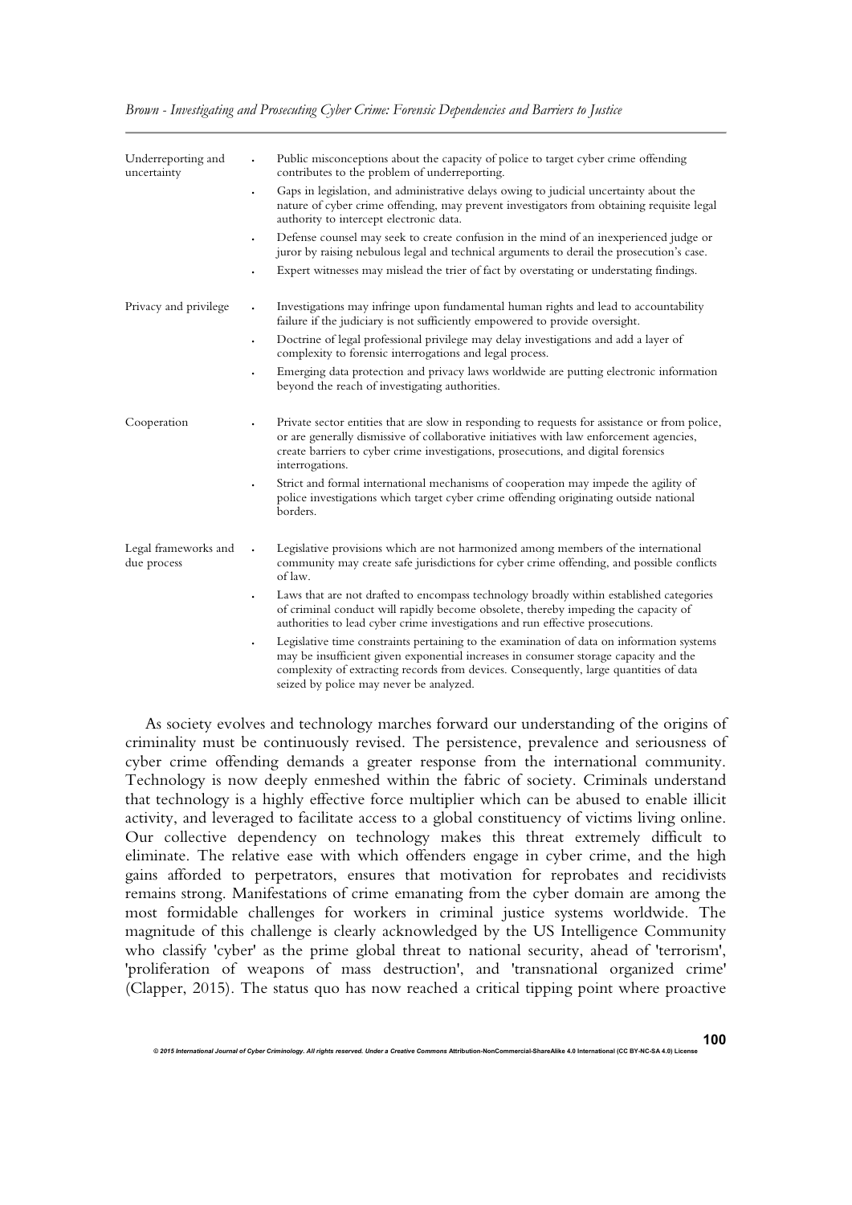| | |
|---|---|
| Underreporting and uncertainty | • Public misconceptions about the capacity of police to target cyber crime offending contributes to the problem of underreporting.<br>• Gaps in legislation, and administrative delays owing to judicial uncertainty about the nature of cyber crime offending, may prevent investigators from obtaining requisite legal authority to intercept electronic data.<br>• Defense counsel may seek to create confusion in the mind of an inexperienced judge or juror by raising nebulous legal and technical arguments to derail the prosecution's case.<br>• Expert witnesses may mislead the trier of fact by overstating or understating findings. |
| Privacy and privilege | • Investigations may infringe upon fundamental human rights and lead to accountability failure if the judiciary is not sufficiently empowered to provide oversight.<br>• Doctrine of legal professional privilege may delay investigations and add a layer of complexity to forensic interrogations and legal process.<br>• Emerging data protection and privacy laws worldwide are putting electronic information beyond the reach of investigating authorities. |
| Cooperation | • Private sector entities that are slow in responding to requests for assistance or from police, or are generally dismissive of collaborative initiatives with law enforcement agencies, create barriers to cyber crime investigations, prosecutions, and digital forensics interrogations.<br>• Strict and formal international mechanisms of cooperation may impede the agility of police investigations which target cyber crime offending originating outside national borders. |
| Legal frameworks and due process | • Legislative provisions which are not harmonized among members of the international community may create safe jurisdictions for cyber crime offending, and possible conflicts of law.<br>• Laws that are not drafted to encompass technology broadly within established categories of criminal conduct will rapidly become obsolete, thereby impeding the capacity of authorities to lead cyber crime investigations and run effective prosecutions.<br>• Legislative time constraints pertaining to the examination of data on information systems may be insufficient given exponential increases in consumer storage capacity and the complexity of extracting records from devices. Consequently, large quantities of data seized by police may never be analyzed. |

As society evolves and technology marches forward our understanding of the origins of criminality must be continuously revised. The persistence, prevalence and seriousness of cyber crime offending demands a greater response from the international community. Technology is now deeply enmeshed within the fabric of society. Criminals understand that technology is a highly effective force multiplier which can be abused to enable illicit activity, and leveraged to facilitate access to a global constituency of victims living online. Our collective dependency on technology makes this threat extremely difficult to eliminate. The relative ease with which offenders engage in cyber crime, and the high gains afforded to perpetrators, ensures that motivation for reprobates and recidivists remains strong. Manifestations of crime emanating from the cyber domain are among the most formidable challenges for workers in criminal justice systems worldwide. The magnitude of this challenge is clearly acknowledged by the US Intelligence Community who classify 'cyber' as the prime global threat to national security, ahead of 'terrorism', 'proliferation of weapons of mass destruction', and 'transnational organized crime' (Clapper, 2015). The status quo has now reached a critical tipping point where proactive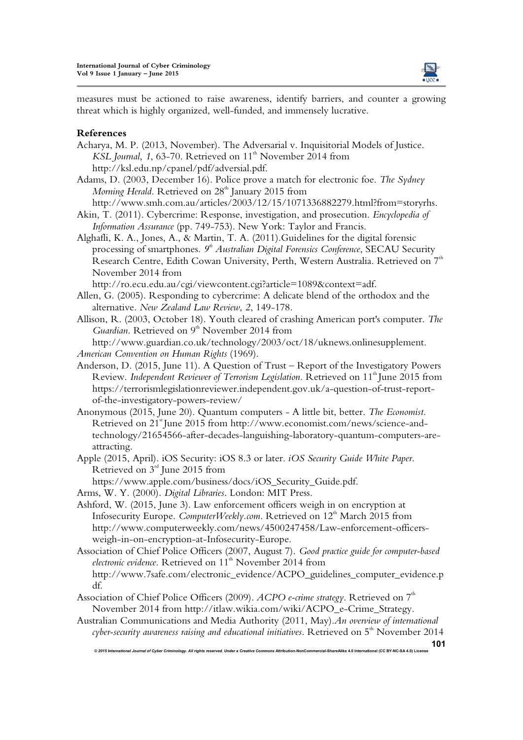measures must be actioned to raise awareness, identify barriers, and counter a growing threat which is highly organized, well-funded, and immensely lucrative.

## References

Acharya, M. P. (2013, November). The Adversarial v. Inquisitorial Models of Justice. *KSL Journal*, *1*, 63-70. Retrieved on 11th November 2014 from http://ksl.edu.np/cpanel/pdf/adversial.pdf.

Adams, D. (2003, December 16). Police prove a match for electronic foe. *The Sydney Morning Herald*. Retrieved on 28th January 2015 from http://www.smh.com.au/articles/2003/12/15/1071336882279.html?from=storyrhs.

Akin, T. (2011). Cybercrime: Response, investigation, and prosecution. *Encyclopedia of Information Assurance* (pp. 749-753). New York: Taylor and Francis.

Alghafli, K. A., Jones, A., & Martin, T. A. (2011).Guidelines for the digital forensic processing of smartphones. *9th Australian Digital Forensics Conference*, SECAU Security Research Centre, Edith Cowan University, Perth, Western Australia. Retrieved on 7th November 2014 from http://ro.ecu.edu.au/cgi/viewcontent.cgi?article=1089&context=adf.

Allen, G. (2005). Responding to cybercrime: A delicate blend of the orthodox and the alternative. *New Zealand Law Review*, *2*, 149-178.

Allison, R. (2003, October 18). Youth cleared of crashing American port's computer. *The Guardian*. Retrieved on 9th November 2014 from http://www.guardian.co.uk/technology/2003/oct/18/uknews.onlinesupplement.

*American Convention on Human Rights* (1969).

Anderson, D. (2015, June 11). A Question of Trust – Report of the Investigatory Powers Review. *Independent Reviewer of Terrorism Legislation*. Retrieved on 11th June 2015 from https://terrorismlegislationreviewer.independent.gov.uk/a-question-of-trust-report-of-the-investigatory-powers-review/

Anonymous (2015, June 20). Quantum computers - A little bit, better. *The Economist*. Retrieved on 21st June 2015 from http://www.economist.com/news/science-and-technology/21654566-after-decades-languishing-laboratory-quantum-computers-are-attracting.

Apple (2015, April). iOS Security: iOS 8.3 or later. *iOS Security Guide White Paper*. Retrieved on 3rd June 2015 from https://www.apple.com/business/docs/iOS_Security_Guide.pdf.

Arms, W. Y. (2000). *Digital Libraries*. London: MIT Press.

Ashford, W. (2015, June 3). Law enforcement officers weigh in on encryption at Infosecurity Europe. *ComputerWeekly.com*. Retrieved on 12th March 2015 from http://www.computerweekly.com/news/4500247458/Law-enforcement-officers-weigh-in-on-encryption-at-Infosecurity-Europe.

Association of Chief Police Officers (2007, August 7). *Good practice guide for computer-based electronic evidence*. Retrieved on 11th November 2014 from http://www.7safe.com/electronic_evidence/ACPO_guidelines_computer_evidence.pdf.

Association of Chief Police Officers (2009). *ACPO e-crime strategy*. Retrieved on 7th November 2014 from http://itlaw.wikia.com/wiki/ACPO_e-Crime_Strategy.

Australian Communications and Media Authority (2011, May).*An overview of international cyber-security awareness raising and educational initiatives*. Retrieved on 5th November 2014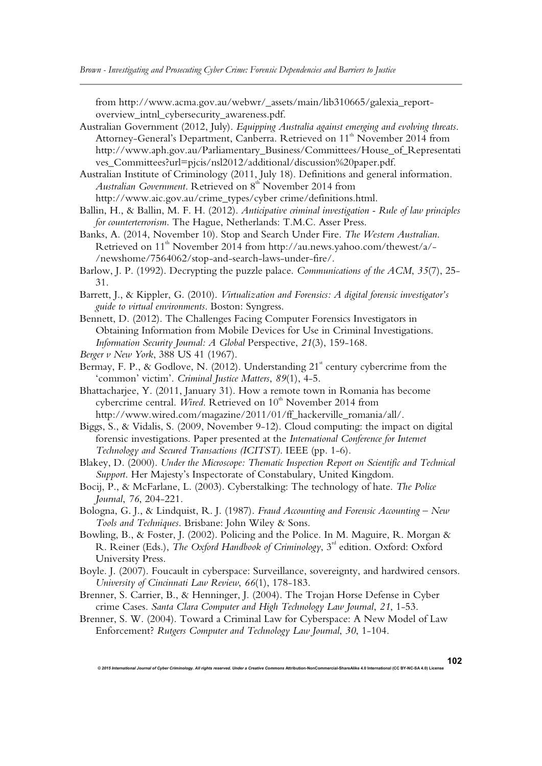from http://www.acma.gov.au/webwr/_assets/main/lib310665/galexia_report-overview_intnl_cybersecurity_awareness.pdf.

Australian Government (2012, July). *Equipping Australia against emerging and evolving threats*. Attorney-General's Department, Canberra. Retrieved on 11th November 2014 from http://www.aph.gov.au/Parliamentary_Business/Committees/House_of_Representatives_Committees?url=pjcis/nsl2012/additional/discussion%20paper.pdf.

Australian Institute of Criminology (2011, July 18). Definitions and general information. *Australian Government*. Retrieved on 8th November 2014 from http://www.aic.gov.au/crime_types/cyber crime/definitions.html.

Ballin, H., & Ballin, M. F. H. (2012). *Anticipative criminal investigation - Rule of law principles for counterterrorism*. The Hague, Netherlands: T.M.C. Asser Press.

Banks, A. (2014, November 10). Stop and Search Under Fire. *The Western Australian*. Retrieved on 11th November 2014 from http://au.news.yahoo.com/thewest/a/-/newshome/7564062/stop-and-search-laws-under-fire/.

Barlow, J. P. (1992). Decrypting the puzzle palace. *Communications of the ACM*, *35*(7), 25-31.

Barrett, J., & Kippler, G. (2010). *Virtualization and Forensics: A digital forensic investigator's guide to virtual environments*. Boston: Syngress.

Bennett, D. (2012). The Challenges Facing Computer Forensics Investigators in Obtaining Information from Mobile Devices for Use in Criminal Investigations. *Information Security Journal: A Global* Perspective, *21*(3), 159-168.

*Berger v New York*, 388 US 41 (1967).

Bermay, F. P., & Godlove, N. (2012). Understanding 21st century cybercrime from the 'common' victim'. *Criminal Justice Matters*, *89*(1), 4-5.

Bhattacharjee, Y. (2011, January 31). How a remote town in Romania has become cybercrime central. *Wired*. Retrieved on 10th November 2014 from http://www.wired.com/magazine/2011/01/ff_hackerville_romania/all/.

Biggs, S., & Vidalis, S. (2009, November 9-12). Cloud computing: the impact on digital forensic investigations. Paper presented at the *International Conference for Internet Technology and Secured Transactions (ICITST)*. IEEE (pp. 1-6).

Blakey, D. (2000). *Under the Microscope: Thematic Inspection Report on Scientific and Technical Support*. Her Majesty's Inspectorate of Constabulary, United Kingdom.

Bocij, P., & McFarlane, L. (2003). Cyberstalking: The technology of hate. *The Police Journal*, *76*, 204-221.

Bologna, G. J., & Lindquist, R. J. (1987). *Fraud Accounting and Forensic Accounting – New Tools and Techniques*. Brisbane: John Wiley & Sons.

Bowling, B., & Foster, J. (2002). Policing and the Police. In M. Maguire, R. Morgan & R. Reiner (Eds.), *The Oxford Handbook of Criminology*, 3rd edition. Oxford: Oxford University Press.

Boyle. J. (2007). Foucault in cyberspace: Surveillance, sovereignty, and hardwired censors. *University of Cincinnati Law Review*, *66*(1), 178-183.

Brenner, S. Carrier, B., & Henninger, J. (2004). The Trojan Horse Defense in Cyber crime Cases. *Santa Clara Computer and High Technology Law Journal*, *21*, 1-53.

Brenner, S. W. (2004). Toward a Criminal Law for Cyberspace: A New Model of Law Enforcement? *Rutgers Computer and Technology Law Journal*, *30*, 1-104.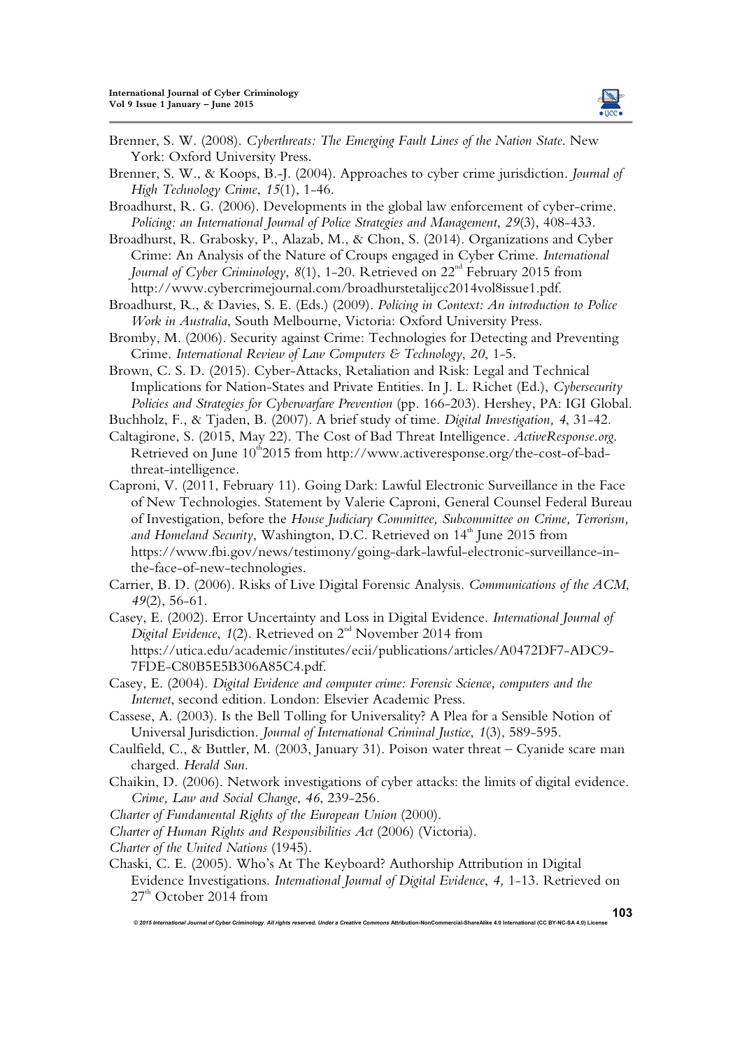Brenner, S. W. (2008). *Cyberthreats: The Emerging Fault Lines of the Nation State*. New York: Oxford University Press.

Brenner, S. W., & Koops, B.-J. (2004). Approaches to cyber crime jurisdiction. *Journal of High Technology Crime*, *15*(1), 1-46.

Broadhurst, R. G. (2006). Developments in the global law enforcement of cyber-crime. *Policing: an International Journal of Police Strategies and Management*, *29*(3), 408-433.

Broadhurst, R. Grabosky, P., Alazab, M., & Chon, S. (2014). Organizations and Cyber Crime: An Analysis of the Nature of Croups engaged in Cyber Crime. *International Journal of Cyber Criminology*, *8*(1), 1-20. Retrieved on 22nd February 2015 from http://www.cybercrimejournal.com/broadhurstetalijcc2014vol8issue1.pdf.

Broadhurst, R., & Davies, S. E. (Eds.) (2009). *Policing in Context: An introduction to Police Work in Australia*, South Melbourne, Victoria: Oxford University Press.

Bromby, M. (2006). Security against Crime: Technologies for Detecting and Preventing Crime. *International Review of Law Computers & Technology*, *20*, 1-5.

Brown, C. S. D. (2015). Cyber-Attacks, Retaliation and Risk: Legal and Technical Implications for Nation-States and Private Entities. In J. L. Richet (Ed.), *Cybersecurity Policies and Strategies for Cyberwarfare Prevention* (pp. 166-203). Hershey, PA: IGI Global.

Buchholz, F., & Tjaden, B. (2007). A brief study of time. *Digital Investigation, 4*, 31-42.

Caltagirone, S. (2015, May 22). The Cost of Bad Threat Intelligence. *ActiveResponse.org*. Retrieved on June 10th2015 from http://www.activeresponse.org/the-cost-of-bad-threat-intelligence.

Caproni, V. (2011, February 11). Going Dark: Lawful Electronic Surveillance in the Face of New Technologies. Statement by Valerie Caproni, General Counsel Federal Bureau of Investigation, before the *House Judiciary Committee, Subcommittee on Crime, Terrorism, and Homeland Security*, Washington, D.C. Retrieved on 14th June 2015 from https://www.fbi.gov/news/testimony/going-dark-lawful-electronic-surveillance-in-the-face-of-new-technologies.

Carrier, B. D. (2006). Risks of Live Digital Forensic Analysis. *Communications of the ACM*, *49*(2), 56-61.

Casey, E. (2002). Error Uncertainty and Loss in Digital Evidence. *International Journal of Digital Evidence*, *1*(2). Retrieved on 2nd November 2014 from https://utica.edu/academic/institutes/ecii/publications/articles/A0472DF7-ADC9-7FDE-C80B5E5B306A85C4.pdf.

Casey, E. (2004). *Digital Evidence and computer crime: Forensic Science, computers and the Internet*, second edition. London: Elsevier Academic Press.

Cassese, A. (2003). Is the Bell Tolling for Universality? A Plea for a Sensible Notion of Universal Jurisdiction. *Journal of International Criminal Justice*, *1*(3), 589-595.

Caulfield, C., & Buttler, M. (2003, January 31). Poison water threat – Cyanide scare man charged. *Herald Sun*.

Chaikin, D. (2006). Network investigations of cyber attacks: the limits of digital evidence. *Crime, Law and Social Change*, *46*, 239-256.

*Charter of Fundamental Rights of the European Union* (2000).

*Charter of Human Rights and Responsibilities Act* (2006) (Victoria).

*Charter of the United Nations* (1945).

Chaski, C. E. (2005). Who's At The Keyboard? Authorship Attribution in Digital Evidence Investigations. *International Journal of Digital Evidence*, *4,* 1-13. Retrieved on 27th October 2014 from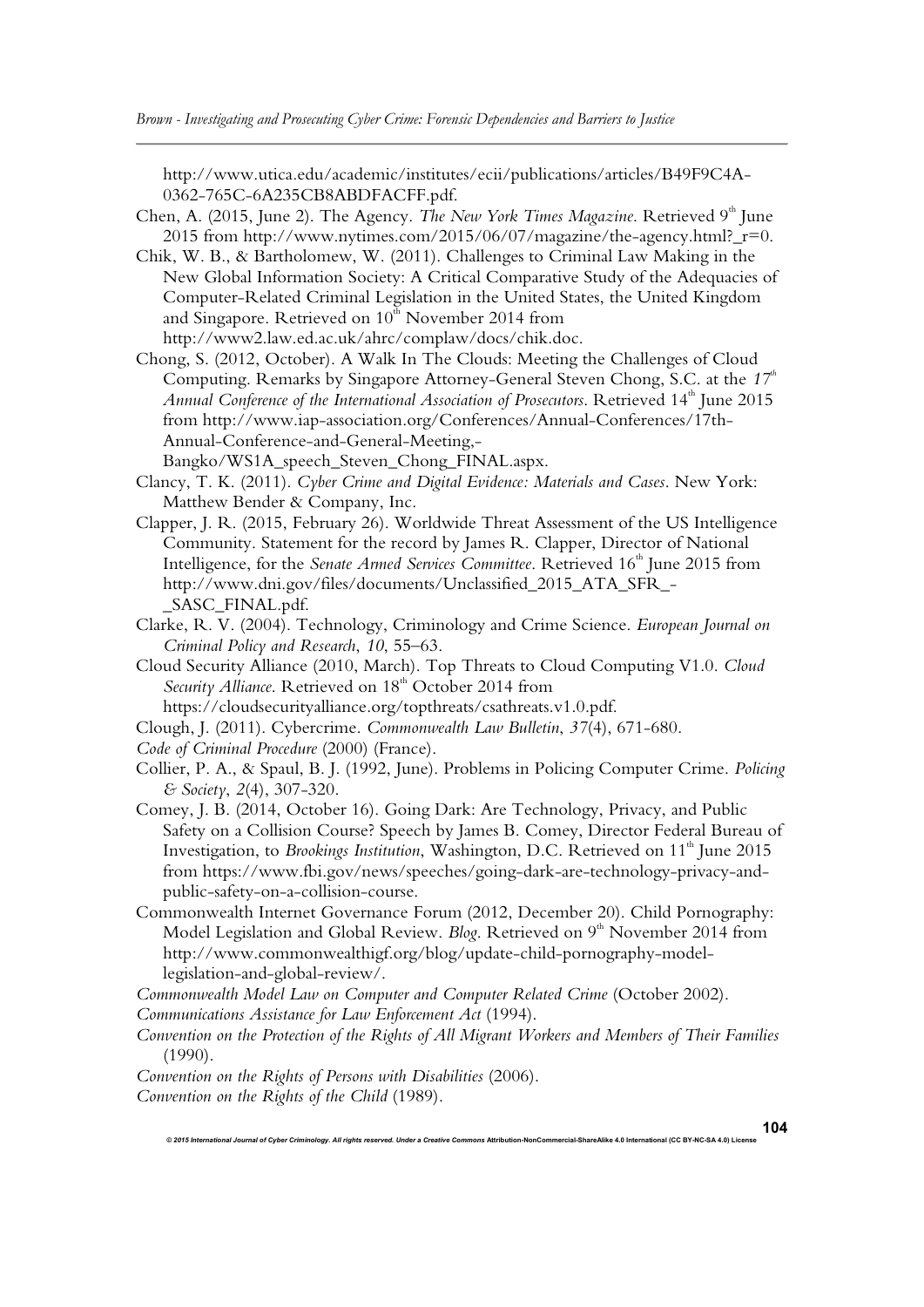http://www.utica.edu/academic/institutes/ecii/publications/articles/B49F9C4A-0362-765C-6A235CB8ABDFACFF.pdf.

Chen, A. (2015, June 2). The Agency. *The New York Times Magazine*. Retrieved 9th June 2015 from http://www.nytimes.com/2015/06/07/magazine/the-agency.html?_r=0.

Chik, W. B., & Bartholomew, W. (2011). Challenges to Criminal Law Making in the New Global Information Society: A Critical Comparative Study of the Adequacies of Computer-Related Criminal Legislation in the United States, the United Kingdom and Singapore. Retrieved on 10th November 2014 from http://www2.law.ed.ac.uk/ahrc/complaw/docs/chik.doc.

Chong, S. (2012, October). A Walk In The Clouds: Meeting the Challenges of Cloud Computing. Remarks by Singapore Attorney-General Steven Chong, S.C. at the *17th Annual Conference of the International Association of Prosecutors*. Retrieved 14th June 2015 from http://www.iap-association.org/Conferences/Annual-Conferences/17th-Annual-Conference-and-General-Meeting,-Bangko/WS1A_speech_Steven_Chong_FINAL.aspx.

Clancy, T. K. (2011). *Cyber Crime and Digital Evidence: Materials and Cases*. New York: Matthew Bender & Company, Inc.

Clapper, J. R. (2015, February 26). Worldwide Threat Assessment of the US Intelligence Community. Statement for the record by James R. Clapper, Director of National Intelligence, for the *Senate Armed Services Committee*. Retrieved 16th June 2015 from http://www.dni.gov/files/documents/Unclassified_2015_ATA_SFR_-_SASC_FINAL.pdf.

Clarke, R. V. (2004). Technology, Criminology and Crime Science. *European Journal on Criminal Policy and Research*, *10*, 55–63.

Cloud Security Alliance (2010, March). Top Threats to Cloud Computing V1.0. *Cloud Security Alliance*. Retrieved on 18th October 2014 from https://cloudsecurityalliance.org/topthreats/csathreats.v1.0.pdf.

Clough, J. (2011). Cybercrime. *Commonwealth Law Bulletin*, *37*(4), 671-680.

*Code of Criminal Procedure* (2000) (France).

Collier, P. A., & Spaul, B. J. (1992, June). Problems in Policing Computer Crime. *Policing & Society*, *2*(4), 307-320.

Comey, J. B. (2014, October 16). Going Dark: Are Technology, Privacy, and Public Safety on a Collision Course? Speech by James B. Comey, Director Federal Bureau of Investigation, to *Brookings Institution*, Washington, D.C. Retrieved on 11th June 2015 from https://www.fbi.gov/news/speeches/going-dark-are-technology-privacy-and-public-safety-on-a-collision-course.

Commonwealth Internet Governance Forum (2012, December 20). Child Pornography: Model Legislation and Global Review. *Blog*. Retrieved on 9th November 2014 from http://www.commonwealthigf.org/blog/update-child-pornography-model-legislation-and-global-review/.

*Commonwealth Model Law on Computer and Computer Related Crime* (October 2002).

*Communications Assistance for Law Enforcement Act* (1994).

*Convention on the Protection of the Rights of All Migrant Workers and Members of Their Families* (1990).

*Convention on the Rights of Persons with Disabilities* (2006).

*Convention on the Rights of the Child* (1989).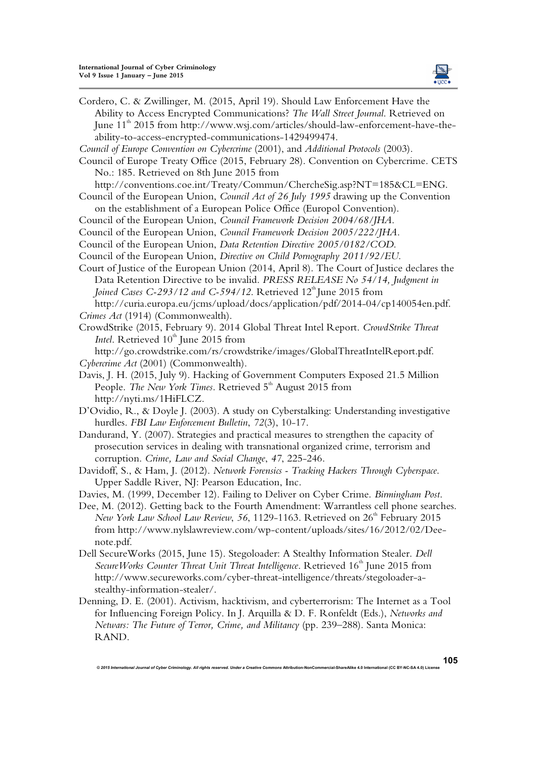Cordero, C. & Zwillinger, M. (2015, April 19). Should Law Enforcement Have the Ability to Access Encrypted Communications? *The Wall Street Journal*. Retrieved on June 11th 2015 from http://www.wsj.com/articles/should-law-enforcement-have-the-ability-to-access-encrypted-communications-1429499474.

*Council of Europe Convention on Cybercrime* (2001), and *Additional Protocols* (2003).

Council of Europe Treaty Office (2015, February 28). Convention on Cybercrime. CETS No.: 185. Retrieved on 8th June 2015 from http://conventions.coe.int/Treaty/Commun/ChercheSig.asp?NT=185&CL=ENG.

Council of the European Union, *Council Act of 26 July 1995* drawing up the Convention on the establishment of a European Police Office (Europol Convention).

Council of the European Union, *Council Framework Decision 2004/68/JHA*.

Council of the European Union, *Council Framework Decision 2005/222/JHA*.

Council of the European Union, *Data Retention Directive 2005/0182/COD*.

Council of the European Union, *Directive on Child Pornography 2011/92/EU*.

Court of Justice of the European Union (2014, April 8). The Court of Justice declares the Data Retention Directive to be invalid. *PRESS RELEASE No 54/14, Judgment in Joined Cases C-293/12 and C-594/12*. Retrieved 12th June 2015 from http://curia.europa.eu/jcms/upload/docs/application/pdf/2014-04/cp140054en.pdf.

*Crimes Act* (1914) (Commonwealth).

CrowdStrike (2015, February 9). 2014 Global Threat Intel Report. *CrowdStrike Threat Intel*. Retrieved 10th June 2015 from http://go.crowdstrike.com/rs/crowdstrike/images/GlobalThreatIntelReport.pdf.

*Cybercrime Act* (2001) (Commonwealth).

Davis, J. H. (2015, July 9). Hacking of Government Computers Exposed 21.5 Million People. *The New York Times*. Retrieved 5th August 2015 from http://nyti.ms/1HiFLCZ.

D'Ovidio, R., & Doyle J. (2003). A study on Cyberstalking: Understanding investigative hurdles. *FBI Law Enforcement Bulletin*, *72*(3), 10-17.

Dandurand, Y. (2007). Strategies and practical measures to strengthen the capacity of prosecution services in dealing with transnational organized crime, terrorism and corruption. *Crime, Law and Social Change*, *47*, 225-246.

Davidoff, S., & Ham, J. (2012). *Network Forensics - Tracking Hackers Through Cyberspace*. Upper Saddle River, NJ: Pearson Education, Inc.

Davies, M. (1999, December 12). Failing to Deliver on Cyber Crime. *Birmingham Post*.

Dee, M. (2012). Getting back to the Fourth Amendment: Warrantless cell phone searches. *New York Law School Law Review*, *56*, 1129-1163. Retrieved on 26th February 2015 from http://www.nylslawreview.com/wp-content/uploads/sites/16/2012/02/Dee-note.pdf.

Dell SecureWorks (2015, June 15). Stegoloader: A Stealthy Information Stealer. *Dell SecureWorks Counter Threat Unit Threat Intelligence*. Retrieved 16th June 2015 from http://www.secureworks.com/cyber-threat-intelligence/threats/stegoloader-a-stealthy-information-stealer/.

Denning, D. E. (2001). Activism, hacktivism, and cyberterrorism: The Internet as a Tool for Influencing Foreign Policy. In J. Arquilla & D. F. Ronfeldt (Eds.), *Networks and Netwars: The Future of Terror, Crime, and Militancy* (pp. 239–288). Santa Monica: RAND.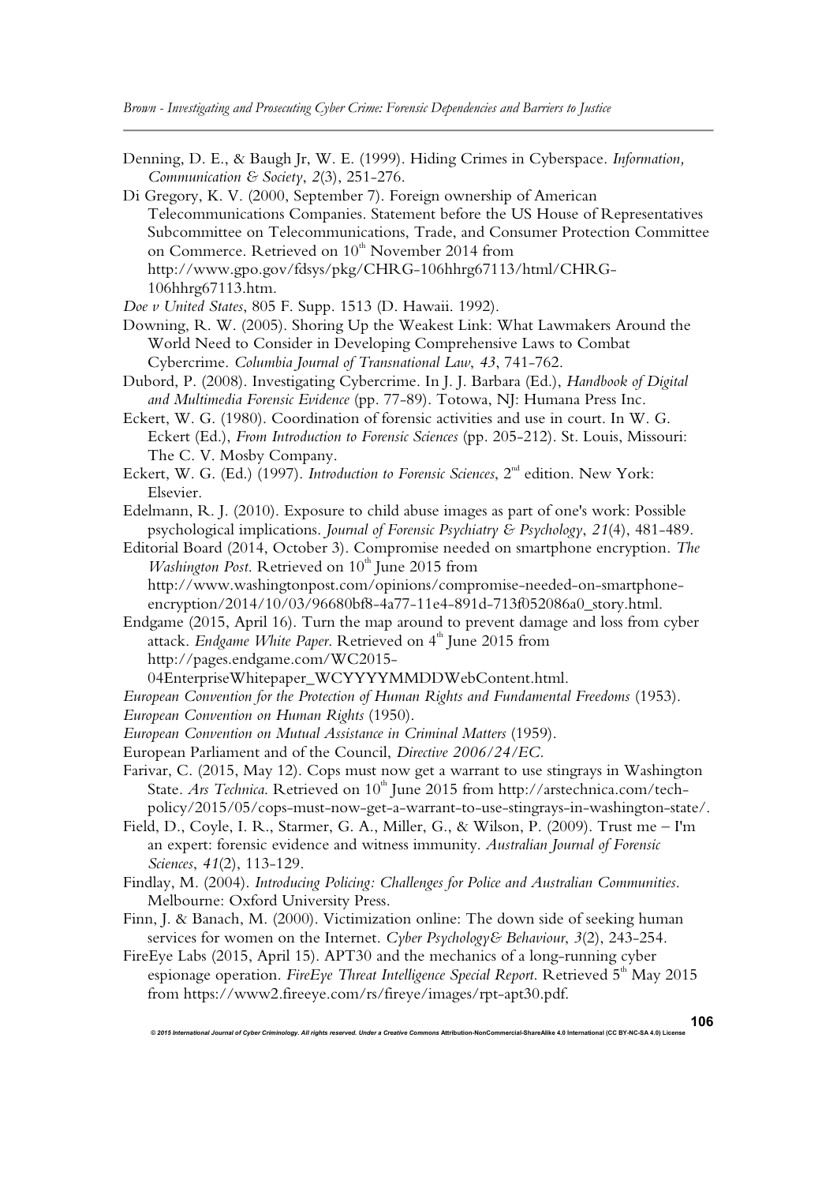Denning, D. E., & Baugh Jr, W. E. (1999). Hiding Crimes in Cyberspace. *Information, Communication & Society*, *2*(3), 251-276.

Di Gregory, K. V. (2000, September 7). Foreign ownership of American Telecommunications Companies. Statement before the US House of Representatives Subcommittee on Telecommunications, Trade, and Consumer Protection Committee on Commerce. Retrieved on 10th November 2014 from http://www.gpo.gov/fdsys/pkg/CHRG-106hhrg67113/html/CHRG-106hhrg67113.htm.

*Doe v United States*, 805 F. Supp. 1513 (D. Hawaii. 1992).

Downing, R. W. (2005). Shoring Up the Weakest Link: What Lawmakers Around the World Need to Consider in Developing Comprehensive Laws to Combat Cybercrime. *Columbia Journal of Transnational Law*, *43*, 741-762.

Dubord, P. (2008). Investigating Cybercrime. In J. J. Barbara (Ed.), *Handbook of Digital and Multimedia Forensic Evidence* (pp. 77-89). Totowa, NJ: Humana Press Inc.

Eckert, W. G. (1980). Coordination of forensic activities and use in court. In W. G. Eckert (Ed.), *From Introduction to Forensic Sciences* (pp. 205-212). St. Louis, Missouri: The C. V. Mosby Company.

Eckert, W. G. (Ed.) (1997). *Introduction to Forensic Sciences*, 2nd edition. New York: Elsevier.

Edelmann, R. J. (2010). Exposure to child abuse images as part of one's work: Possible psychological implications. *Journal of Forensic Psychiatry & Psychology*, *21*(4), 481-489.

Editorial Board (2014, October 3). Compromise needed on smartphone encryption. *The Washington Post*. Retrieved on 10th June 2015 from http://www.washingtonpost.com/opinions/compromise-needed-on-smartphone-encryption/2014/10/03/96680bf8-4a77-11e4-891d-713f052086a0_story.html.

Endgame (2015, April 16). Turn the map around to prevent damage and loss from cyber attack. *Endgame White Paper*. Retrieved on 4th June 2015 from http://pages.endgame.com/WC2015-04EnterpriseWhitepaper_WCYYYYMMDDWebContent.html.

*European Convention for the Protection of Human Rights and Fundamental Freedoms* (1953).

*European Convention on Human Rights* (1950).

*European Convention on Mutual Assistance in Criminal Matters* (1959).

European Parliament and of the Council, *Directive 2006/24/EC.*

Farivar, C. (2015, May 12). Cops must now get a warrant to use stingrays in Washington State. *Ars Technica*. Retrieved on 10th June 2015 from http://arstechnica.com/tech-policy/2015/05/cops-must-now-get-a-warrant-to-use-stingrays-in-washington-state/.

Field, D., Coyle, I. R., Starmer, G. A., Miller, G., & Wilson, P. (2009). Trust me – I'm an expert: forensic evidence and witness immunity. *Australian Journal of Forensic Sciences*, *41*(2), 113-129.

Findlay, M. (2004). *Introducing Policing: Challenges for Police and Australian Communities*. Melbourne: Oxford University Press.

Finn, J. & Banach, M. (2000). Victimization online: The down side of seeking human services for women on the Internet. *Cyber Psychology& Behaviour*, *3*(2), 243-254.

FireEye Labs (2015, April 15). APT30 and the mechanics of a long-running cyber espionage operation. *FireEye Threat Intelligence Special Report*. Retrieved 5th May 2015 from https://www2.fireeye.com/rs/fireye/images/rpt-apt30.pdf.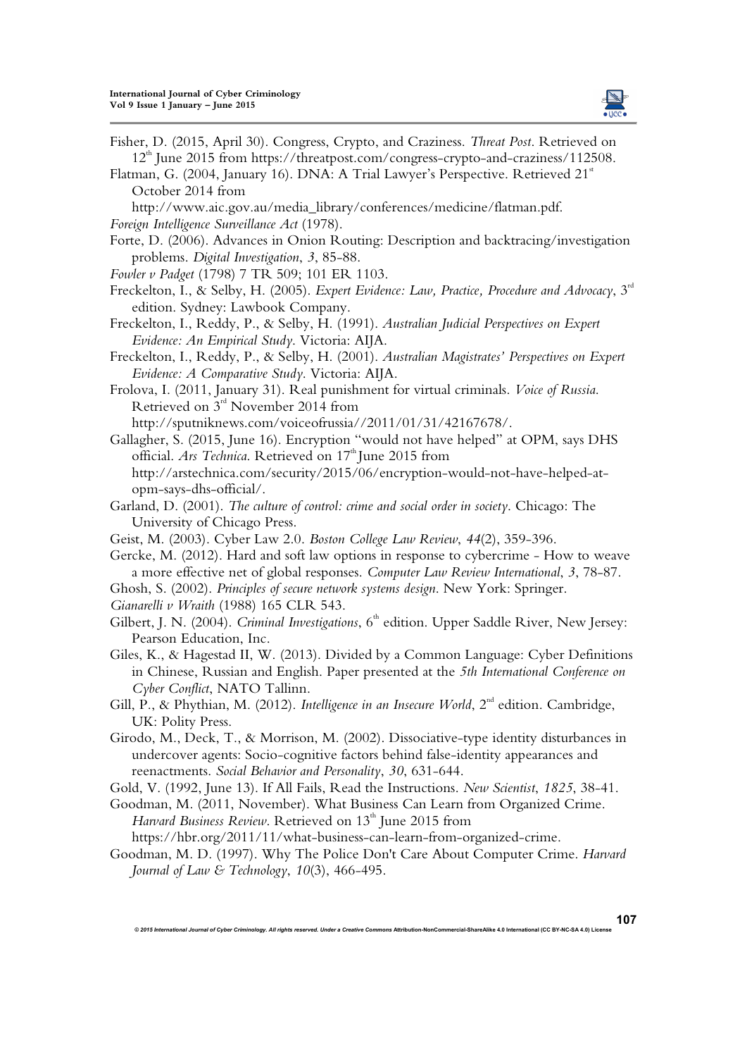Fisher, D. (2015, April 30). Congress, Crypto, and Craziness. *Threat Post*. Retrieved on 12th June 2015 from https://threatpost.com/congress-crypto-and-craziness/112508.

Flatman, G. (2004, January 16). DNA: A Trial Lawyer's Perspective. Retrieved 21st October 2014 from http://www.aic.gov.au/media_library/conferences/medicine/flatman.pdf.

*Foreign Intelligence Surveillance Act* (1978).

Forte, D. (2006). Advances in Onion Routing: Description and backtracing/investigation problems. *Digital Investigation*, *3*, 85-88.

*Fowler v Padget* (1798) 7 TR 509; 101 ER 1103.

Freckelton, I., & Selby, H. (2005). *Expert Evidence: Law, Practice, Procedure and Advocacy*, 3rd edition. Sydney: Lawbook Company.

Freckelton, I., Reddy, P., & Selby, H. (1991). *Australian Judicial Perspectives on Expert Evidence: An Empirical Study*. Victoria: AIJA.

Freckelton, I., Reddy, P., & Selby, H. (2001). *Australian Magistrates' Perspectives on Expert Evidence: A Comparative Study*. Victoria: AIJA.

Frolova, I. (2011, January 31). Real punishment for virtual criminals. *Voice of Russia*. Retrieved on 3rd November 2014 from http://sputniknews.com/voiceofrussia//2011/01/31/42167678/.

Gallagher, S. (2015, June 16). Encryption "would not have helped" at OPM, says DHS official. *Ars Technica*. Retrieved on 17th June 2015 from http://arstechnica.com/security/2015/06/encryption-would-not-have-helped-at-opm-says-dhs-official/.

Garland, D. (2001). *The culture of control: crime and social order in society*. Chicago: The University of Chicago Press.

Geist, M. (2003). Cyber Law 2.0. *Boston College Law Review*, *44*(2), 359-396.

Gercke, M. (2012). Hard and soft law options in response to cybercrime - How to weave a more effective net of global responses. *Computer Law Review International*, *3*, 78-87.

Ghosh, S. (2002). *Principles of secure network systems design*. New York: Springer.

*Gianarelli v Wraith* (1988) 165 CLR 543.

Gilbert, J. N. (2004). *Criminal Investigations*, 6th edition. Upper Saddle River, New Jersey: Pearson Education, Inc.

Giles, K., & Hagestad II, W. (2013). Divided by a Common Language: Cyber Definitions in Chinese, Russian and English. Paper presented at the *5th International Conference on Cyber Conflict*, NATO Tallinn.

Gill, P., & Phythian, M. (2012). *Intelligence in an Insecure World*, 2nd edition. Cambridge, UK: Polity Press.

Girodo, M., Deck, T., & Morrison, M. (2002). Dissociative-type identity disturbances in undercover agents: Socio-cognitive factors behind false-identity appearances and reenactments. *Social Behavior and Personality*, *30*, 631-644.

Gold, V. (1992, June 13). If All Fails, Read the Instructions. *New Scientist*, *1825*, 38-41.

Goodman, M. (2011, November). What Business Can Learn from Organized Crime. *Harvard Business Review*. Retrieved on 13th June 2015 from https://hbr.org/2011/11/what-business-can-learn-from-organized-crime.

Goodman, M. D. (1997). Why The Police Don't Care About Computer Crime. *Harvard Journal of Law & Technology*, *10*(3), 466-495.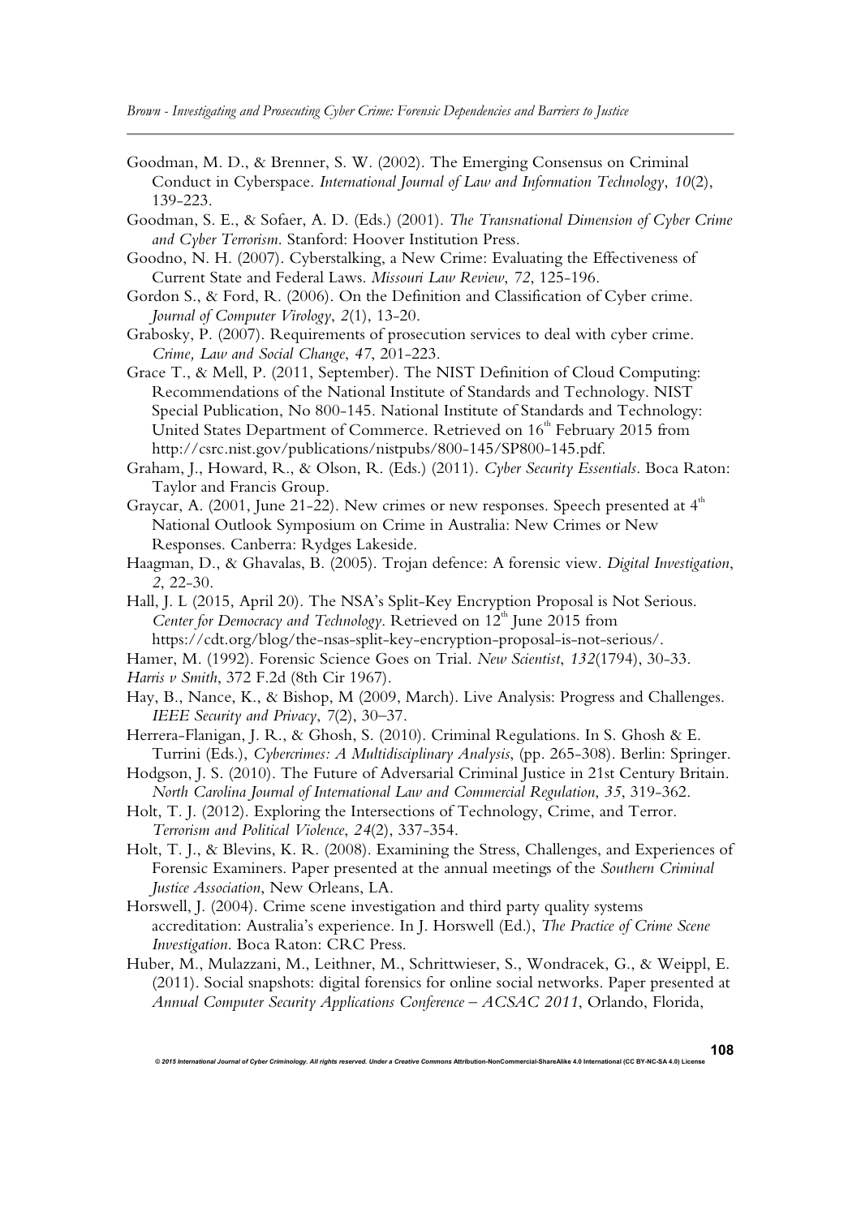Goodman, M. D., & Brenner, S. W. (2002). The Emerging Consensus on Criminal Conduct in Cyberspace. *International Journal of Law and Information Technology*, *10*(2), 139-223.

Goodman, S. E., & Sofaer, A. D. (Eds.) (2001). *The Transnational Dimension of Cyber Crime and Cyber Terrorism*. Stanford: Hoover Institution Press.

Goodno, N. H. (2007). Cyberstalking, a New Crime: Evaluating the Effectiveness of Current State and Federal Laws. *Missouri Law Review*, *72*, 125-196.

Gordon S., & Ford, R. (2006). On the Definition and Classification of Cyber crime. *Journal of Computer Virology*, *2*(1), 13-20.

Grabosky, P. (2007). Requirements of prosecution services to deal with cyber crime. *Crime, Law and Social Change*, *47*, 201-223.

Grace T., & Mell, P. (2011, September). The NIST Definition of Cloud Computing: Recommendations of the National Institute of Standards and Technology. NIST Special Publication, No 800-145. National Institute of Standards and Technology: United States Department of Commerce. Retrieved on 16th February 2015 from http://csrc.nist.gov/publications/nistpubs/800-145/SP800-145.pdf.

Graham, J., Howard, R., & Olson, R. (Eds.) (2011). *Cyber Security Essentials*. Boca Raton: Taylor and Francis Group.

Graycar, A. (2001, June 21-22). New crimes or new responses. Speech presented at 4th National Outlook Symposium on Crime in Australia: New Crimes or New Responses. Canberra: Rydges Lakeside.

Haagman, D., & Ghavalas, B. (2005). Trojan defence: A forensic view. *Digital Investigation*, *2*, 22-30.

Hall, J. L (2015, April 20). The NSA's Split-Key Encryption Proposal is Not Serious. *Center for Democracy and Technology*. Retrieved on 12th June 2015 from https://cdt.org/blog/the-nsas-split-key-encryption-proposal-is-not-serious/.

Hamer, M. (1992). Forensic Science Goes on Trial. *New Scientist*, *132*(1794), 30-33.

*Harris v Smith*, 372 F.2d (8th Cir 1967).

Hay, B., Nance, K., & Bishop, M (2009, March). Live Analysis: Progress and Challenges. *IEEE Security and Privacy*, *7*(2), 30–37.

Herrera-Flanigan, J. R., & Ghosh, S. (2010). Criminal Regulations. In S. Ghosh & E. Turrini (Eds.), *Cybercrimes: A Multidisciplinary Analysis*, (pp. 265-308). Berlin: Springer.

Hodgson, J. S. (2010). The Future of Adversarial Criminal Justice in 21st Century Britain. *North Carolina Journal of International Law and Commercial Regulation*, *35*, 319-362.

Holt, T. J. (2012). Exploring the Intersections of Technology, Crime, and Terror. *Terrorism and Political Violence*, *24*(2), 337-354.

Holt, T. J., & Blevins, K. R. (2008). Examining the Stress, Challenges, and Experiences of Forensic Examiners. Paper presented at the annual meetings of the *Southern Criminal Justice Association*, New Orleans, LA.

Horswell, J. (2004). Crime scene investigation and third party quality systems accreditation: Australia's experience. In J. Horswell (Ed.), *The Practice of Crime Scene Investigation*. Boca Raton: CRC Press.

Huber, M., Mulazzani, M., Leithner, M., Schrittwieser, S., Wondracek, G., & Weippl, E. (2011). Social snapshots: digital forensics for online social networks. Paper presented at *Annual Computer Security Applications Conference – ACSAC 2011*, Orlando, Florida,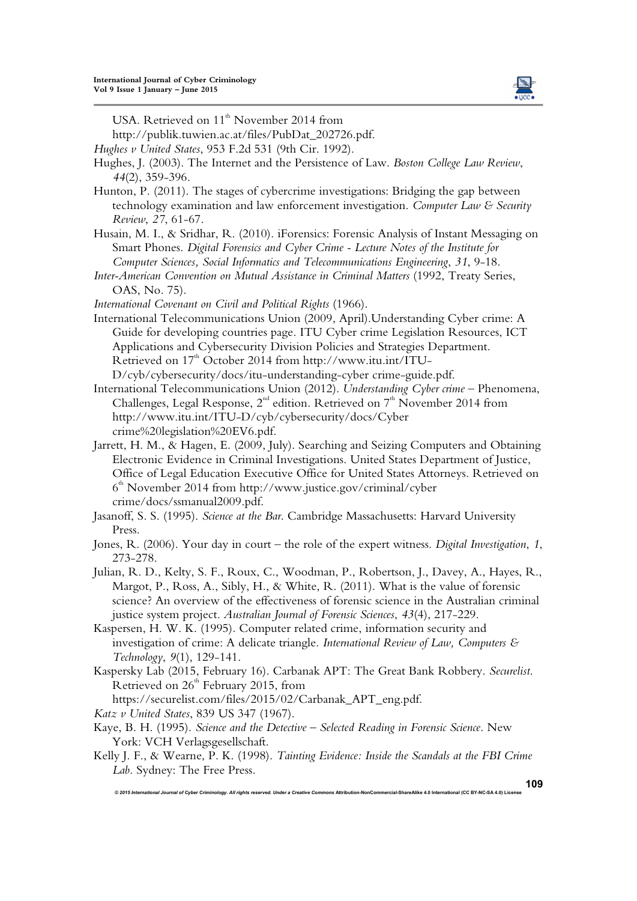USA. Retrieved on 11th November 2014 from http://publik.tuwien.ac.at/files/PubDat_202726.pdf.

*Hughes v United States*, 953 F.2d 531 (9th Cir. 1992).

Hughes, J. (2003). The Internet and the Persistence of Law. *Boston College Law Review*, *44*(2), 359-396.

Hunton, P. (2011). The stages of cybercrime investigations: Bridging the gap between technology examination and law enforcement investigation. *Computer Law & Security Review*, *27*, 61-67.

Husain, M. I., & Sridhar, R. (2010). iForensics: Forensic Analysis of Instant Messaging on Smart Phones. *Digital Forensics and Cyber Crime - Lecture Notes of the Institute for Computer Sciences, Social Informatics and Telecommunications Engineering*, *31*, 9-18.

*Inter-American Convention on Mutual Assistance in Criminal Matters* (1992, Treaty Series, OAS, No. 75).

*International Covenant on Civil and Political Rights* (1966).

International Telecommunications Union (2009, April).Understanding Cyber crime: A Guide for developing countries page. ITU Cyber crime Legislation Resources, ICT Applications and Cybersecurity Division Policies and Strategies Department. Retrieved on 17th October 2014 from http://www.itu.int/ITU-D/cyb/cybersecurity/docs/itu-understanding-cyber crime-guide.pdf.

International Telecommunications Union (2012). *Understanding Cyber crime* – Phenomena, Challenges, Legal Response, 2nd edition. Retrieved on 7th November 2014 from http://www.itu.int/ITU-D/cyb/cybersecurity/docs/Cyber crime%20legislation%20EV6.pdf.

Jarrett, H. M., & Hagen, E. (2009, July). Searching and Seizing Computers and Obtaining Electronic Evidence in Criminal Investigations. United States Department of Justice, Office of Legal Education Executive Office for United States Attorneys. Retrieved on 6th November 2014 from http://www.justice.gov/criminal/cyber crime/docs/ssmanual2009.pdf.

Jasanoff, S. S. (1995). *Science at the Bar*. Cambridge Massachusetts: Harvard University Press.

Jones, R. (2006). Your day in court – the role of the expert witness. *Digital Investigation*, *1*, 273-278.

Julian, R. D., Kelty, S. F., Roux, C., Woodman, P., Robertson, J., Davey, A., Hayes, R., Margot, P., Ross, A., Sibly, H., & White, R. (2011). What is the value of forensic science? An overview of the effectiveness of forensic science in the Australian criminal justice system project. *Australian Journal of Forensic Sciences*, *43*(4), 217-229.

Kaspersen, H. W. K. (1995). Computer related crime, information security and investigation of crime: A delicate triangle. *International Review of Law, Computers & Technology*, *9*(1), 129-141.

Kaspersky Lab (2015, February 16). Carbanak APT: The Great Bank Robbery. *Securelist*. Retrieved on 26th February 2015, from https://securelist.com/files/2015/02/Carbanak_APT_eng.pdf.

*Katz v United States*, 839 US 347 (1967).

Kaye, B. H. (1995). *Science and the Detective – Selected Reading in Forensic Science*. New York: VCH Verlagsgesellschaft.

Kelly J. F., & Wearne, P. K. (1998). *Tainting Evidence: Inside the Scandals at the FBI Crime Lab*. Sydney: The Free Press.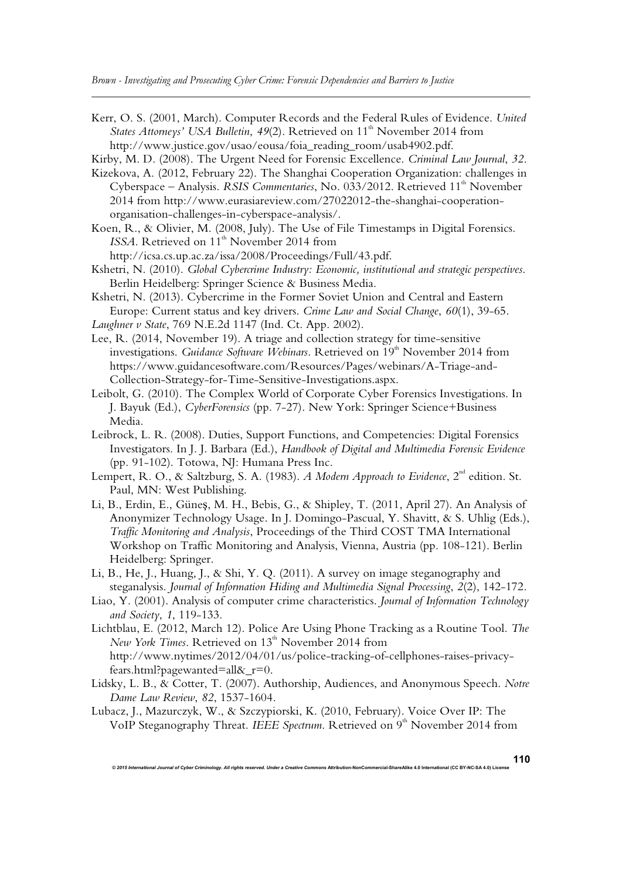Kerr, O. S. (2001, March). Computer Records and the Federal Rules of Evidence. *United States Attorneys' USA Bulletin*, *49*(2). Retrieved on 11th November 2014 from http://www.justice.gov/usao/eousa/foia_reading_room/usab4902.pdf.

Kirby, M. D. (2008). The Urgent Need for Forensic Excellence. *Criminal Law Journal*, *32*.

Kizekova, A. (2012, February 22). The Shanghai Cooperation Organization: challenges in Cyberspace – Analysis. *RSIS Commentaries*, No. 033/2012. Retrieved 11th November 2014 from http://www.eurasiareview.com/27022012-the-shanghai-cooperation-organisation-challenges-in-cyberspace-analysis/.

Koen, R., & Olivier, M. (2008, July). The Use of File Timestamps in Digital Forensics. *ISSA*. Retrieved on 11th November 2014 from http://icsa.cs.up.ac.za/issa/2008/Proceedings/Full/43.pdf.

Kshetri, N. (2010). *Global Cybercrime Industry: Economic, institutional and strategic perspectives*. Berlin Heidelberg: Springer Science & Business Media.

Kshetri, N. (2013). Cybercrime in the Former Soviet Union and Central and Eastern Europe: Current status and key drivers. *Crime Law and Social Change*, *60*(1), 39-65.

*Laughner v State*, 769 N.E.2d 1147 (Ind. Ct. App. 2002).

Lee, R. (2014, November 19). A triage and collection strategy for time-sensitive investigations. *Guidance Software Webinars*. Retrieved on 19th November 2014 from https://www.guidancesoftware.com/Resources/Pages/webinars/A-Triage-and-Collection-Strategy-for-Time-Sensitive-Investigations.aspx.

Leibolt, G. (2010). The Complex World of Corporate Cyber Forensics Investigations. In J. Bayuk (Ed.), *CyberForensics* (pp. 7-27). New York: Springer Science+Business Media.

Leibrock, L. R. (2008). Duties, Support Functions, and Competencies: Digital Forensics Investigators. In J. J. Barbara (Ed.), *Handbook of Digital and Multimedia Forensic Evidence* (pp. 91-102). Totowa, NJ: Humana Press Inc.

Lempert, R. O., & Saltzburg, S. A. (1983). *A Modern Approach to Evidence*, 2nd edition. St. Paul, MN: West Publishing.

Li, B., Erdin, E., Güneş, M. H., Bebis, G., & Shipley, T. (2011, April 27). An Analysis of Anonymizer Technology Usage. In J. Domingo-Pascual, Y. Shavitt, & S. Uhlig (Eds.), *Traffic Monitoring and Analysis*, Proceedings of the Third COST TMA International Workshop on Traffic Monitoring and Analysis, Vienna, Austria (pp. 108-121). Berlin Heidelberg: Springer.

Li, B., He, J., Huang, J., & Shi, Y. Q. (2011). A survey on image steganography and steganalysis. *Journal of Information Hiding and Multimedia Signal Processing*, *2*(2), 142-172.

Liao, Y. (2001). Analysis of computer crime characteristics. *Journal of Information Technology and Society*, *1*, 119-133.

Lichtblau, E. (2012, March 12). Police Are Using Phone Tracking as a Routine Tool. *The New York Times*. Retrieved on 13th November 2014 from http://www.nytimes/2012/04/01/us/police-tracking-of-cellphones-raises-privacy-fears.html?pagewanted=all&_r=0.

Lidsky, L. B., & Cotter, T. (2007). Authorship, Audiences, and Anonymous Speech. *Notre Dame Law Review*, *82*, 1537-1604.

Lubacz, J., Mazurczyk, W., & Szczypiorski, K. (2010, February). Voice Over IP: The VoIP Steganography Threat. *IEEE Spectrum*. Retrieved on 9th November 2014 from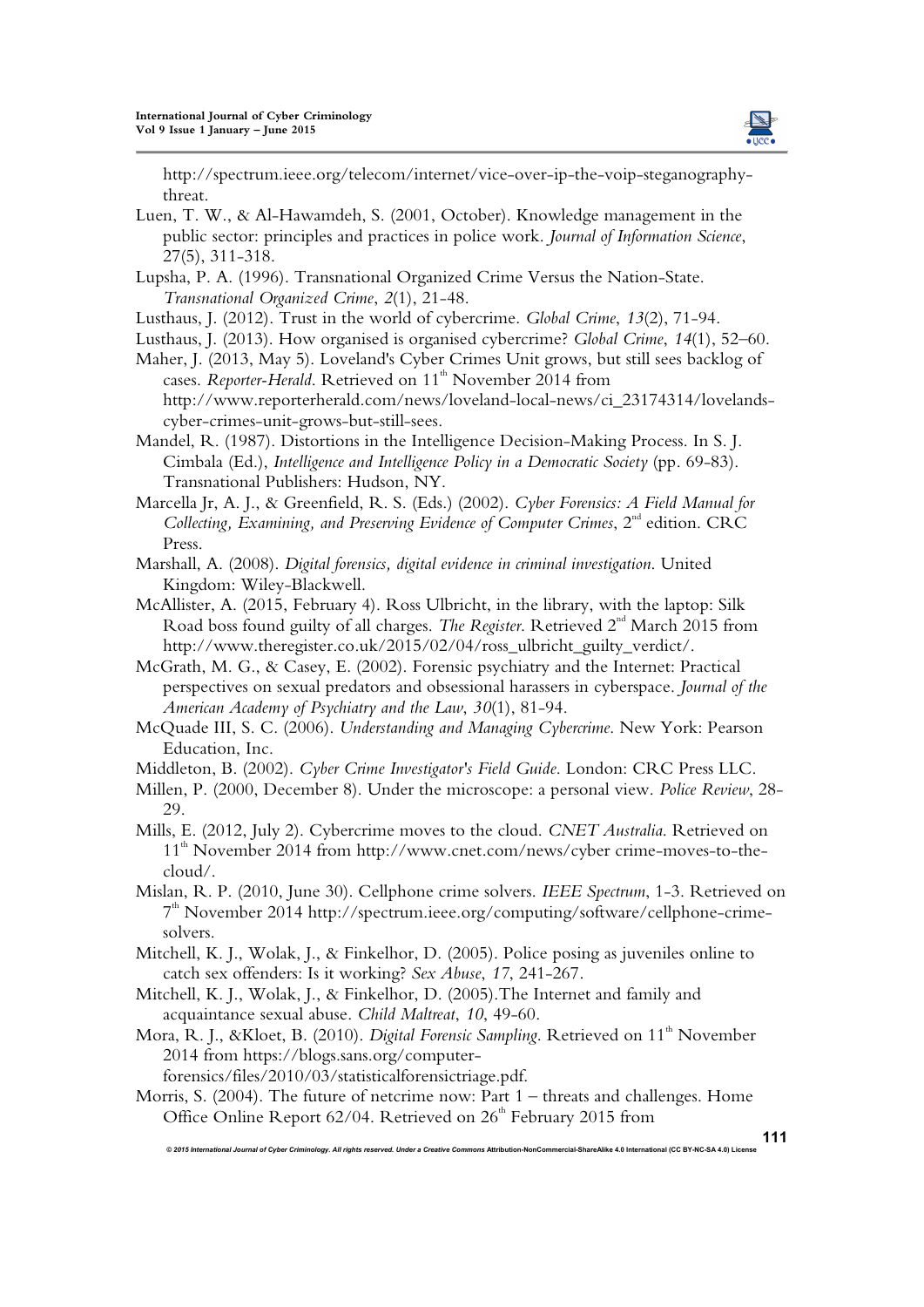http://spectrum.ieee.org/telecom/internet/vice-over-ip-the-voip-steganography-threat.

Luen, T. W., & Al-Hawamdeh, S. (2001, October). Knowledge management in the public sector: principles and practices in police work. *Journal of Information Science*, 27(5), 311-318.

Lupsha, P. A. (1996). Transnational Organized Crime Versus the Nation-State. *Transnational Organized Crime*, *2*(1), 21-48.

Lusthaus, J. (2012). Trust in the world of cybercrime. *Global Crime*, *13*(2), 71-94.

Lusthaus, J. (2013). How organised is organised cybercrime? *Global Crime*, *14*(1), 52–60.

Maher, J. (2013, May 5). Loveland's Cyber Crimes Unit grows, but still sees backlog of cases. *Reporter-Herald*. Retrieved on 11th November 2014 from http://www.reporterherald.com/news/loveland-local-news/ci_23174314/lovelands-cyber-crimes-unit-grows-but-still-sees.

Mandel, R. (1987). Distortions in the Intelligence Decision-Making Process. In S. J. Cimbala (Ed.), *Intelligence and Intelligence Policy in a Democratic Society* (pp. 69-83). Transnational Publishers: Hudson, NY.

Marcella Jr, A. J., & Greenfield, R. S. (Eds.) (2002). *Cyber Forensics: A Field Manual for Collecting, Examining, and Preserving Evidence of Computer Crimes*, 2nd edition. CRC Press.

Marshall, A. (2008). *Digital forensics, digital evidence in criminal investigation*. United Kingdom: Wiley-Blackwell.

McAllister, A. (2015, February 4). Ross Ulbricht, in the library, with the laptop: Silk Road boss found guilty of all charges. *The Register*. Retrieved 2nd March 2015 from http://www.theregister.co.uk/2015/02/04/ross_ulbricht_guilty_verdict/.

McGrath, M. G., & Casey, E. (2002). Forensic psychiatry and the Internet: Practical perspectives on sexual predators and obsessional harassers in cyberspace. *Journal of the American Academy of Psychiatry and the Law*, *30*(1), 81-94.

McQuade III, S. C. (2006). *Understanding and Managing Cybercrime*. New York: Pearson Education, Inc.

Middleton, B. (2002). *Cyber Crime Investigator's Field Guide*. London: CRC Press LLC.

Millen, P. (2000, December 8). Under the microscope: a personal view. *Police Review*, 28-29.

Mills, E. (2012, July 2). Cybercrime moves to the cloud. *CNET Australia*. Retrieved on 11th November 2014 from http://www.cnet.com/news/cyber crime-moves-to-the-cloud/.

Mislan, R. P. (2010, June 30). Cellphone crime solvers. *IEEE Spectrum*, 1-3. Retrieved on 7th November 2014 http://spectrum.ieee.org/computing/software/cellphone-crime-solvers.

Mitchell, K. J., Wolak, J., & Finkelhor, D. (2005). Police posing as juveniles online to catch sex offenders: Is it working? *Sex Abuse*, *17*, 241-267.

Mitchell, K. J., Wolak, J., & Finkelhor, D. (2005).The Internet and family and acquaintance sexual abuse. *Child Maltreat*, *10*, 49-60.

Mora, R. J., &Kloet, B. (2010). *Digital Forensic Sampling*. Retrieved on 11th November 2014 from https://blogs.sans.org/computer-forensics/files/2010/03/statisticalforensictriage.pdf.

Morris, S. (2004). The future of netcrime now: Part 1 – threats and challenges. Home Office Online Report 62/04. Retrieved on 26th February 2015 from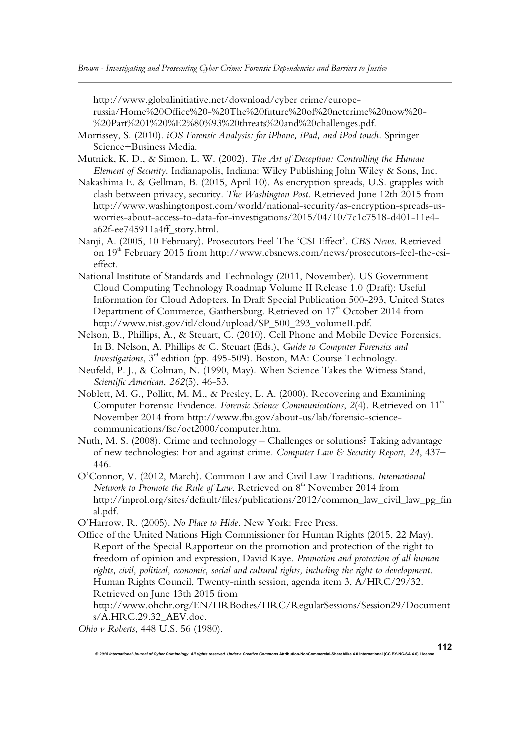http://www.globalinitiative.net/download/cyber crime/europe-russia/Home%20Office%20-%20The%20future%20of%20netcrime%20now%20-%20Part%201%20%E2%80%93%20threats%20and%20challenges.pdf.

Morrissey, S. (2010). *iOS Forensic Analysis: for iPhone, iPad, and iPod touch*. Springer Science+Business Media.

Mutnick, K. D., & Simon, L. W. (2002). *The Art of Deception: Controlling the Human Element of Security*. Indianapolis, Indiana: Wiley Publishing John Wiley & Sons, Inc.

Nakashima E. & Gellman, B. (2015, April 10). As encryption spreads, U.S. grapples with clash between privacy, security. *The Washington Post*. Retrieved June 12th 2015 from http://www.washingtonpost.com/world/national-security/as-encryption-spreads-us-worries-about-access-to-data-for-investigations/2015/04/10/7c1c7518-d401-11e4-a62f-ee745911a4ff_story.html.

Nanji, A. (2005, 10 February). Prosecutors Feel The 'CSI Effect'. *CBS News*. Retrieved on 19th February 2015 from http://www.cbsnews.com/news/prosecutors-feel-the-csi-effect.

National Institute of Standards and Technology (2011, November). US Government Cloud Computing Technology Roadmap Volume II Release 1.0 (Draft): Useful Information for Cloud Adopters. In Draft Special Publication 500-293, United States Department of Commerce, Gaithersburg. Retrieved on 17th October 2014 from http://www.nist.gov/itl/cloud/upload/SP_500_293_volumeII.pdf.

Nelson, B., Phillips, A., & Steuart, C. (2010). Cell Phone and Mobile Device Forensics. In B. Nelson, A. Phillips & C. Steuart (Eds.), *Guide to Computer Forensics and Investigations*, 3rd edition (pp. 495-509). Boston, MA: Course Technology.

Neufeld, P. J., & Colman, N. (1990, May). When Science Takes the Witness Stand, *Scientific American*, *262*(5), 46-53.

Noblett, M. G., Pollitt, M. M., & Presley, L. A. (2000). Recovering and Examining Computer Forensic Evidence. *Forensic Science Communications*, *2*(4). Retrieved on 11th November 2014 from http://www.fbi.gov/about-us/lab/forensic-science-communications/fsc/oct2000/computer.htm.

Nuth, M. S. (2008). Crime and technology – Challenges or solutions? Taking advantage of new technologies: For and against crime. *Computer Law & Security Report*, *24*, 437–446.

O'Connor, V. (2012, March). Common Law and Civil Law Traditions. *International Network to Promote the Rule of Law*. Retrieved on 8th November 2014 from http://inprol.org/sites/default/files/publications/2012/common_law_civil_law_pg_final.pdf.

O'Harrow, R. (2005). *No Place to Hide*. New York: Free Press.

Office of the United Nations High Commissioner for Human Rights (2015, 22 May). Report of the Special Rapporteur on the promotion and protection of the right to freedom of opinion and expression, David Kaye. *Promotion and protection of all human rights, civil, political, economic, social and cultural rights, including the right to development*. Human Rights Council, Twenty-ninth session, agenda item 3, A/HRC/29/32. Retrieved on June 13th 2015 from http://www.ohchr.org/EN/HRBodies/HRC/RegularSessions/Session29/Documents/A.HRC.29.32_AEV.doc.

*Ohio v Roberts*, 448 U.S. 56 (1980).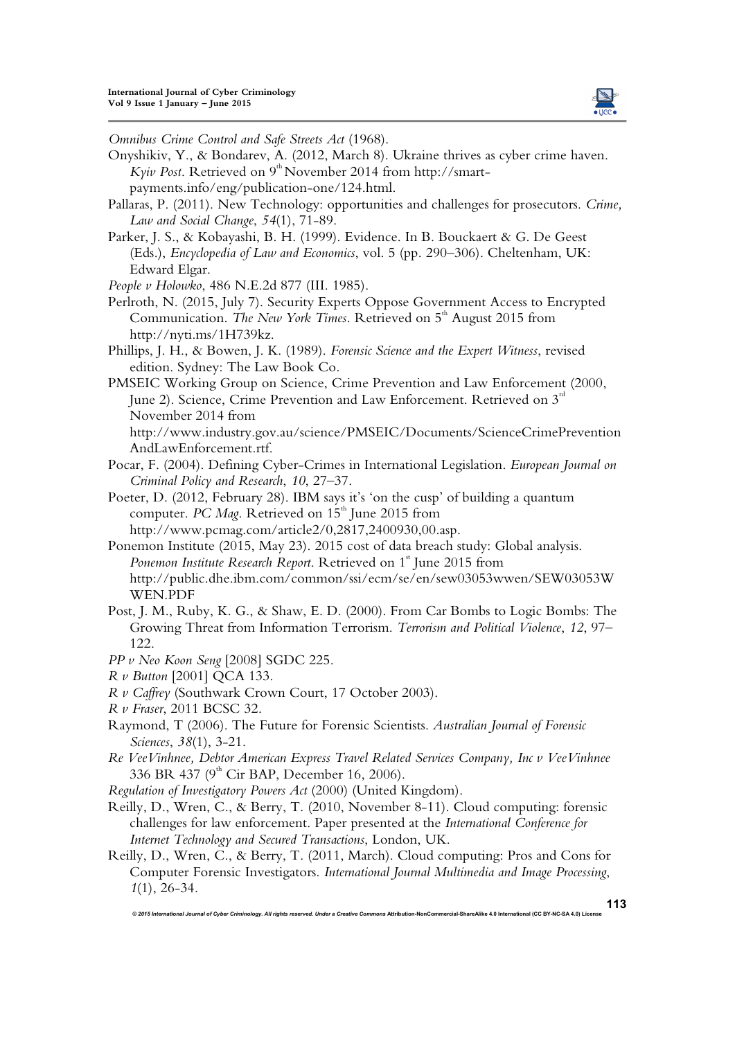*Omnibus Crime Control and Safe Streets Act* (1968).

Onyshikiv, Y., & Bondarev, A. (2012, March 8). Ukraine thrives as cyber crime haven. *Kyiv Post*. Retrieved on 9th November 2014 from http://smart-payments.info/eng/publication-one/124.html.

Pallaras, P. (2011). New Technology: opportunities and challenges for prosecutors. *Crime, Law and Social Change*, *54*(1), 71-89.

Parker, J. S., & Kobayashi, B. H. (1999). Evidence. In B. Bouckaert & G. De Geest (Eds.), *Encyclopedia of Law and Economics*, vol. 5 (pp. 290–306). Cheltenham, UK: Edward Elgar.

*People v Holowko*, 486 N.E.2d 877 (Ill. 1985).

Perlroth, N. (2015, July 7). Security Experts Oppose Government Access to Encrypted Communication. *The New York Times*. Retrieved on 5th August 2015 from http://nyti.ms/1H739kz.

Phillips, J. H., & Bowen, J. K. (1989). *Forensic Science and the Expert Witness*, revised edition. Sydney: The Law Book Co.

PMSEIC Working Group on Science, Crime Prevention and Law Enforcement (2000, June 2). Science, Crime Prevention and Law Enforcement. Retrieved on 3rd November 2014 from http://www.industry.gov.au/science/PMSEIC/Documents/ScienceCrimePreventionAndLawEnforcement.rtf.

Pocar, F. (2004). Defining Cyber-Crimes in International Legislation. *European Journal on Criminal Policy and Research*, *10*, 27–37.

Poeter, D. (2012, February 28). IBM says it's 'on the cusp' of building a quantum computer. *PC Mag*. Retrieved on 15th June 2015 from http://www.pcmag.com/article2/0,2817,2400930,00.asp.

Ponemon Institute (2015, May 23). 2015 cost of data breach study: Global analysis. *Ponemon Institute Research Report*. Retrieved on 1st June 2015 from http://public.dhe.ibm.com/common/ssi/ecm/se/en/sew03053wwen/SEW03053WWEN.PDF

Post, J. M., Ruby, K. G., & Shaw, E. D. (2000). From Car Bombs to Logic Bombs: The Growing Threat from Information Terrorism. *Terrorism and Political Violence*, *12*, 97–122.

*PP v Neo Koon Seng* [2008] SGDC 225.

*R v Button* [2001] QCA 133.

*R v Caffrey* (Southwark Crown Court, 17 October 2003).

*R v Fraser*, 2011 BCSC 32.

Raymond, T (2006). The Future for Forensic Scientists. *Australian Journal of Forensic Sciences*, *38*(1), 3-21.

*Re VeeVinhnee, Debtor American Express Travel Related Services Company, Inc v VeeVinhnee* 336 BR 437 (9th Cir BAP, December 16, 2006).

*Regulation of Investigatory Powers Act* (2000) (United Kingdom).

Reilly, D., Wren, C., & Berry, T. (2010, November 8-11). Cloud computing: forensic challenges for law enforcement. Paper presented at the *International Conference for Internet Technology and Secured Transactions*, London, UK.

Reilly, D., Wren, C., & Berry, T. (2011, March). Cloud computing: Pros and Cons for Computer Forensic Investigators. *International Journal Multimedia and Image Processing*, *1*(1), 26-34.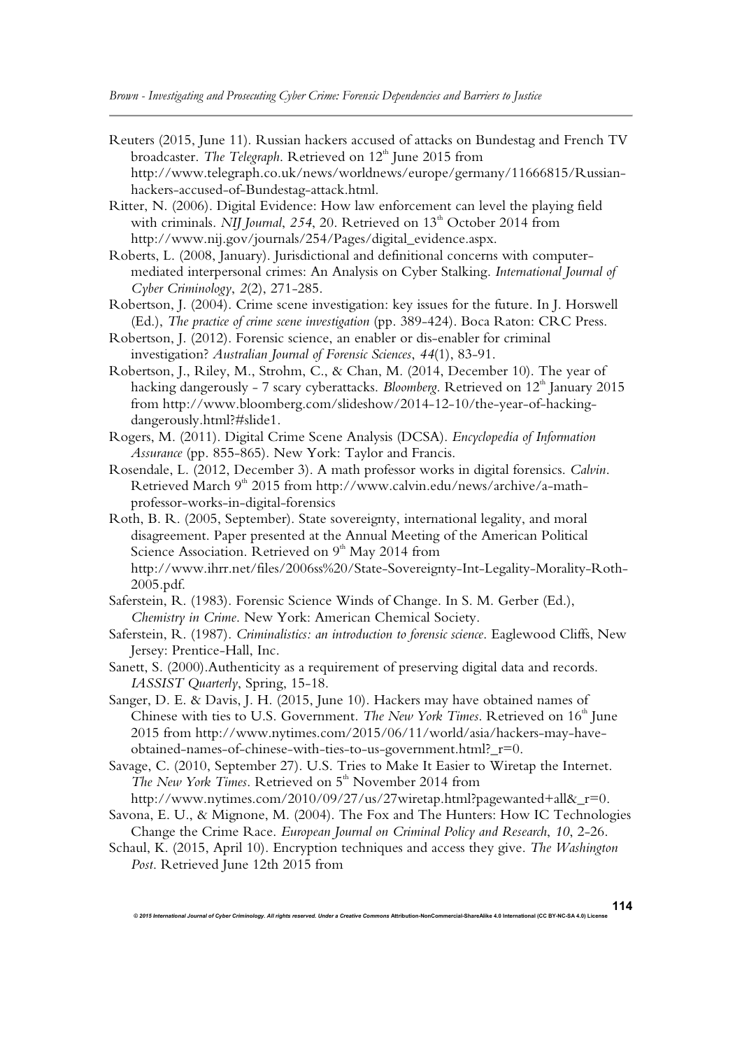Reuters (2015, June 11). Russian hackers accused of attacks on Bundestag and French TV broadcaster. *The Telegraph*. Retrieved on 12th June 2015 from http://www.telegraph.co.uk/news/worldnews/europe/germany/11666815/Russian-hackers-accused-of-Bundestag-attack.html.

Ritter, N. (2006). Digital Evidence: How law enforcement can level the playing field with criminals. *NIJ Journal*, *254*, 20. Retrieved on 13th October 2014 from http://www.nij.gov/journals/254/Pages/digital_evidence.aspx.

Roberts, L. (2008, January). Jurisdictional and definitional concerns with computer-mediated interpersonal crimes: An Analysis on Cyber Stalking. *International Journal of Cyber Criminology*, *2*(2), 271-285.

Robertson, J. (2004). Crime scene investigation: key issues for the future. In J. Horswell (Ed.), *The practice of crime scene investigation* (pp. 389-424). Boca Raton: CRC Press.

Robertson, J. (2012). Forensic science, an enabler or dis-enabler for criminal investigation? *Australian Journal of Forensic Sciences*, *44*(1), 83-91.

Robertson, J., Riley, M., Strohm, C., & Chan, M. (2014, December 10). The year of hacking dangerously - 7 scary cyberattacks. *Bloomberg*. Retrieved on 12th January 2015 from http://www.bloomberg.com/slideshow/2014-12-10/the-year-of-hacking-dangerously.html?#slide1.

Rogers, M. (2011). Digital Crime Scene Analysis (DCSA). *Encyclopedia of Information Assurance* (pp. 855-865). New York: Taylor and Francis.

Rosendale, L. (2012, December 3). A math professor works in digital forensics. *Calvin*. Retrieved March 9th 2015 from http://www.calvin.edu/news/archive/a-math-professor-works-in-digital-forensics

Roth, B. R. (2005, September). State sovereignty, international legality, and moral disagreement. Paper presented at the Annual Meeting of the American Political Science Association. Retrieved on 9th May 2014 from http://www.ihrr.net/files/2006ss%20/State-Sovereignty-Int-Legality-Morality-Roth-2005.pdf.

Saferstein, R. (1983). Forensic Science Winds of Change. In S. M. Gerber (Ed.), *Chemistry in Crime*. New York: American Chemical Society.

Saferstein, R. (1987). *Criminalistics: an introduction to forensic science*. Eaglewood Cliffs, New Jersey: Prentice-Hall, Inc.

Sanett, S. (2000).Authenticity as a requirement of preserving digital data and records. *IASSIST Quarterly*, Spring, 15-18.

Sanger, D. E. & Davis, J. H. (2015, June 10). Hackers may have obtained names of Chinese with ties to U.S. Government. *The New York Times*. Retrieved on 16th June 2015 from http://www.nytimes.com/2015/06/11/world/asia/hackers-may-have-obtained-names-of-chinese-with-ties-to-us-government.html?_r=0.

Savage, C. (2010, September 27). U.S. Tries to Make It Easier to Wiretap the Internet. *The New York Times*. Retrieved on 5th November 2014 from http://www.nytimes.com/2010/09/27/us/27wiretap.html?pagewanted+all&_r=0.

Savona, E. U., & Mignone, M. (2004). The Fox and The Hunters: How IC Technologies Change the Crime Race. *European Journal on Criminal Policy and Research*, *10*, 2-26.

Schaul, K. (2015, April 10). Encryption techniques and access they give. *The Washington Post*. Retrieved June 12th 2015 from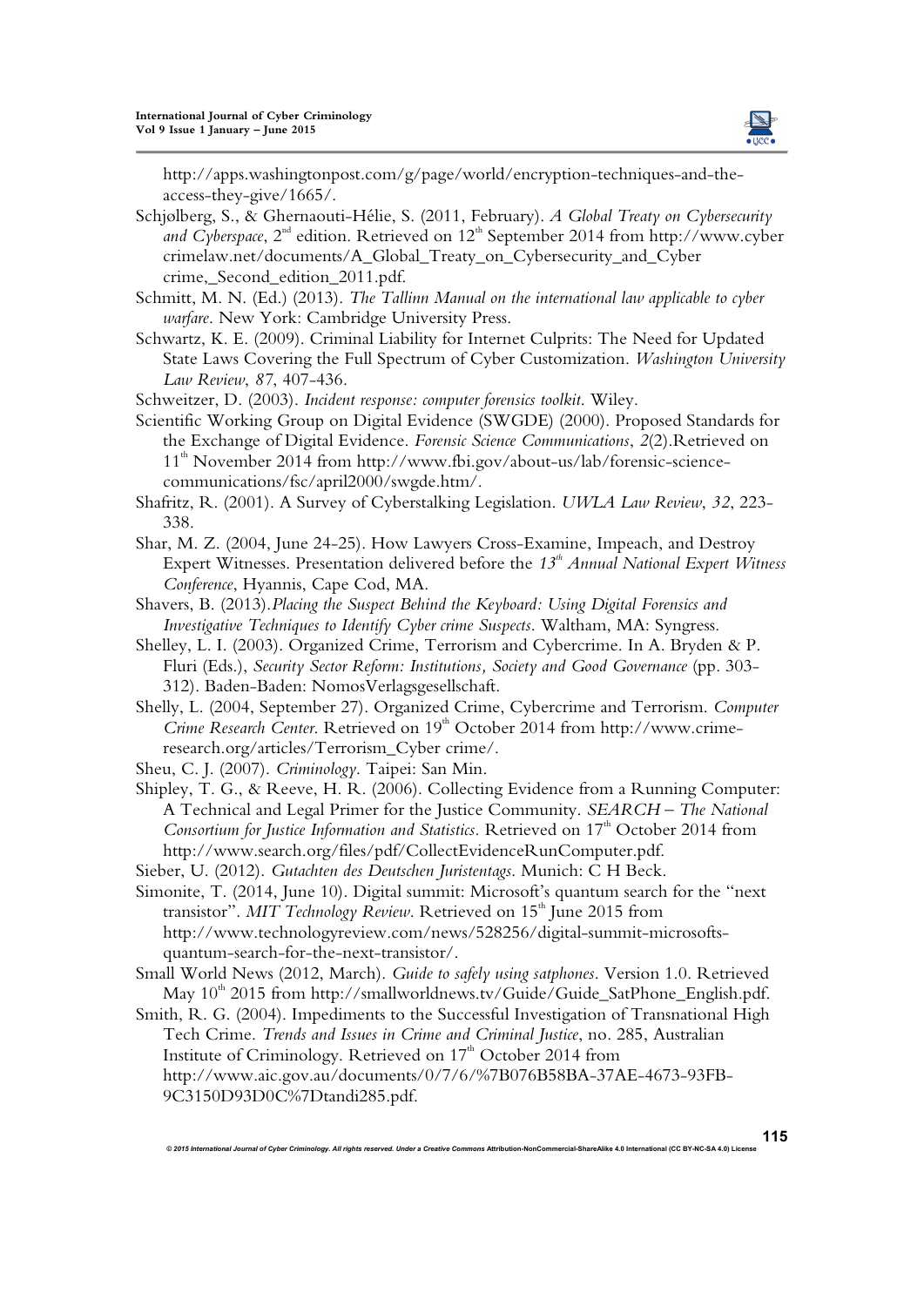http://apps.washingtonpost.com/g/page/world/encryption-techniques-and-the-access-they-give/1665/.

Schjølberg, S., & Ghernaouti-Hélie, S. (2011, February). *A Global Treaty on Cybersecurity and Cyberspace*, 2nd edition. Retrieved on 12th September 2014 from http://www.cybercrimelaw.net/documents/A_Global_Treaty_on_Cybersecurity_and_Cybercrime,_Second_edition_2011.pdf.

Schmitt, M. N. (Ed.) (2013). *The Tallinn Manual on the international law applicable to cyber warfare*. New York: Cambridge University Press.

Schwartz, K. E. (2009). Criminal Liability for Internet Culprits: The Need for Updated State Laws Covering the Full Spectrum of Cyber Customization. *Washington University Law Review*, *87*, 407-436.

Schweitzer, D. (2003). *Incident response: computer forensics toolkit*. Wiley.

Scientific Working Group on Digital Evidence (SWGDE) (2000). Proposed Standards for the Exchange of Digital Evidence. *Forensic Science Communications*, *2*(2).Retrieved on 11th November 2014 from http://www.fbi.gov/about-us/lab/forensic-science-communications/fsc/april2000/swgde.htm/.

Shafritz, R. (2001). A Survey of Cyberstalking Legislation. *UWLA Law Review*, *32*, 223-338.

Shar, M. Z. (2004, June 24-25). How Lawyers Cross-Examine, Impeach, and Destroy Expert Witnesses. Presentation delivered before the *13th Annual National Expert Witness Conference*, Hyannis, Cape Cod, MA.

Shavers, B. (2013).*Placing the Suspect Behind the Keyboard: Using Digital Forensics and Investigative Techniques to Identify Cyber crime Suspects*. Waltham, MA: Syngress.

Shelley, L. I. (2003). Organized Crime, Terrorism and Cybercrime. In A. Bryden & P. Fluri (Eds.), *Security Sector Reform: Institutions, Society and Good Governance* (pp. 303-312). Baden-Baden: NomosVerlagsgesellschaft.

Shelly, L. (2004, September 27). Organized Crime, Cybercrime and Terrorism. *Computer Crime Research Center*. Retrieved on 19th October 2014 from http://www.crime-research.org/articles/Terrorism_Cyber crime/.

Sheu, C. J. (2007). *Criminology*. Taipei: San Min.

Shipley, T. G., & Reeve, H. R. (2006). Collecting Evidence from a Running Computer: A Technical and Legal Primer for the Justice Community. *SEARCH – The National Consortium for Justice Information and Statistics*. Retrieved on 17th October 2014 from http://www.search.org/files/pdf/CollectEvidenceRunComputer.pdf.

Sieber, U. (2012). *Gutachten des Deutschen Juristentags*. Munich: C H Beck.

Simonite, T. (2014, June 10). Digital summit: Microsoft's quantum search for the "next transistor". *MIT Technology Review*. Retrieved on 15th June 2015 from http://www.technologyreview.com/news/528256/digital-summit-microsofts-quantum-search-for-the-next-transistor/.

Small World News (2012, March). *Guide to safely using satphones*. Version 1.0. Retrieved May 10th 2015 from http://smallworldnews.tv/Guide/Guide_SatPhone_English.pdf.

Smith, R. G. (2004). Impediments to the Successful Investigation of Transnational High Tech Crime. *Trends and Issues in Crime and Criminal Justice*, no. 285, Australian Institute of Criminology. Retrieved on 17th October 2014 from http://www.aic.gov.au/documents/0/7/6/%7B076B58BA-37AE-4673-93FB-9C3150D93D0C%7Dtandi285.pdf.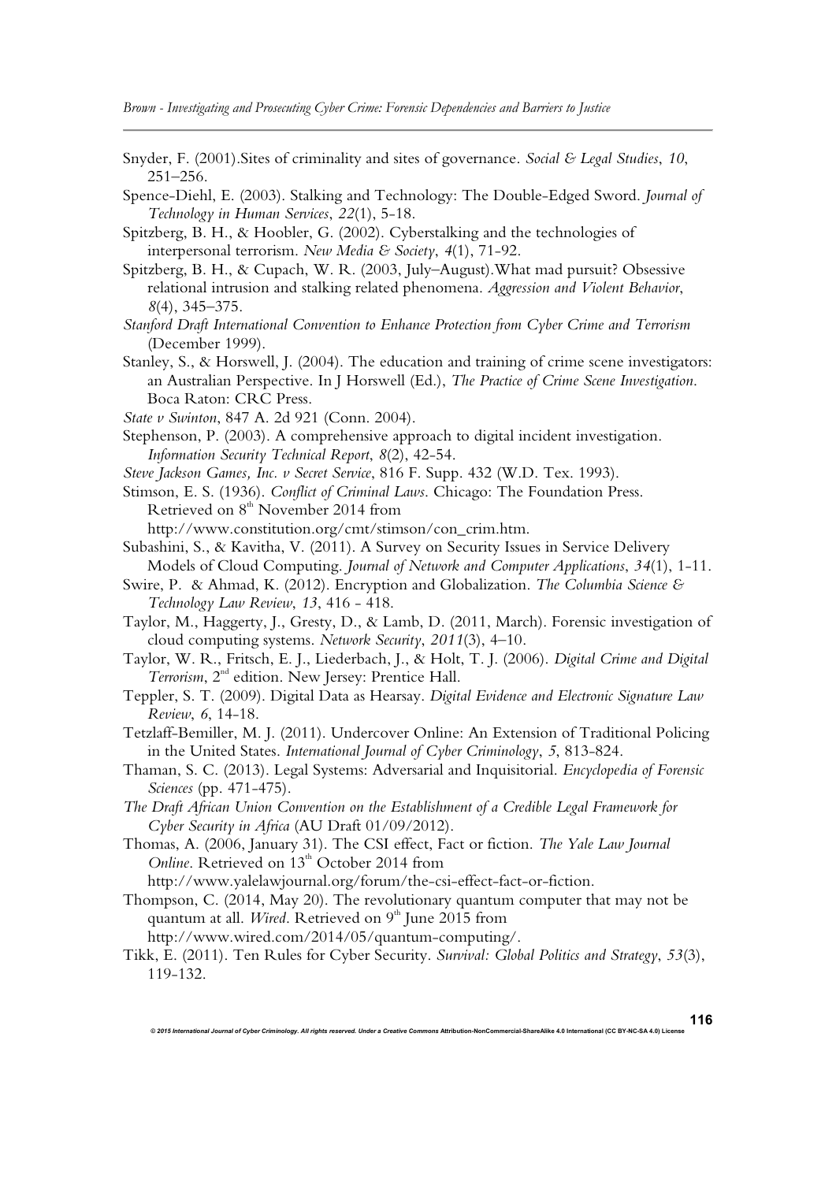Snyder, F. (2001).Sites of criminality and sites of governance. *Social & Legal Studies*, *10*, 251–256.

Spence-Diehl, E. (2003). Stalking and Technology: The Double-Edged Sword. *Journal of Technology in Human Services*, *22*(1), 5-18.

Spitzberg, B. H., & Hoobler, G. (2002). Cyberstalking and the technologies of interpersonal terrorism. *New Media & Society*, *4*(1), 71-92.

Spitzberg, B. H., & Cupach, W. R. (2003, July–August).What mad pursuit? Obsessive relational intrusion and stalking related phenomena. *Aggression and Violent Behavior*, *8*(4), 345–375.

*Stanford Draft International Convention to Enhance Protection from Cyber Crime and Terrorism* (December 1999).

Stanley, S., & Horswell, J. (2004). The education and training of crime scene investigators: an Australian Perspective. In J Horswell (Ed.), *The Practice of Crime Scene Investigation*. Boca Raton: CRC Press.

*State v Swinton*, 847 A. 2d 921 (Conn. 2004).

Stephenson, P. (2003). A comprehensive approach to digital incident investigation. *Information Security Technical Report*, *8*(2), 42-54.

*Steve Jackson Games, Inc. v Secret Service*, 816 F. Supp. 432 (W.D. Tex. 1993).

Stimson, E. S. (1936). *Conflict of Criminal Laws*. Chicago: The Foundation Press. Retrieved on 8th November 2014 from http://www.constitution.org/cmt/stimson/con_crim.htm.

Subashini, S., & Kavitha, V. (2011). A Survey on Security Issues in Service Delivery Models of Cloud Computing. *Journal of Network and Computer Applications*, *34*(1), 1-11.

Swire, P. & Ahmad, K. (2012). Encryption and Globalization. *The Columbia Science & Technology Law Review*, *13*, 416 - 418.

Taylor, M., Haggerty, J., Gresty, D., & Lamb, D. (2011, March). Forensic investigation of cloud computing systems. *Network Security*, *2011*(3), 4–10.

Taylor, W. R., Fritsch, E. J., Liederbach, J., & Holt, T. J. (2006). *Digital Crime and Digital Terrorism*, 2nd edition. New Jersey: Prentice Hall.

Teppler, S. T. (2009). Digital Data as Hearsay. *Digital Evidence and Electronic Signature Law Review*, *6*, 14-18.

Tetzlaff-Bemiller, M. J. (2011). Undercover Online: An Extension of Traditional Policing in the United States. *International Journal of Cyber Criminology*, *5*, 813-824.

Thaman, S. C. (2013). Legal Systems: Adversarial and Inquisitorial. *Encyclopedia of Forensic Sciences* (pp. 471-475).

*The Draft African Union Convention on the Establishment of a Credible Legal Framework for Cyber Security in Africa* (AU Draft 01/09/2012).

Thomas, A. (2006, January 31). The CSI effect, Fact or fiction. *The Yale Law Journal Online*. Retrieved on 13th October 2014 from http://www.yalelawjournal.org/forum/the-csi-effect-fact-or-fiction.

Thompson, C. (2014, May 20). The revolutionary quantum computer that may not be quantum at all. *Wired*. Retrieved on 9th June 2015 from http://www.wired.com/2014/05/quantum-computing/.

Tikk, E. (2011). Ten Rules for Cyber Security. *Survival: Global Politics and Strategy*, *53*(3), 119-132.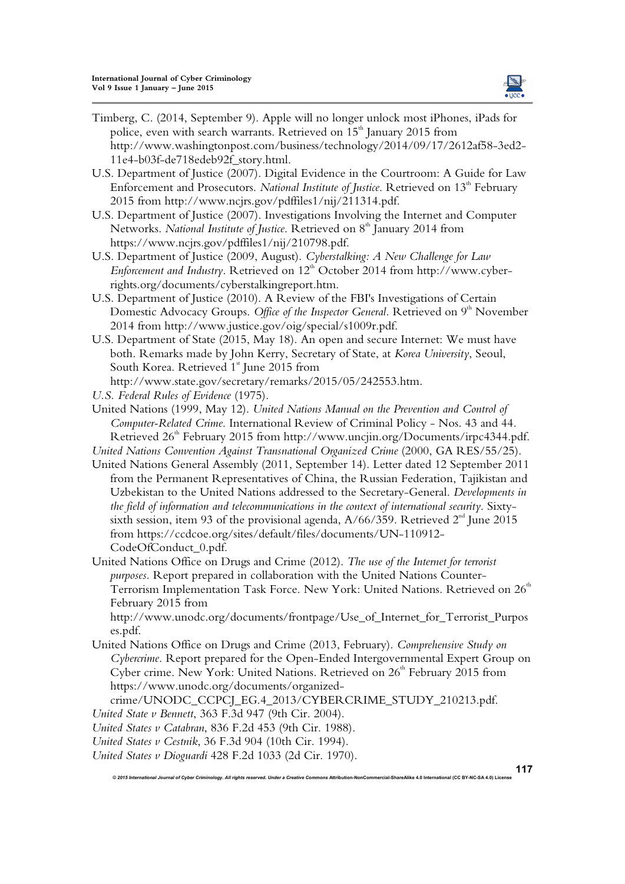Timberg, C. (2014, September 9). Apple will no longer unlock most iPhones, iPads for police, even with search warrants. Retrieved on 15th January 2015 from http://www.washingtonpost.com/business/technology/2014/09/17/2612af58-3ed2-11e4-b03f-de718edeb92f_story.html.

U.S. Department of Justice (2007). Digital Evidence in the Courtroom: A Guide for Law Enforcement and Prosecutors. *National Institute of Justice*. Retrieved on 13th February 2015 from http://www.ncjrs.gov/pdffiles1/nij/211314.pdf.

U.S. Department of Justice (2007). Investigations Involving the Internet and Computer Networks. *National Institute of Justice*. Retrieved on 8th January 2014 from https://www.ncjrs.gov/pdffiles1/nij/210798.pdf.

U.S. Department of Justice (2009, August). *Cyberstalking: A New Challenge for Law Enforcement and Industry*. Retrieved on 12th October 2014 from http://www.cyber-rights.org/documents/cyberstalkingreport.htm.

U.S. Department of Justice (2010). A Review of the FBI's Investigations of Certain Domestic Advocacy Groups. *Office of the Inspector General*. Retrieved on 9th November 2014 from http://www.justice.gov/oig/special/s1009r.pdf.

U.S. Department of State (2015, May 18). An open and secure Internet: We must have both. Remarks made by John Kerry, Secretary of State, at *Korea University*, Seoul, South Korea. Retrieved 1st June 2015 from http://www.state.gov/secretary/remarks/2015/05/242553.htm.

*U.S. Federal Rules of Evidence* (1975).

United Nations (1999, May 12). *United Nations Manual on the Prevention and Control of Computer-Related Crime*. International Review of Criminal Policy - Nos. 43 and 44. Retrieved 26th February 2015 from http://www.uncjin.org/Documents/irpc4344.pdf.

*United Nations Convention Against Transnational Organized Crime* (2000, GA RES/55/25).

United Nations General Assembly (2011, September 14). Letter dated 12 September 2011 from the Permanent Representatives of China, the Russian Federation, Tajikistan and Uzbekistan to the United Nations addressed to the Secretary-General. *Developments in the field of information and telecommunications in the context of international security*. Sixty-sixth session, item 93 of the provisional agenda, A/66/359. Retrieved 2nd June 2015 from https://ccdcoe.org/sites/default/files/documents/UN-110912-CodeOfConduct_0.pdf.

United Nations Office on Drugs and Crime (2012). *The use of the Internet for terrorist purposes*. Report prepared in collaboration with the United Nations Counter-Terrorism Implementation Task Force. New York: United Nations. Retrieved on 26th February 2015 from http://www.unodc.org/documents/frontpage/Use_of_Internet_for_Terrorist_Purposes.pdf.

United Nations Office on Drugs and Crime (2013, February). *Comprehensive Study on Cybercrime*. Report prepared for the Open-Ended Intergovernmental Expert Group on Cyber crime. New York: United Nations. Retrieved on 26th February 2015 from https://www.unodc.org/documents/organized-crime/UNODC_CCPCJ_EG.4_2013/CYBERCRIME_STUDY_210213.pdf.

*United State v Bennett*, 363 F.3d 947 (9th Cir. 2004).

*United States v Catabran*, 836 F.2d 453 (9th Cir. 1988).

*United States v Cestnik*, 36 F.3d 904 (10th Cir. 1994).

*United States v Dioguardi* 428 F.2d 1033 (2d Cir. 1970).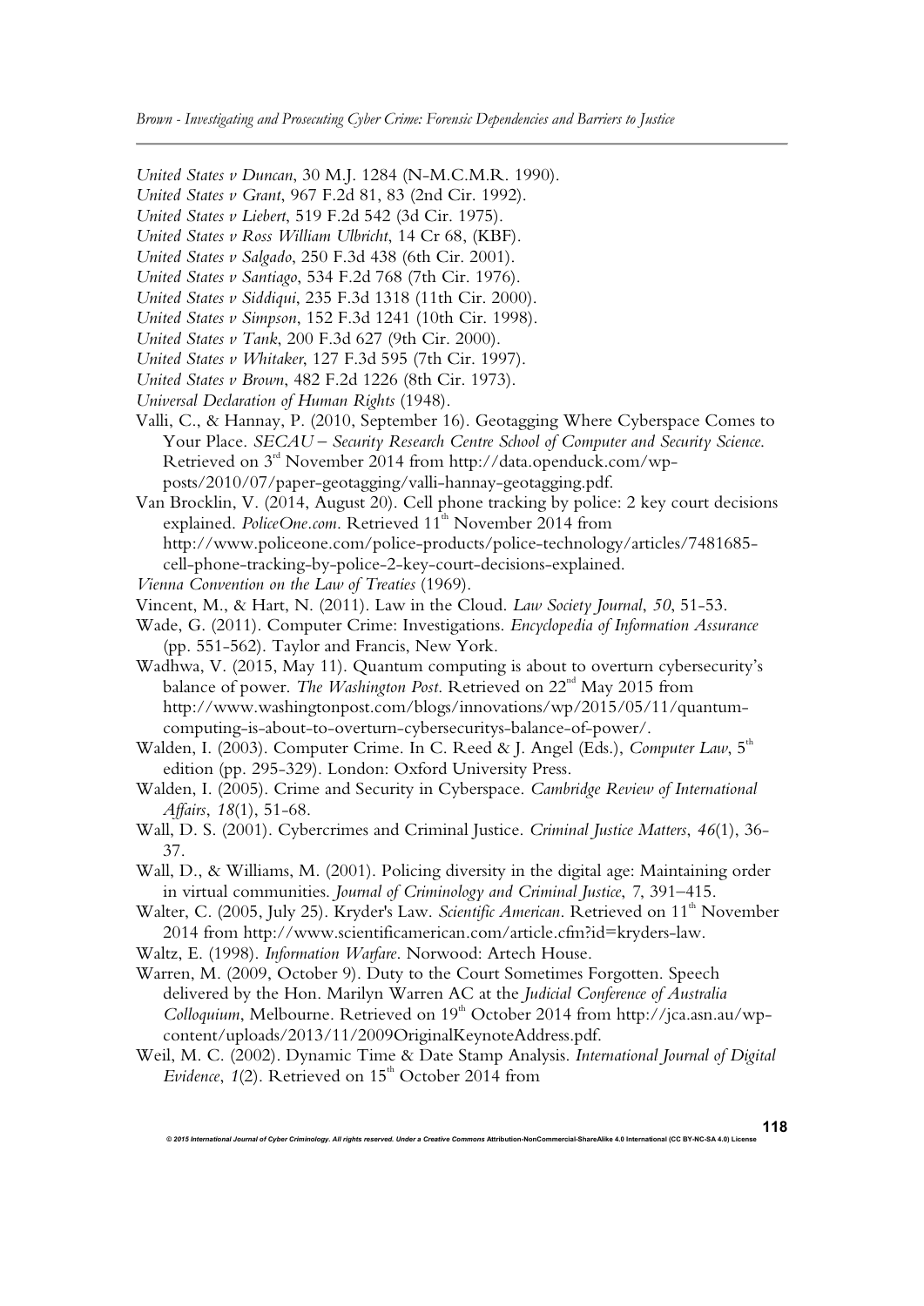*United States v Duncan*, 30 M.J. 1284 (N-M.C.M.R. 1990).

*United States v Grant*, 967 F.2d 81, 83 (2nd Cir. 1992).

*United States v Liebert*, 519 F.2d 542 (3d Cir. 1975).

*United States v Ross William Ulbricht*, 14 Cr 68, (KBF).

*United States v Salgado*, 250 F.3d 438 (6th Cir. 2001).

*United States v Santiago*, 534 F.2d 768 (7th Cir. 1976).

*United States v Siddiqui*, 235 F.3d 1318 (11th Cir. 2000).

*United States v Simpson*, 152 F.3d 1241 (10th Cir. 1998).

*United States v Tank*, 200 F.3d 627 (9th Cir. 2000).

*United States v Whitaker*, 127 F.3d 595 (7th Cir. 1997).

*United States v Brown*, 482 F.2d 1226 (8th Cir. 1973).

*Universal Declaration of Human Rights* (1948).

Valli, C., & Hannay, P. (2010, September 16). Geotagging Where Cyberspace Comes to Your Place. *SECAU – Security Research Centre School of Computer and Security Science.* Retrieved on 3rd November 2014 from http://data.openduck.com/wp-posts/2010/07/paper-geotagging/valli-hannay-geotagging.pdf.

Van Brocklin, V. (2014, August 20). Cell phone tracking by police: 2 key court decisions explained. *PoliceOne.com*. Retrieved 11th November 2014 from http://www.policeone.com/police-products/police-technology/articles/7481685-cell-phone-tracking-by-police-2-key-court-decisions-explained.

*Vienna Convention on the Law of Treaties* (1969).

Vincent, M., & Hart, N. (2011). Law in the Cloud. *Law Society Journal*, *50*, 51-53.

Wade, G. (2011). Computer Crime: Investigations. *Encyclopedia of Information Assurance* (pp. 551-562). Taylor and Francis, New York.

Wadhwa, V. (2015, May 11). Quantum computing is about to overturn cybersecurity's balance of power. *The Washington Post*. Retrieved on 22nd May 2015 from http://www.washingtonpost.com/blogs/innovations/wp/2015/05/11/quantum-computing-is-about-to-overturn-cybersecuritys-balance-of-power/.

Walden, I. (2003). Computer Crime. In C. Reed & J. Angel (Eds.), *Computer Law*, 5th edition (pp. 295-329). London: Oxford University Press.

Walden, I. (2005). Crime and Security in Cyberspace. *Cambridge Review of International Affairs*, *18*(1), 51-68.

Wall, D. S. (2001). Cybercrimes and Criminal Justice. *Criminal Justice Matters*, *46*(1), 36-37.

Wall, D., & Williams, M. (2001). Policing diversity in the digital age: Maintaining order in virtual communities. *Journal of Criminology and Criminal Justice*, 7, 391–415.

Walter, C. (2005, July 25). Kryder's Law. *Scientific American*. Retrieved on 11th November 2014 from http://www.scientificamerican.com/article.cfm?id=kryders-law.

Waltz, E. (1998). *Information Warfare*. Norwood: Artech House.

Warren, M. (2009, October 9). Duty to the Court Sometimes Forgotten. Speech delivered by the Hon. Marilyn Warren AC at the *Judicial Conference of Australia Colloquium*, Melbourne. Retrieved on 19th October 2014 from http://jca.asn.au/wp-content/uploads/2013/11/2009OriginalKeynoteAddress.pdf.

Weil, M. C. (2002). Dynamic Time & Date Stamp Analysis. *International Journal of Digital Evidence*, *1*(2). Retrieved on 15th October 2014 from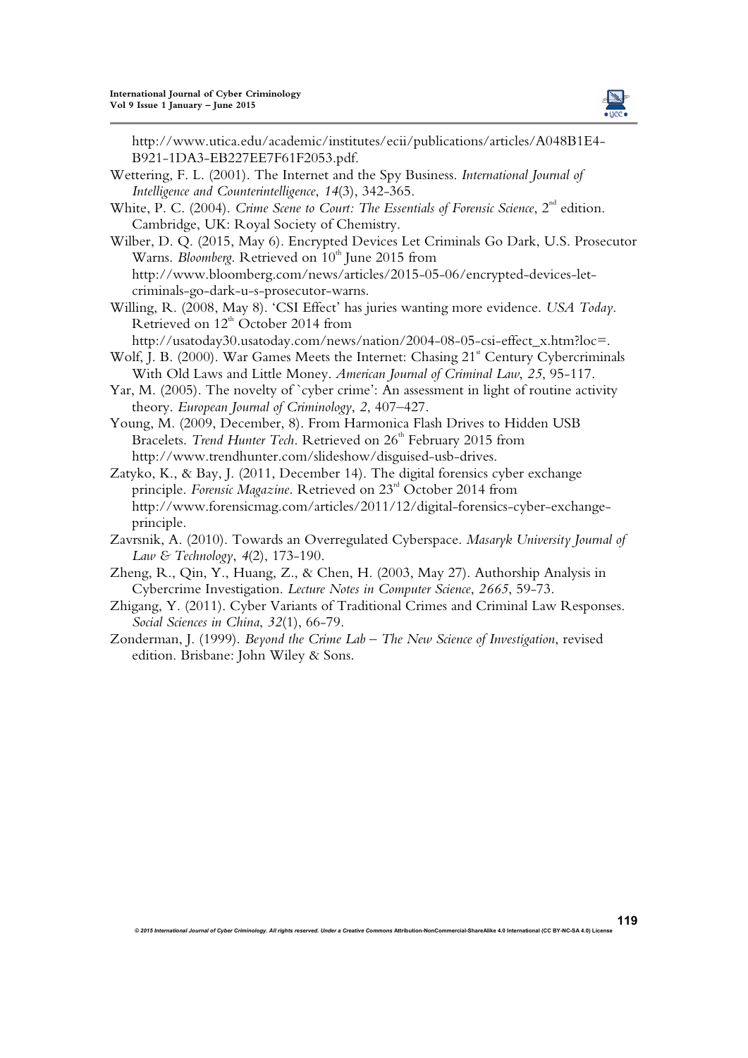http://www.utica.edu/academic/institutes/ecii/publications/articles/A048B1E4-B921-1DA3-EB227EE7F61F2053.pdf.

Wettering, F. L. (2001). The Internet and the Spy Business. *International Journal of Intelligence and Counterintelligence*, *14*(3), 342-365.

White, P. C. (2004). *Crime Scene to Court: The Essentials of Forensic Science*, 2nd edition. Cambridge, UK: Royal Society of Chemistry.

Wilber, D. Q. (2015, May 6). Encrypted Devices Let Criminals Go Dark, U.S. Prosecutor Warns. *Bloomberg*. Retrieved on 10th June 2015 from http://www.bloomberg.com/news/articles/2015-05-06/encrypted-devices-let-criminals-go-dark-u-s-prosecutor-warns.

Willing, R. (2008, May 8). 'CSI Effect' has juries wanting more evidence. *USA Today*. Retrieved on 12th October 2014 from http://usatoday30.usatoday.com/news/nation/2004-08-05-csi-effect_x.htm?loc=.

Wolf, J. B. (2000). War Games Meets the Internet: Chasing 21st Century Cybercriminals With Old Laws and Little Money. *American Journal of Criminal Law*, *25*, 95-117.

Yar, M. (2005). The novelty of `cyber crime': An assessment in light of routine activity theory. *European Journal of Criminology*, *2*, 407–427.

Young, M. (2009, December, 8). From Harmonica Flash Drives to Hidden USB Bracelets. *Trend Hunter Tech*. Retrieved on 26th February 2015 from http://www.trendhunter.com/slideshow/disguised-usb-drives.

Zatyko, K., & Bay, J. (2011, December 14). The digital forensics cyber exchange principle. *Forensic Magazine*. Retrieved on 23rd October 2014 from http://www.forensicmag.com/articles/2011/12/digital-forensics-cyber-exchange-principle.

Zavrsnik, A. (2010). Towards an Overregulated Cyberspace. *Masaryk University Journal of Law & Technology*, *4*(2), 173-190.

Zheng, R., Qin, Y., Huang, Z., & Chen, H. (2003, May 27). Authorship Analysis in Cybercrime Investigation. *Lecture Notes in Computer Science*, *2665*, 59-73.

Zhigang, Y. (2011). Cyber Variants of Traditional Crimes and Criminal Law Responses. *Social Sciences in China*, *32*(1), 66-79.

Zonderman, J. (1999). *Beyond the Crime Lab – The New Science of Investigation*, revised edition. Brisbane: John Wiley & Sons.